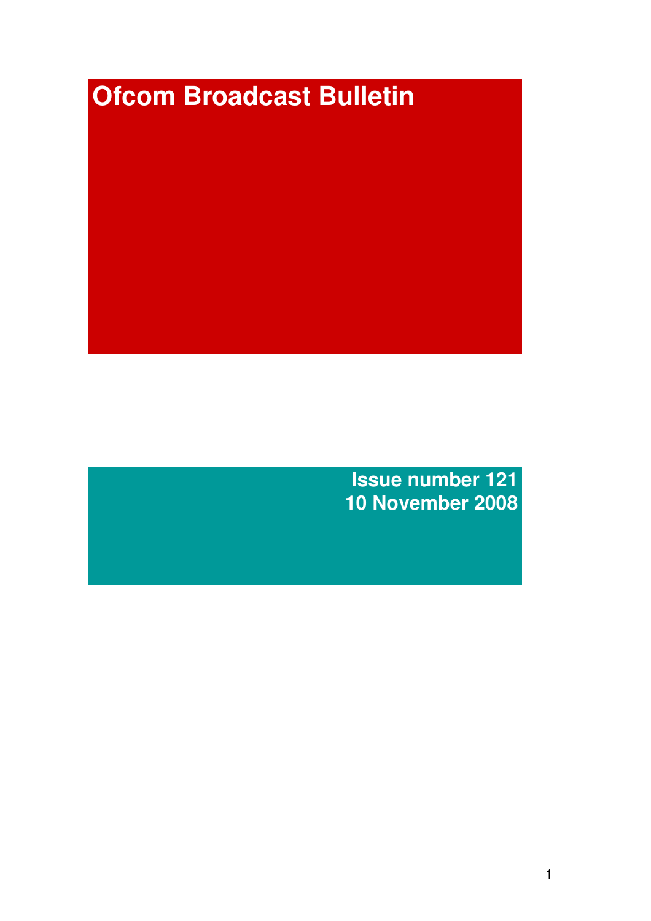# Ofcom Broadcast Bulletin

**Issue number 121**
**10 November 2008**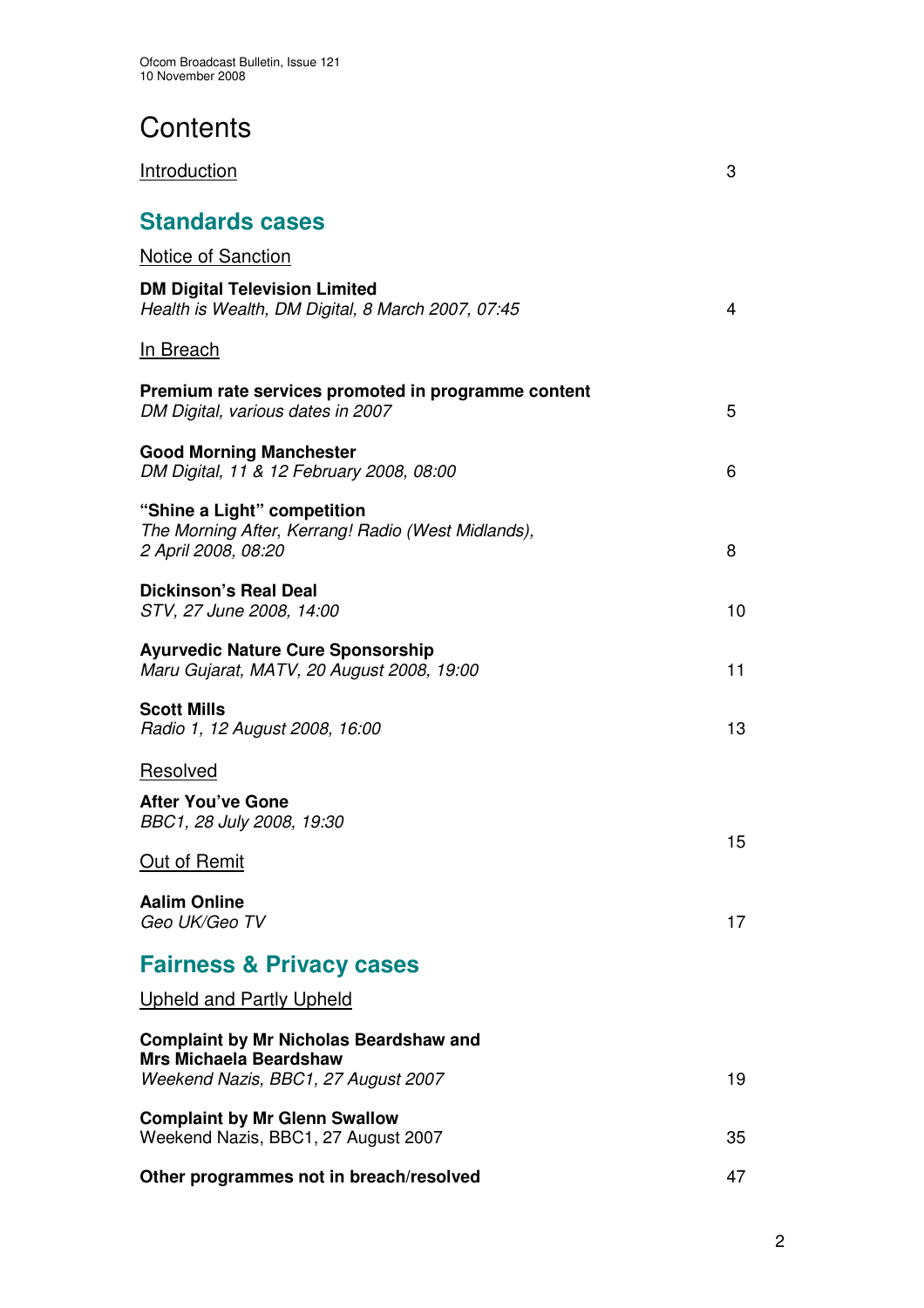# Contents

[Introduction](#) 3

## Standards cases

Notice of Sanction

**DM Digital Television Limited**
*Health is Wealth, DM Digital, 8 March 2007, 07:45* 4

In Breach

**Premium rate services promoted in programme content**
*DM Digital, various dates in 2007* 5

**Good Morning Manchester**
*DM Digital, 11 & 12 February 2008, 08:00* 6

**"Shine a Light" competition**
*The Morning After, Kerrang! Radio (West Midlands), 2 April 2008, 08:20* 8

**Dickinson's Real Deal**
*STV, 27 June 2008, 14:00* 10

**Ayurvedic Nature Cure Sponsorship**
*Maru Gujarat, MATV, 20 August 2008, 19:00* 11

**Scott Mills**
*Radio 1, 12 August 2008, 16:00* 13

Resolved

**After You've Gone**
*BBC1, 28 July 2008, 19:30* 15

Out of Remit

**Aalim Online**
*Geo UK/Geo TV* 17

## Fairness & Privacy cases

Upheld and Partly Upheld

**Complaint by Mr Nicholas Beardshaw and Mrs Michaela Beardshaw**
*Weekend Nazis, BBC1, 27 August 2007* 19

**Complaint by Mr Glenn Swallow**
Weekend Nazis, BBC1, 27 August 2007 35

**Other programmes not in breach/resolved** 47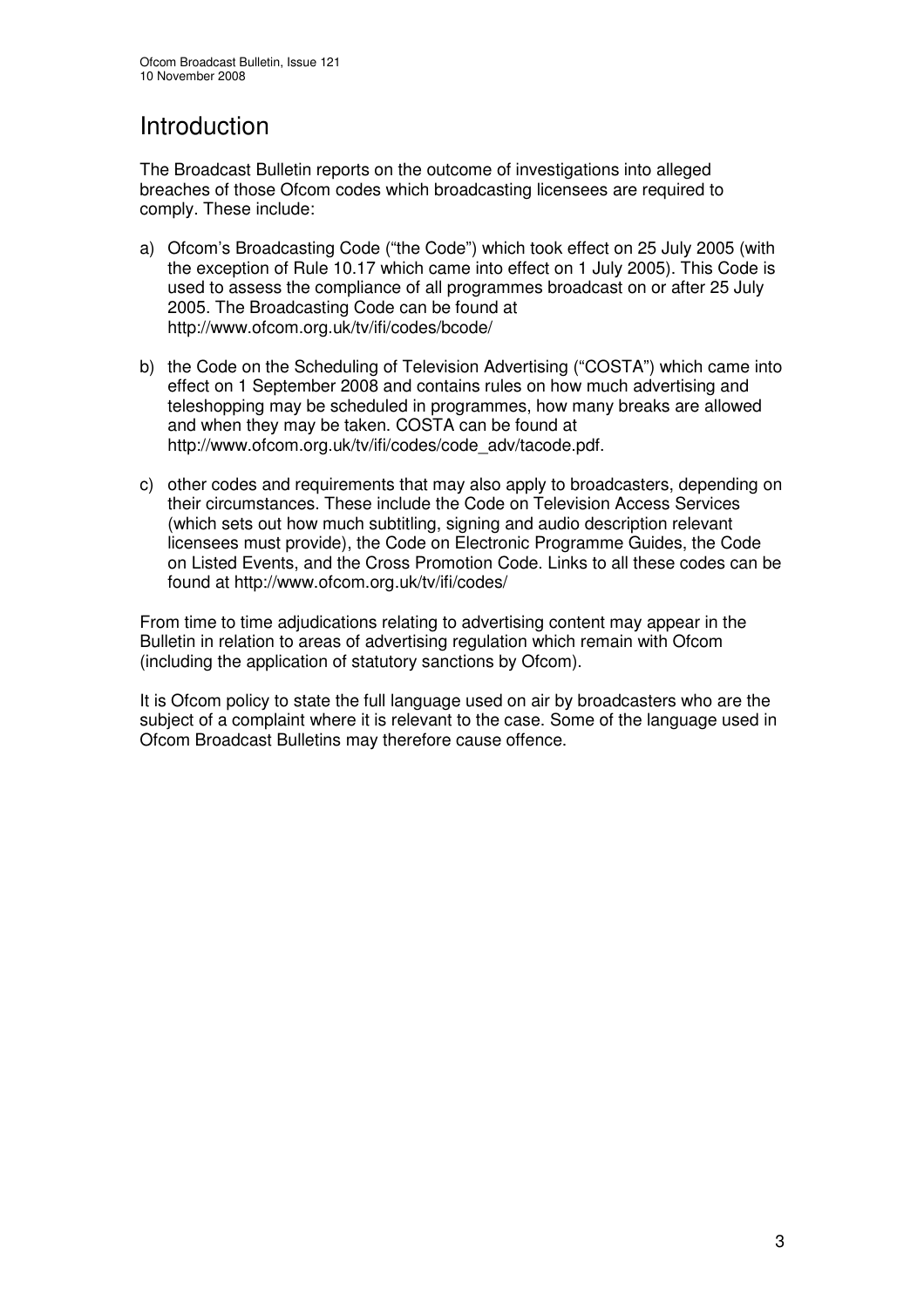# Introduction

The Broadcast Bulletin reports on the outcome of investigations into alleged breaches of those Ofcom codes which broadcasting licensees are required to comply. These include:

a) Ofcom's Broadcasting Code ("the Code") which took effect on 25 July 2005 (with the exception of Rule 10.17 which came into effect on 1 July 2005). This Code is used to assess the compliance of all programmes broadcast on or after 25 July 2005. The Broadcasting Code can be found at http://www.ofcom.org.uk/tv/ifi/codes/bcode/

b) the Code on the Scheduling of Television Advertising ("COSTA") which came into effect on 1 September 2008 and contains rules on how much advertising and teleshopping may be scheduled in programmes, how many breaks are allowed and when they may be taken. COSTA can be found at http://www.ofcom.org.uk/tv/ifi/codes/code_adv/tacode.pdf.

c) other codes and requirements that may also apply to broadcasters, depending on their circumstances. These include the Code on Television Access Services (which sets out how much subtitling, signing and audio description relevant licensees must provide), the Code on Electronic Programme Guides, the Code on Listed Events, and the Cross Promotion Code. Links to all these codes can be found at http://www.ofcom.org.uk/tv/ifi/codes/

From time to time adjudications relating to advertising content may appear in the Bulletin in relation to areas of advertising regulation which remain with Ofcom (including the application of statutory sanctions by Ofcom).

It is Ofcom policy to state the full language used on air by broadcasters who are the subject of a complaint where it is relevant to the case. Some of the language used in Ofcom Broadcast Bulletins may therefore cause offence.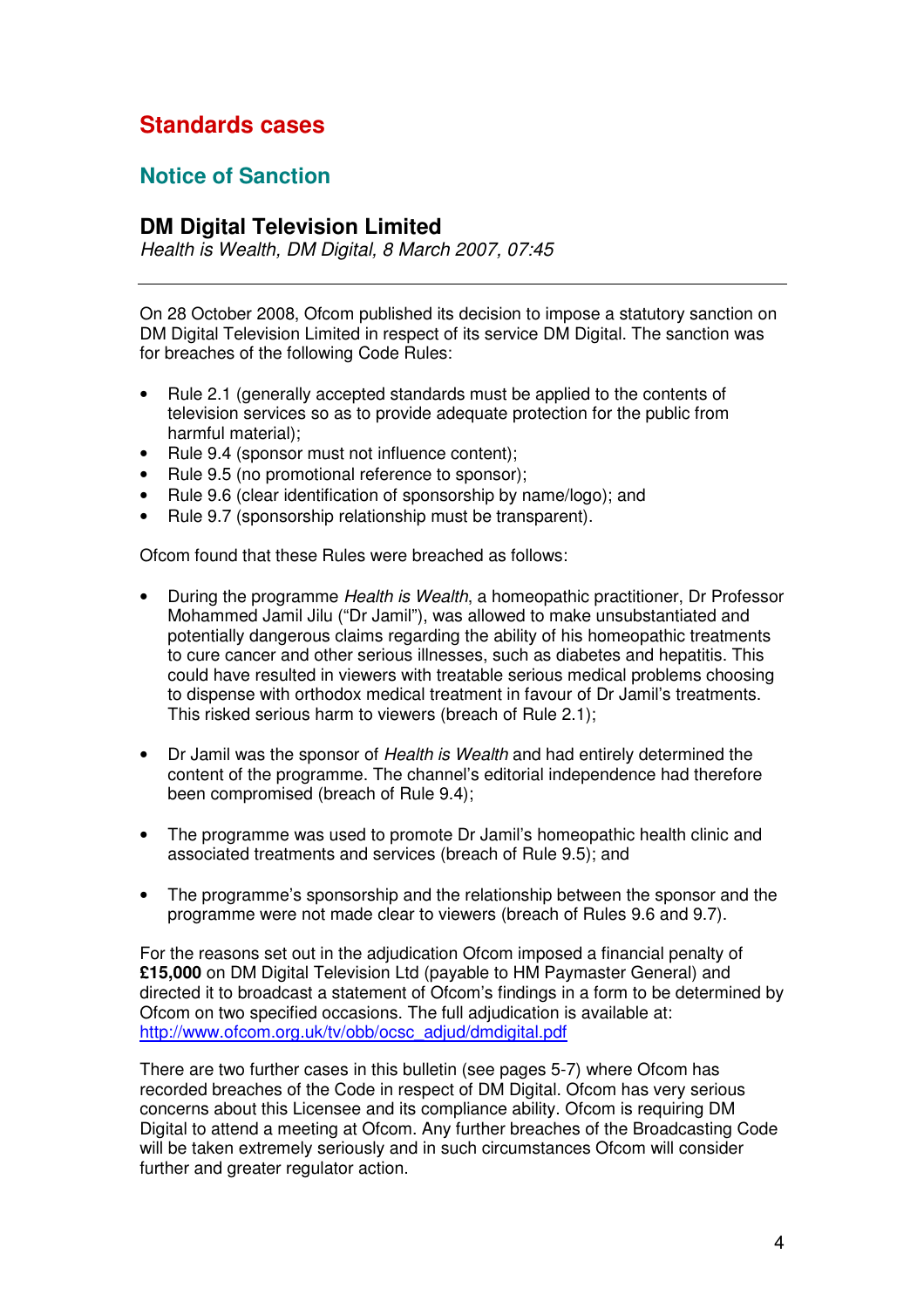# Standards cases

## Notice of Sanction

### DM Digital Television Limited

*Health is Wealth, DM Digital, 8 March 2007, 07:45*

---

On 28 October 2008, Ofcom published its decision to impose a statutory sanction on DM Digital Television Limited in respect of its service DM Digital. The sanction was for breaches of the following Code Rules:

- Rule 2.1 (generally accepted standards must be applied to the contents of television services so as to provide adequate protection for the public from harmful material);
- Rule 9.4 (sponsor must not influence content);
- Rule 9.5 (no promotional reference to sponsor);
- Rule 9.6 (clear identification of sponsorship by name/logo); and
- Rule 9.7 (sponsorship relationship must be transparent).

Ofcom found that these Rules were breached as follows:

- During the programme *Health is Wealth*, a homeopathic practitioner, Dr Professor Mohammed Jamil Jilu ("Dr Jamil"), was allowed to make unsubstantiated and potentially dangerous claims regarding the ability of his homeopathic treatments to cure cancer and other serious illnesses, such as diabetes and hepatitis. This could have resulted in viewers with treatable serious medical problems choosing to dispense with orthodox medical treatment in favour of Dr Jamil's treatments. This risked serious harm to viewers (breach of Rule 2.1);

- Dr Jamil was the sponsor of *Health is Wealth* and had entirely determined the content of the programme. The channel's editorial independence had therefore been compromised (breach of Rule 9.4);

- The programme was used to promote Dr Jamil's homeopathic health clinic and associated treatments and services (breach of Rule 9.5); and

- The programme's sponsorship and the relationship between the sponsor and the programme were not made clear to viewers (breach of Rules 9.6 and 9.7).

For the reasons set out in the adjudication Ofcom imposed a financial penalty of **£15,000** on DM Digital Television Ltd (payable to HM Paymaster General) and directed it to broadcast a statement of Ofcom's findings in a form to be determined by Ofcom on two specified occasions. The full adjudication is available at: http://www.ofcom.org.uk/tv/obb/ocsc_adjud/dmdigital.pdf

There are two further cases in this bulletin (see pages 5-7) where Ofcom has recorded breaches of the Code in respect of DM Digital. Ofcom has very serious concerns about this Licensee and its compliance ability. Ofcom is requiring DM Digital to attend a meeting at Ofcom. Any further breaches of the Broadcasting Code will be taken extremely seriously and in such circumstances Ofcom will consider further and greater regulator action.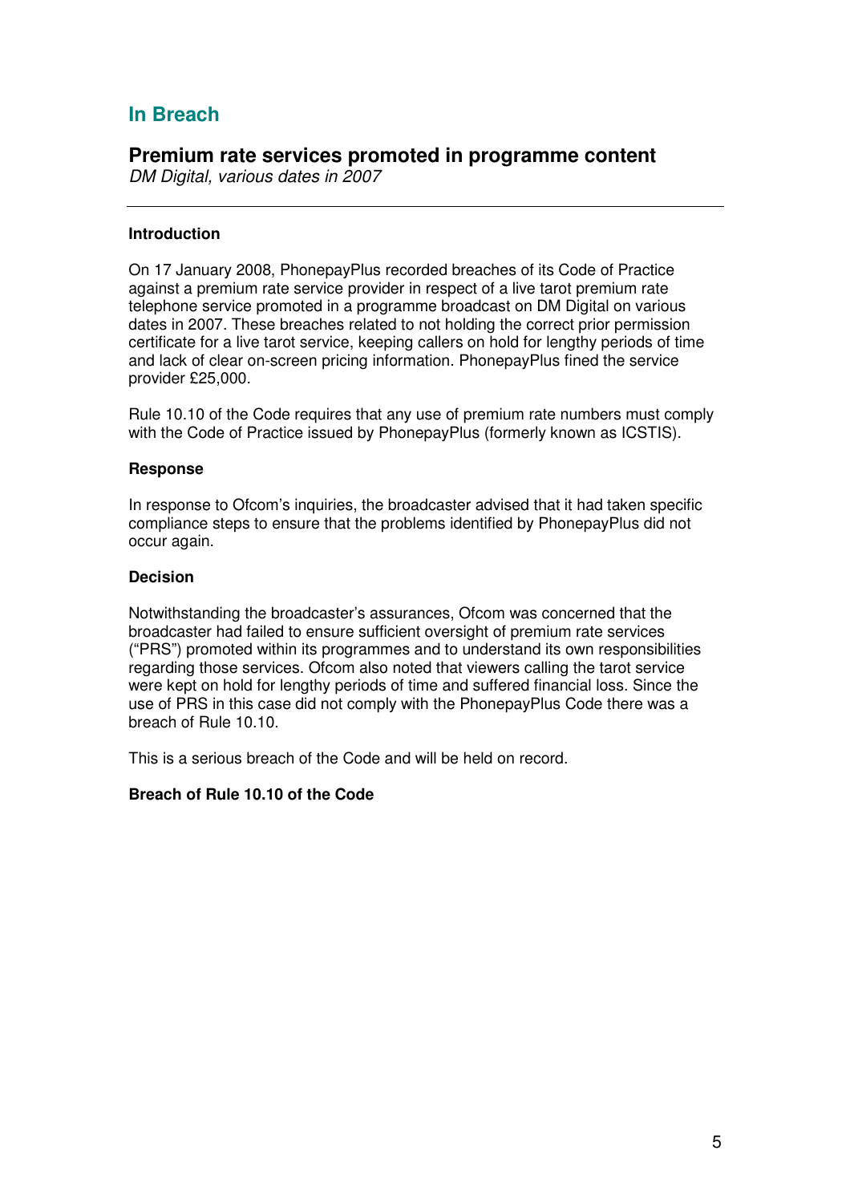# In Breach

## Premium rate services promoted in programme content

*DM Digital, various dates in 2007*

---

**Introduction**

On 17 January 2008, PhonepayPlus recorded breaches of its Code of Practice against a premium rate service provider in respect of a live tarot premium rate telephone service promoted in a programme broadcast on DM Digital on various dates in 2007. These breaches related to not holding the correct prior permission certificate for a live tarot service, keeping callers on hold for lengthy periods of time and lack of clear on-screen pricing information. PhonepayPlus fined the service provider £25,000.

Rule 10.10 of the Code requires that any use of premium rate numbers must comply with the Code of Practice issued by PhonepayPlus (formerly known as ICSTIS).

**Response**

In response to Ofcom's inquiries, the broadcaster advised that it had taken specific compliance steps to ensure that the problems identified by PhonepayPlus did not occur again.

**Decision**

Notwithstanding the broadcaster's assurances, Ofcom was concerned that the broadcaster had failed to ensure sufficient oversight of premium rate services ("PRS") promoted within its programmes and to understand its own responsibilities regarding those services. Ofcom also noted that viewers calling the tarot service were kept on hold for lengthy periods of time and suffered financial loss. Since the use of PRS in this case did not comply with the PhonepayPlus Code there was a breach of Rule 10.10.

This is a serious breach of the Code and will be held on record.

**Breach of Rule 10.10 of the Code**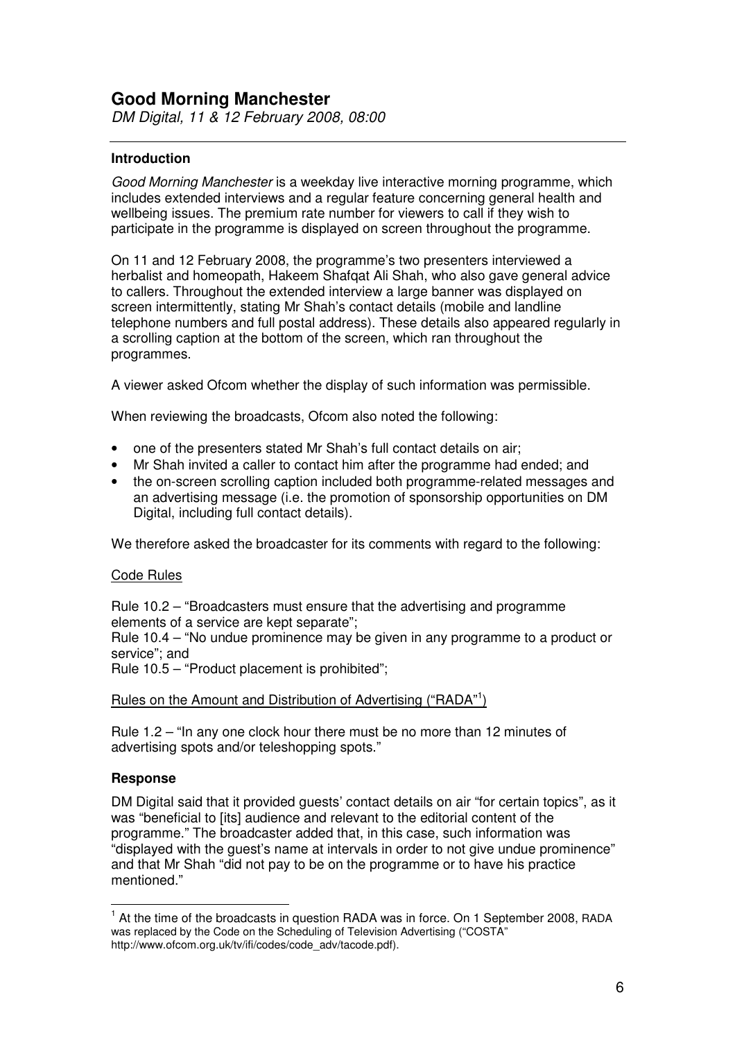# Good Morning Manchester

*DM Digital, 11 & 12 February 2008, 08:00*

---

### Introduction

*Good Morning Manchester* is a weekday live interactive morning programme, which includes extended interviews and a regular feature concerning general health and wellbeing issues. The premium rate number for viewers to call if they wish to participate in the programme is displayed on screen throughout the programme.

On 11 and 12 February 2008, the programme's two presenters interviewed a herbalist and homeopath, Hakeem Shafqat Ali Shah, who also gave general advice to callers. Throughout the extended interview a large banner was displayed on screen intermittently, stating Mr Shah's contact details (mobile and landline telephone numbers and full postal address). These details also appeared regularly in a scrolling caption at the bottom of the screen, which ran throughout the programmes.

A viewer asked Ofcom whether the display of such information was permissible.

When reviewing the broadcasts, Ofcom also noted the following:

- one of the presenters stated Mr Shah's full contact details on air;
- Mr Shah invited a caller to contact him after the programme had ended; and
- the on-screen scrolling caption included both programme-related messages and an advertising message (i.e. the promotion of sponsorship opportunities on DM Digital, including full contact details).

We therefore asked the broadcaster for its comments with regard to the following:

Code Rules

Rule 10.2 – "Broadcasters must ensure that the advertising and programme elements of a service are kept separate";
Rule 10.4 – "No undue prominence may be given in any programme to a product or service"; and
Rule 10.5 – "Product placement is prohibited";

Rules on the Amount and Distribution of Advertising ("RADA"[1])

Rule 1.2 – "In any one clock hour there must be no more than 12 minutes of advertising spots and/or teleshopping spots."

### Response

DM Digital said that it provided guests' contact details on air "for certain topics", as it was "beneficial to [its] audience and relevant to the editorial content of the programme." The broadcaster added that, in this case, such information was "displayed with the guest's name at intervals in order to not give undue prominence" and that Mr Shah "did not pay to be on the programme or to have his practice mentioned."

---

[1] At the time of the broadcasts in question RADA was in force. On 1 September 2008, RADA was replaced by the Code on the Scheduling of Television Advertising ("COSTA" http://www.ofcom.org.uk/tv/ifi/codes/code_adv/tacode.pdf).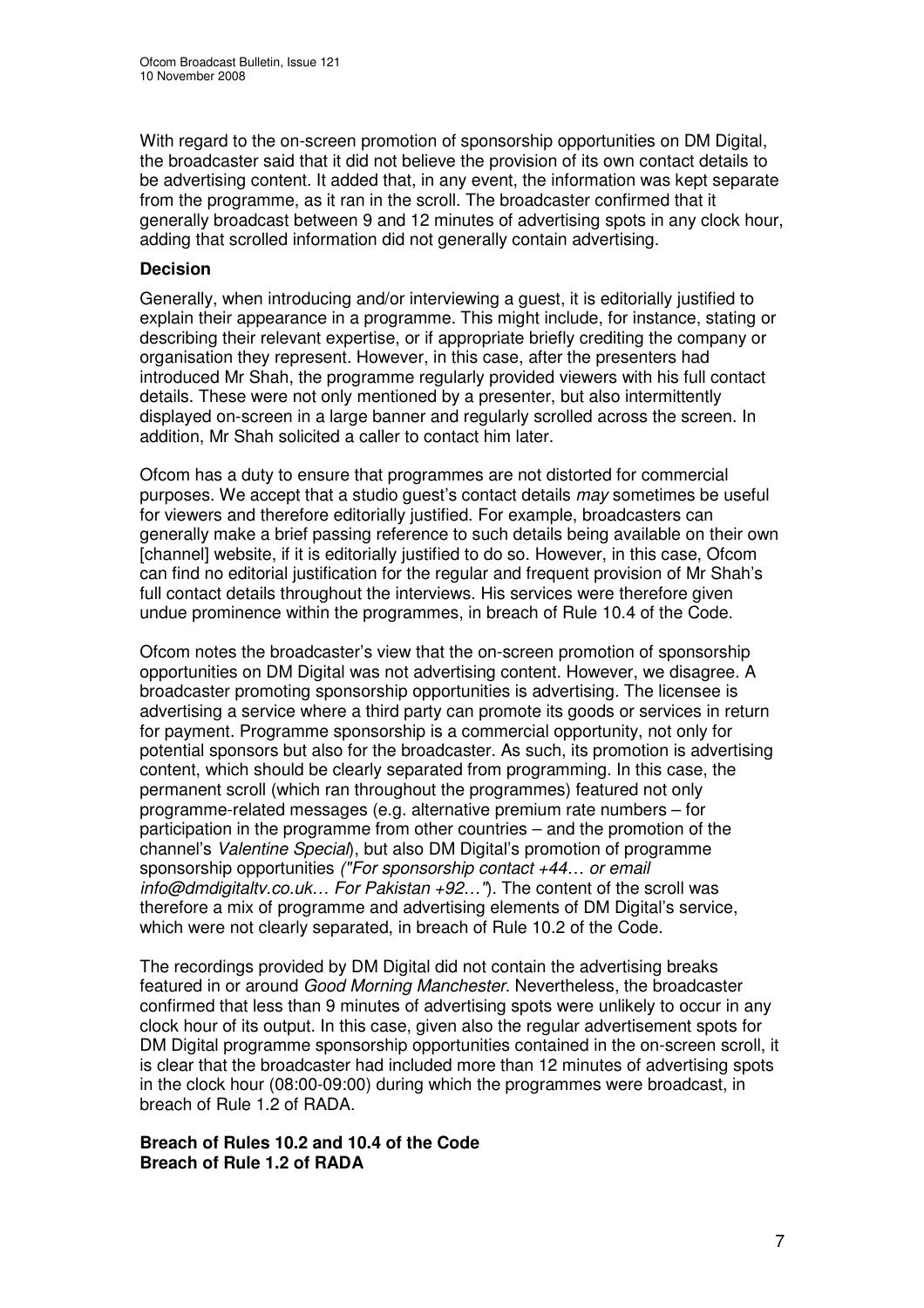With regard to the on-screen promotion of sponsorship opportunities on DM Digital, the broadcaster said that it did not believe the provision of its own contact details to be advertising content. It added that, in any event, the information was kept separate from the programme, as it ran in the scroll. The broadcaster confirmed that it generally broadcast between 9 and 12 minutes of advertising spots in any clock hour, adding that scrolled information did not generally contain advertising.

### Decision

Generally, when introducing and/or interviewing a guest, it is editorially justified to explain their appearance in a programme. This might include, for instance, stating or describing their relevant expertise, or if appropriate briefly crediting the company or organisation they represent. However, in this case, after the presenters had introduced Mr Shah, the programme regularly provided viewers with his full contact details. These were not only mentioned by a presenter, but also intermittently displayed on-screen in a large banner and regularly scrolled across the screen. In addition, Mr Shah solicited a caller to contact him later.

Ofcom has a duty to ensure that programmes are not distorted for commercial purposes. We accept that a studio guest's contact details *may* sometimes be useful for viewers and therefore editorially justified. For example, broadcasters can generally make a brief passing reference to such details being available on their own [channel] website, if it is editorially justified to do so. However, in this case, Ofcom can find no editorial justification for the regular and frequent provision of Mr Shah's full contact details throughout the interviews. His services were therefore given undue prominence within the programmes, in breach of Rule 10.4 of the Code.

Ofcom notes the broadcaster's view that the on-screen promotion of sponsorship opportunities on DM Digital was not advertising content. However, we disagree. A broadcaster promoting sponsorship opportunities is advertising. The licensee is advertising a service where a third party can promote its goods or services in return for payment. Programme sponsorship is a commercial opportunity, not only for potential sponsors but also for the broadcaster. As such, its promotion is advertising content, which should be clearly separated from programming. In this case, the permanent scroll (which ran throughout the programmes) featured not only programme-related messages (e.g. alternative premium rate numbers – for participation in the programme from other countries – and the promotion of the channel's *Valentine Special*), but also DM Digital's promotion of programme sponsorship opportunities *("For sponsorship contact +44… or email info@dmdigitaltv.co.uk… For Pakistan +92…")*. The content of the scroll was therefore a mix of programme and advertising elements of DM Digital's service, which were not clearly separated, in breach of Rule 10.2 of the Code.

The recordings provided by DM Digital did not contain the advertising breaks featured in or around *Good Morning Manchester*. Nevertheless, the broadcaster confirmed that less than 9 minutes of advertising spots were unlikely to occur in any clock hour of its output. In this case, given also the regular advertisement spots for DM Digital programme sponsorship opportunities contained in the on-screen scroll, it is clear that the broadcaster had included more than 12 minutes of advertising spots in the clock hour (08:00-09:00) during which the programmes were broadcast, in breach of Rule 1.2 of RADA.

**Breach of Rules 10.2 and 10.4 of the Code**
**Breach of Rule 1.2 of RADA**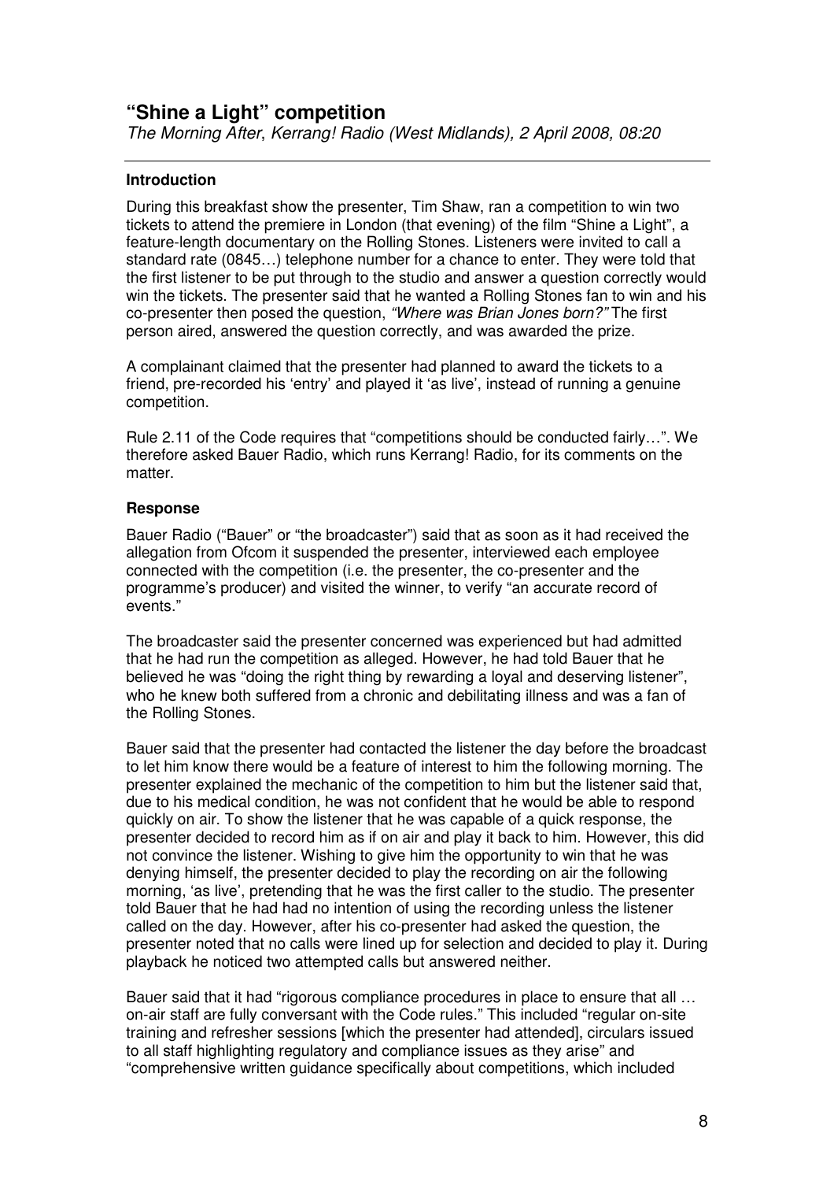## "Shine a Light" competition

*The Morning After*, *Kerrang! Radio (West Midlands), 2 April 2008, 08:20*

---

### Introduction

During this breakfast show the presenter, Tim Shaw, ran a competition to win two tickets to attend the premiere in London (that evening) of the film "Shine a Light", a feature-length documentary on the Rolling Stones. Listeners were invited to call a standard rate (0845…) telephone number for a chance to enter. They were told that the first listener to be put through to the studio and answer a question correctly would win the tickets. The presenter said that he wanted a Rolling Stones fan to win and his co-presenter then posed the question, *"Where was Brian Jones born?"* The first person aired, answered the question correctly, and was awarded the prize.

A complainant claimed that the presenter had planned to award the tickets to a friend, pre-recorded his 'entry' and played it 'as live', instead of running a genuine competition.

Rule 2.11 of the Code requires that "competitions should be conducted fairly…". We therefore asked Bauer Radio, which runs Kerrang! Radio, for its comments on the matter.

### Response

Bauer Radio ("Bauer" or "the broadcaster") said that as soon as it had received the allegation from Ofcom it suspended the presenter, interviewed each employee connected with the competition (i.e. the presenter, the co-presenter and the programme's producer) and visited the winner, to verify "an accurate record of events."

The broadcaster said the presenter concerned was experienced but had admitted that he had run the competition as alleged. However, he had told Bauer that he believed he was "doing the right thing by rewarding a loyal and deserving listener", who he knew both suffered from a chronic and debilitating illness and was a fan of the Rolling Stones.

Bauer said that the presenter had contacted the listener the day before the broadcast to let him know there would be a feature of interest to him the following morning. The presenter explained the mechanic of the competition to him but the listener said that, due to his medical condition, he was not confident that he would be able to respond quickly on air. To show the listener that he was capable of a quick response, the presenter decided to record him as if on air and play it back to him. However, this did not convince the listener. Wishing to give him the opportunity to win that he was denying himself, the presenter decided to play the recording on air the following morning, 'as live', pretending that he was the first caller to the studio. The presenter told Bauer that he had had no intention of using the recording unless the listener called on the day. However, after his co-presenter had asked the question, the presenter noted that no calls were lined up for selection and decided to play it. During playback he noticed two attempted calls but answered neither.

Bauer said that it had "rigorous compliance procedures in place to ensure that all … on-air staff are fully conversant with the Code rules." This included "regular on-site training and refresher sessions [which the presenter had attended], circulars issued to all staff highlighting regulatory and compliance issues as they arise" and "comprehensive written guidance specifically about competitions, which included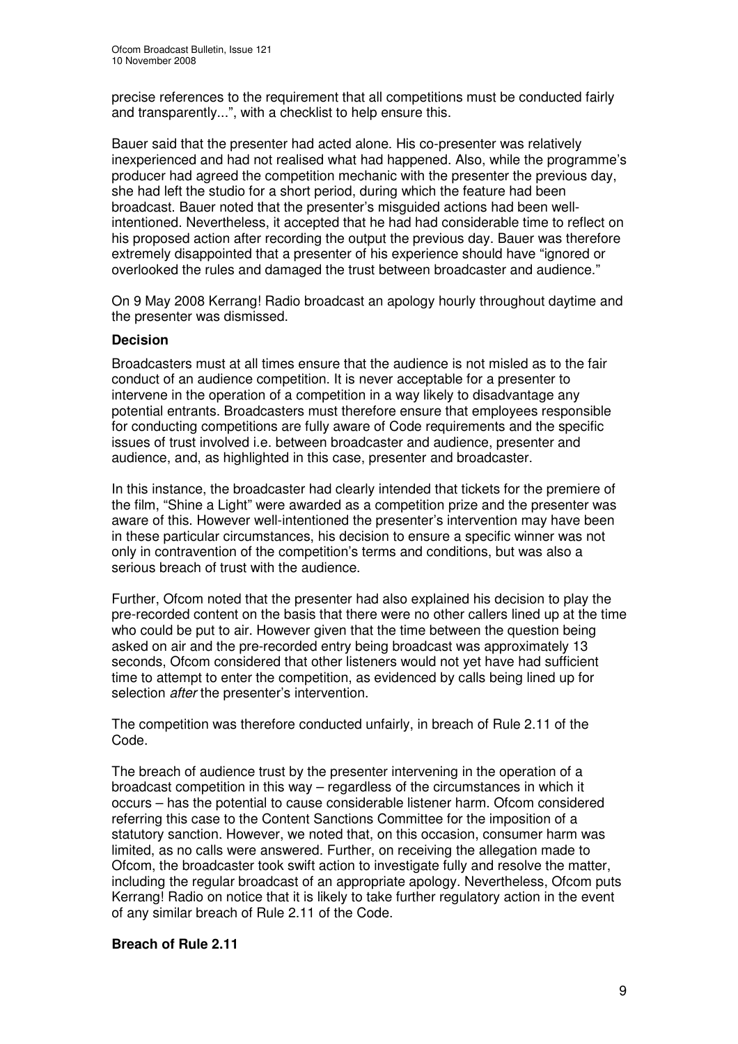precise references to the requirement that all competitions must be conducted fairly and transparently...", with a checklist to help ensure this.

Bauer said that the presenter had acted alone. His co-presenter was relatively inexperienced and had not realised what had happened. Also, while the programme's producer had agreed the competition mechanic with the presenter the previous day, she had left the studio for a short period, during which the feature had been broadcast. Bauer noted that the presenter's misguided actions had been well-intentioned. Nevertheless, it accepted that he had had considerable time to reflect on his proposed action after recording the output the previous day. Bauer was therefore extremely disappointed that a presenter of his experience should have "ignored or overlooked the rules and damaged the trust between broadcaster and audience."

On 9 May 2008 Kerrang! Radio broadcast an apology hourly throughout daytime and the presenter was dismissed.

**Decision**

Broadcasters must at all times ensure that the audience is not misled as to the fair conduct of an audience competition. It is never acceptable for a presenter to intervene in the operation of a competition in a way likely to disadvantage any potential entrants. Broadcasters must therefore ensure that employees responsible for conducting competitions are fully aware of Code requirements and the specific issues of trust involved i.e. between broadcaster and audience, presenter and audience, and, as highlighted in this case, presenter and broadcaster.

In this instance, the broadcaster had clearly intended that tickets for the premiere of the film, "Shine a Light" were awarded as a competition prize and the presenter was aware of this. However well-intentioned the presenter's intervention may have been in these particular circumstances, his decision to ensure a specific winner was not only in contravention of the competition's terms and conditions, but was also a serious breach of trust with the audience.

Further, Ofcom noted that the presenter had also explained his decision to play the pre-recorded content on the basis that there were no other callers lined up at the time who could be put to air. However given that the time between the question being asked on air and the pre-recorded entry being broadcast was approximately 13 seconds, Ofcom considered that other listeners would not yet have had sufficient time to attempt to enter the competition, as evidenced by calls being lined up for selection *after* the presenter's intervention.

The competition was therefore conducted unfairly, in breach of Rule 2.11 of the Code.

The breach of audience trust by the presenter intervening in the operation of a broadcast competition in this way – regardless of the circumstances in which it occurs – has the potential to cause considerable listener harm. Ofcom considered referring this case to the Content Sanctions Committee for the imposition of a statutory sanction. However, we noted that, on this occasion, consumer harm was limited, as no calls were answered. Further, on receiving the allegation made to Ofcom, the broadcaster took swift action to investigate fully and resolve the matter, including the regular broadcast of an appropriate apology. Nevertheless, Ofcom puts Kerrang! Radio on notice that it is likely to take further regulatory action in the event of any similar breach of Rule 2.11 of the Code.

**Breach of Rule 2.11**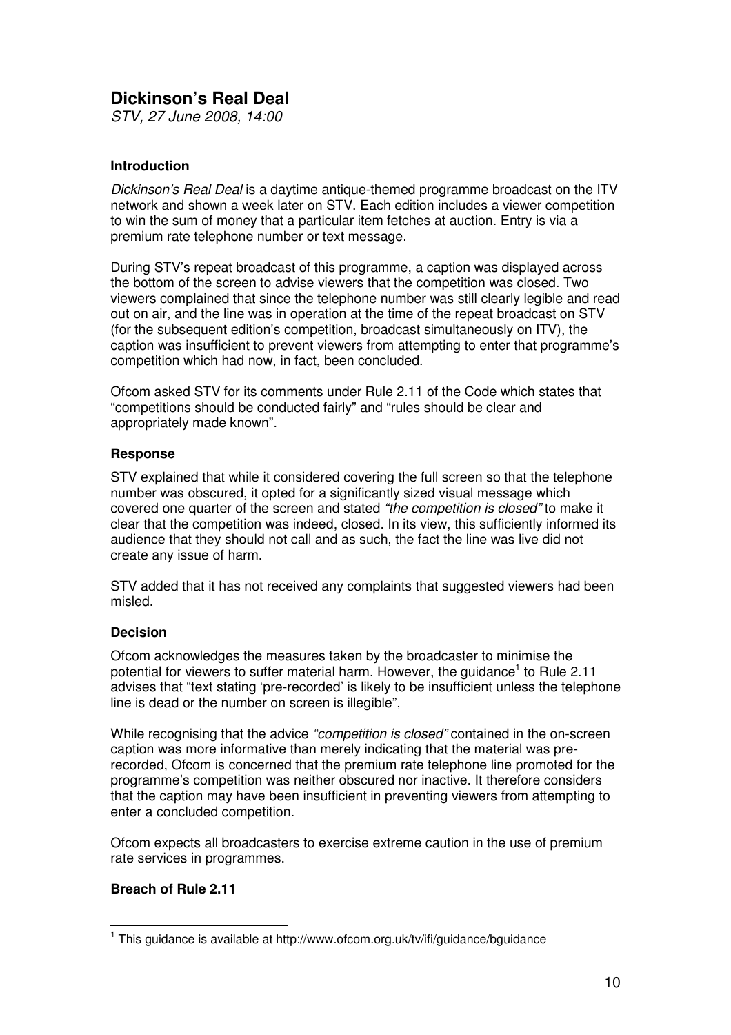## Dickinson's Real Deal

*STV, 27 June 2008, 14:00*

---

### Introduction

*Dickinson's Real Deal* is a daytime antique-themed programme broadcast on the ITV network and shown a week later on STV. Each edition includes a viewer competition to win the sum of money that a particular item fetches at auction. Entry is via a premium rate telephone number or text message.

During STV's repeat broadcast of this programme, a caption was displayed across the bottom of the screen to advise viewers that the competition was closed. Two viewers complained that since the telephone number was still clearly legible and read out on air, and the line was in operation at the time of the repeat broadcast on STV (for the subsequent edition's competition, broadcast simultaneously on ITV), the caption was insufficient to prevent viewers from attempting to enter that programme's competition which had now, in fact, been concluded.

Ofcom asked STV for its comments under Rule 2.11 of the Code which states that "competitions should be conducted fairly" and "rules should be clear and appropriately made known".

### Response

STV explained that while it considered covering the full screen so that the telephone number was obscured, it opted for a significantly sized visual message which covered one quarter of the screen and stated *"the competition is closed"* to make it clear that the competition was indeed, closed. In its view, this sufficiently informed its audience that they should not call and as such, the fact the line was live did not create any issue of harm.

STV added that it has not received any complaints that suggested viewers had been misled.

### Decision

Ofcom acknowledges the measures taken by the broadcaster to minimise the potential for viewers to suffer material harm. However, the guidance[1] to Rule 2.11 advises that "text stating 'pre-recorded' is likely to be insufficient unless the telephone line is dead or the number on screen is illegible",

While recognising that the advice *"competition is closed"* contained in the on-screen caption was more informative than merely indicating that the material was pre-recorded, Ofcom is concerned that the premium rate telephone line promoted for the programme's competition was neither obscured nor inactive. It therefore considers that the caption may have been insufficient in preventing viewers from attempting to enter a concluded competition.

Ofcom expects all broadcasters to exercise extreme caution in the use of premium rate services in programmes.

### Breach of Rule 2.11

---

[1] This guidance is available at http://www.ofcom.org.uk/tv/ifi/guidance/bguidance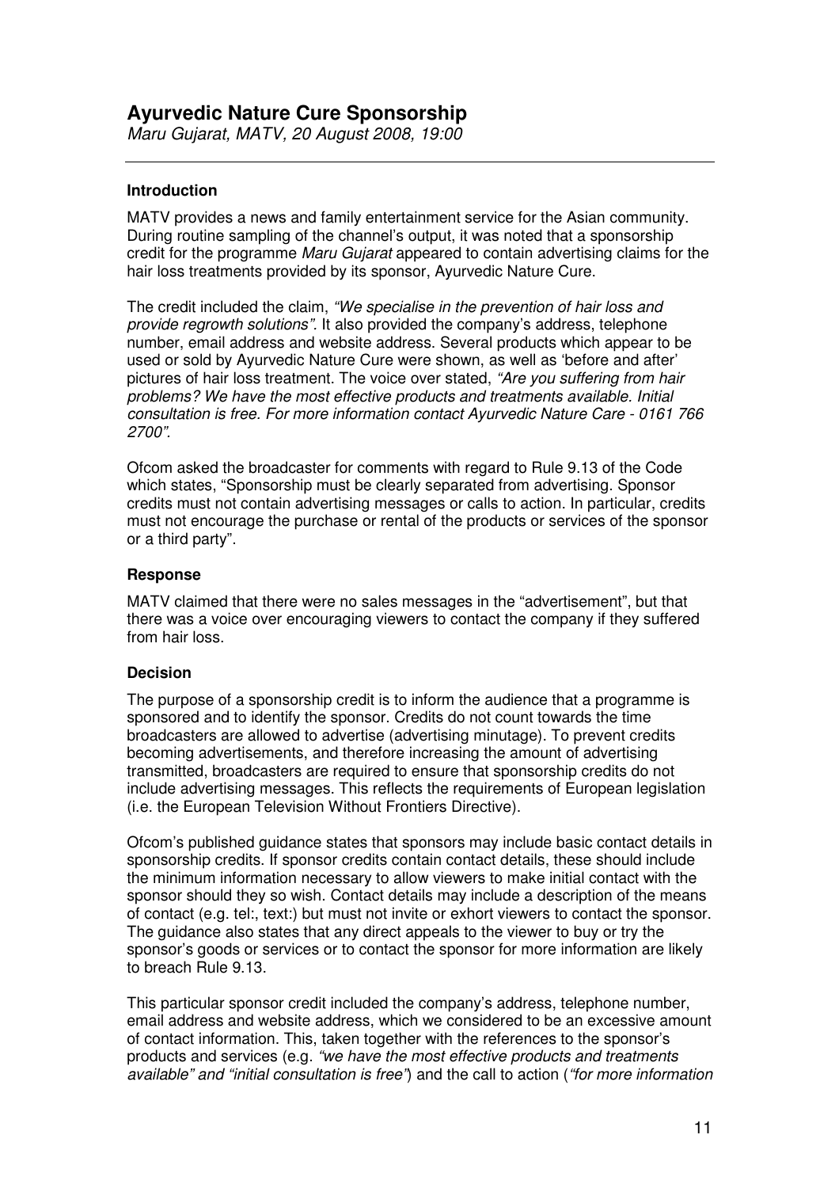## Ayurvedic Nature Cure Sponsorship

*Maru Gujarat, MATV, 20 August 2008, 19:00*

---

### Introduction

MATV provides a news and family entertainment service for the Asian community. During routine sampling of the channel's output, it was noted that a sponsorship credit for the programme *Maru Gujarat* appeared to contain advertising claims for the hair loss treatments provided by its sponsor, Ayurvedic Nature Cure.

The credit included the claim, *"We specialise in the prevention of hair loss and provide regrowth solutions".* It also provided the company's address, telephone number, email address and website address. Several products which appear to be used or sold by Ayurvedic Nature Cure were shown, as well as 'before and after' pictures of hair loss treatment. The voice over stated, *"Are you suffering from hair problems? We have the most effective products and treatments available. Initial consultation is free. For more information contact Ayurvedic Nature Care - 0161 766 2700".*

Ofcom asked the broadcaster for comments with regard to Rule 9.13 of the Code which states, "Sponsorship must be clearly separated from advertising. Sponsor credits must not contain advertising messages or calls to action. In particular, credits must not encourage the purchase or rental of the products or services of the sponsor or a third party".

### Response

MATV claimed that there were no sales messages in the "advertisement", but that there was a voice over encouraging viewers to contact the company if they suffered from hair loss.

### Decision

The purpose of a sponsorship credit is to inform the audience that a programme is sponsored and to identify the sponsor. Credits do not count towards the time broadcasters are allowed to advertise (advertising minutage). To prevent credits becoming advertisements, and therefore increasing the amount of advertising transmitted, broadcasters are required to ensure that sponsorship credits do not include advertising messages. This reflects the requirements of European legislation (i.e. the European Television Without Frontiers Directive).

Ofcom's published guidance states that sponsors may include basic contact details in sponsorship credits. If sponsor credits contain contact details, these should include the minimum information necessary to allow viewers to make initial contact with the sponsor should they so wish. Contact details may include a description of the means of contact (e.g. tel:, text:) but must not invite or exhort viewers to contact the sponsor. The guidance also states that any direct appeals to the viewer to buy or try the sponsor's goods or services or to contact the sponsor for more information are likely to breach Rule 9.13.

This particular sponsor credit included the company's address, telephone number, email address and website address, which we considered to be an excessive amount of contact information. This, taken together with the references to the sponsor's products and services (e.g. *"we have the most effective products and treatments available"* and *"initial consultation is free"*) and the call to action (*"for more information*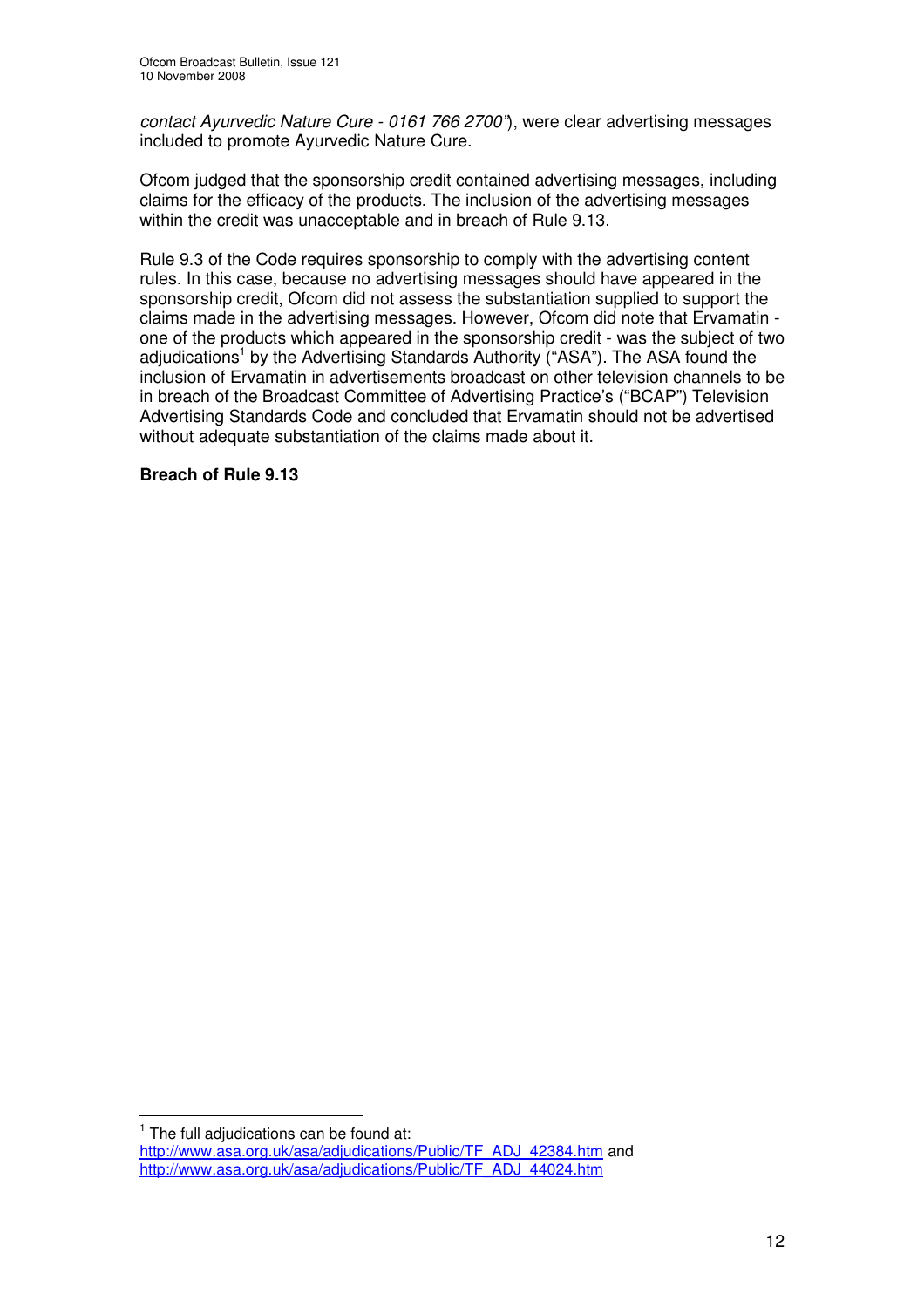*contact Ayurvedic Nature Cure - 0161 766 2700'*), were clear advertising messages included to promote Ayurvedic Nature Cure.

Ofcom judged that the sponsorship credit contained advertising messages, including claims for the efficacy of the products. The inclusion of the advertising messages within the credit was unacceptable and in breach of Rule 9.13.

Rule 9.3 of the Code requires sponsorship to comply with the advertising content rules. In this case, because no advertising messages should have appeared in the sponsorship credit, Ofcom did not assess the substantiation supplied to support the claims made in the advertising messages. However, Ofcom did note that Ervamatin - one of the products which appeared in the sponsorship credit - was the subject of two adjudications[1] by the Advertising Standards Authority ("ASA"). The ASA found the inclusion of Ervamatin in advertisements broadcast on other television channels to be in breach of the Broadcast Committee of Advertising Practice's ("BCAP") Television Advertising Standards Code and concluded that Ervamatin should not be advertised without adequate substantiation of the claims made about it.

**Breach of Rule 9.13**

---

[1] The full adjudications can be found at:
http://www.asa.org.uk/asa/adjudications/Public/TF_ADJ_42384.htm and
http://www.asa.org.uk/asa/adjudications/Public/TF_ADJ_44024.htm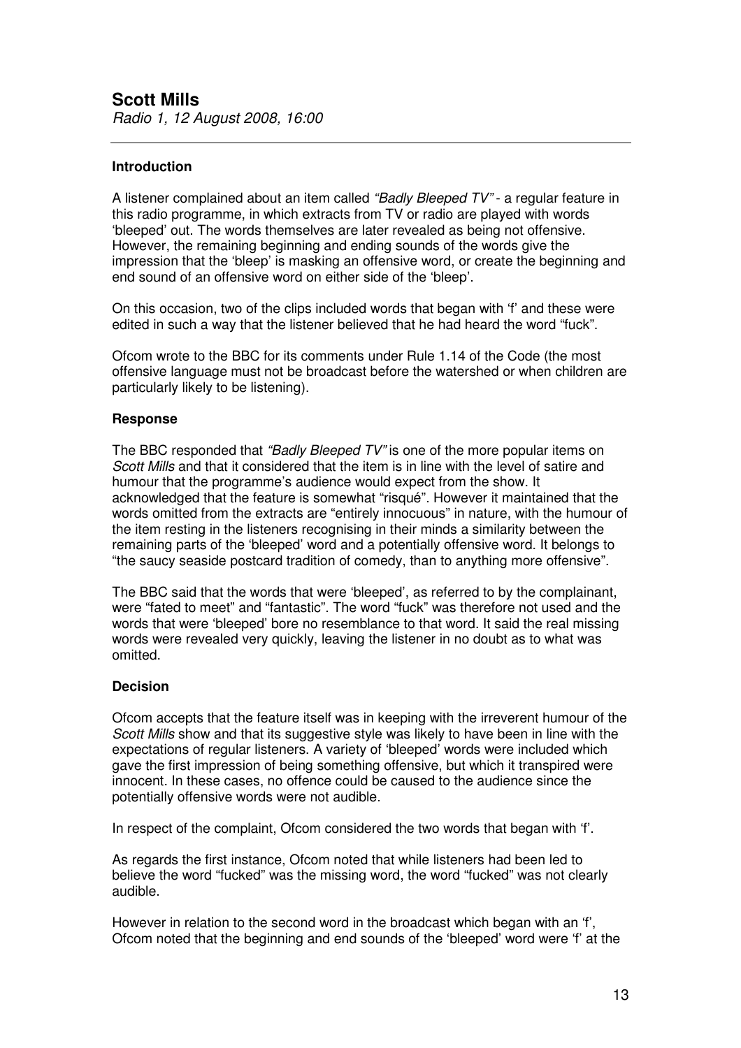# Scott Mills

*Radio 1, 12 August 2008, 16:00*

---

### Introduction

A listener complained about an item called *"Badly Bleeped TV"* - a regular feature in this radio programme, in which extracts from TV or radio are played with words 'bleeped' out. The words themselves are later revealed as being not offensive. However, the remaining beginning and ending sounds of the words give the impression that the 'bleep' is masking an offensive word, or create the beginning and end sound of an offensive word on either side of the 'bleep'.

On this occasion, two of the clips included words that began with 'f' and these were edited in such a way that the listener believed that he had heard the word "fuck".

Ofcom wrote to the BBC for its comments under Rule 1.14 of the Code (the most offensive language must not be broadcast before the watershed or when children are particularly likely to be listening).

### Response

The BBC responded that *"Badly Bleeped TV"* is one of the more popular items on *Scott Mills* and that it considered that the item is in line with the level of satire and humour that the programme's audience would expect from the show. It acknowledged that the feature is somewhat "risqué". However it maintained that the words omitted from the extracts are "entirely innocuous" in nature, with the humour of the item resting in the listeners recognising in their minds a similarity between the remaining parts of the 'bleeped' word and a potentially offensive word. It belongs to "the saucy seaside postcard tradition of comedy, than to anything more offensive".

The BBC said that the words that were 'bleeped', as referred to by the complainant, were "fated to meet" and "fantastic". The word "fuck" was therefore not used and the words that were 'bleeped' bore no resemblance to that word. It said the real missing words were revealed very quickly, leaving the listener in no doubt as to what was omitted.

### Decision

Ofcom accepts that the feature itself was in keeping with the irreverent humour of the *Scott Mills* show and that its suggestive style was likely to have been in line with the expectations of regular listeners. A variety of 'bleeped' words were included which gave the first impression of being something offensive, but which it transpired were innocent. In these cases, no offence could be caused to the audience since the potentially offensive words were not audible.

In respect of the complaint, Ofcom considered the two words that began with 'f'.

As regards the first instance, Ofcom noted that while listeners had been led to believe the word "fucked" was the missing word, the word "fucked" was not clearly audible.

However in relation to the second word in the broadcast which began with an 'f', Ofcom noted that the beginning and end sounds of the 'bleeped' word were 'f' at the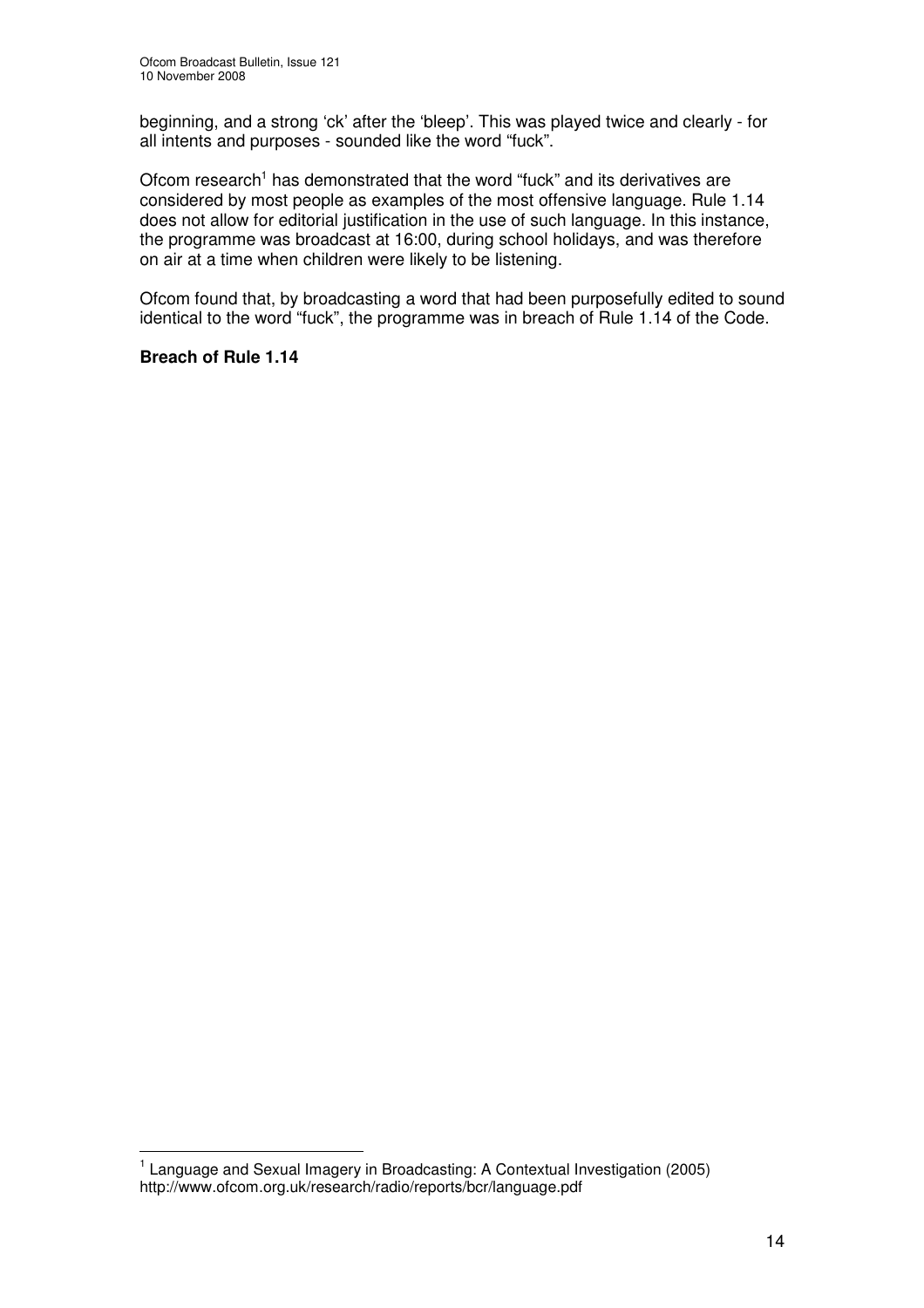beginning, and a strong 'ck' after the 'bleep'. This was played twice and clearly - for all intents and purposes - sounded like the word "fuck".

Ofcom research[1] has demonstrated that the word "fuck" and its derivatives are considered by most people as examples of the most offensive language. Rule 1.14 does not allow for editorial justification in the use of such language. In this instance, the programme was broadcast at 16:00, during school holidays, and was therefore on air at a time when children were likely to be listening.

Ofcom found that, by broadcasting a word that had been purposefully edited to sound identical to the word "fuck", the programme was in breach of Rule 1.14 of the Code.

**Breach of Rule 1.14**

---

[1] Language and Sexual Imagery in Broadcasting: A Contextual Investigation (2005) http://www.ofcom.org.uk/research/radio/reports/bcr/language.pdf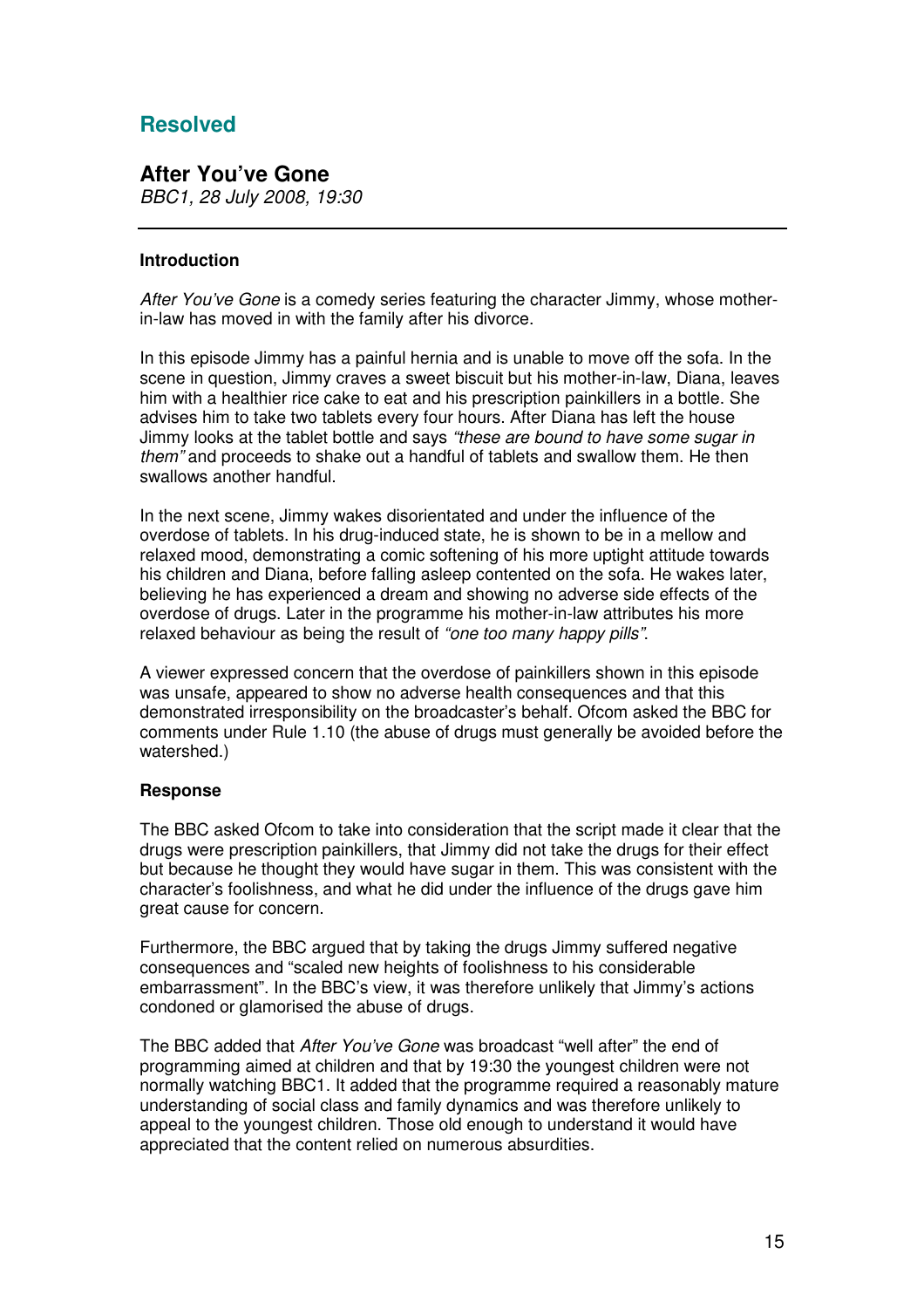## Resolved

### After You've Gone

*BBC1, 28 July 2008, 19:30*

---

#### Introduction

*After You've Gone* is a comedy series featuring the character Jimmy, whose mother-in-law has moved in with the family after his divorce.

In this episode Jimmy has a painful hernia and is unable to move off the sofa. In the scene in question, Jimmy craves a sweet biscuit but his mother-in-law, Diana, leaves him with a healthier rice cake to eat and his prescription painkillers in a bottle. She advises him to take two tablets every four hours. After Diana has left the house Jimmy looks at the tablet bottle and says *"these are bound to have some sugar in them"* and proceeds to shake out a handful of tablets and swallow them. He then swallows another handful.

In the next scene, Jimmy wakes disorientated and under the influence of the overdose of tablets. In his drug-induced state, he is shown to be in a mellow and relaxed mood, demonstrating a comic softening of his more uptight attitude towards his children and Diana, before falling asleep contented on the sofa. He wakes later, believing he has experienced a dream and showing no adverse side effects of the overdose of drugs. Later in the programme his mother-in-law attributes his more relaxed behaviour as being the result of *"one too many happy pills"*.

A viewer expressed concern that the overdose of painkillers shown in this episode was unsafe, appeared to show no adverse health consequences and that this demonstrated irresponsibility on the broadcaster's behalf. Ofcom asked the BBC for comments under Rule 1.10 (the abuse of drugs must generally be avoided before the watershed.)

#### Response

The BBC asked Ofcom to take into consideration that the script made it clear that the drugs were prescription painkillers, that Jimmy did not take the drugs for their effect but because he thought they would have sugar in them. This was consistent with the character's foolishness, and what he did under the influence of the drugs gave him great cause for concern.

Furthermore, the BBC argued that by taking the drugs Jimmy suffered negative consequences and "scaled new heights of foolishness to his considerable embarrassment". In the BBC's view, it was therefore unlikely that Jimmy's actions condoned or glamorised the abuse of drugs.

The BBC added that *After You've Gone* was broadcast "well after" the end of programming aimed at children and that by 19:30 the youngest children were not normally watching BBC1. It added that the programme required a reasonably mature understanding of social class and family dynamics and was therefore unlikely to appeal to the youngest children. Those old enough to understand it would have appreciated that the content relied on numerous absurdities.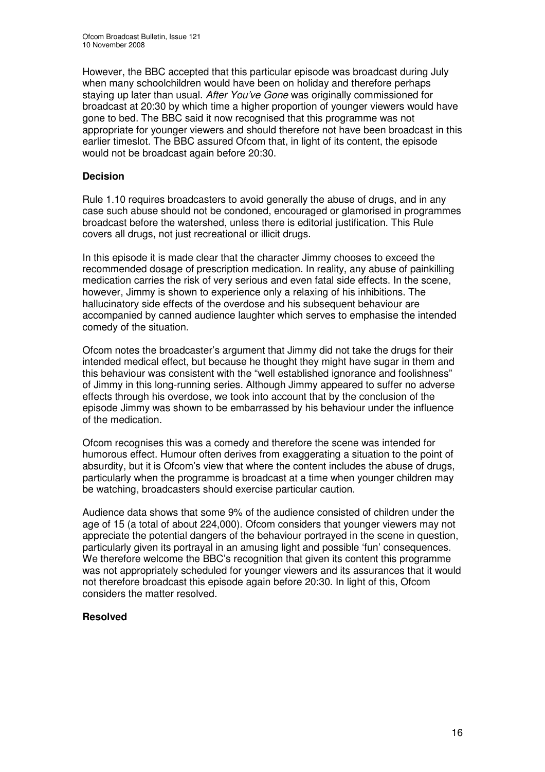However, the BBC accepted that this particular episode was broadcast during July when many schoolchildren would have been on holiday and therefore perhaps staying up later than usual. *After You've Gone* was originally commissioned for broadcast at 20:30 by which time a higher proportion of younger viewers would have gone to bed. The BBC said it now recognised that this programme was not appropriate for younger viewers and should therefore not have been broadcast in this earlier timeslot. The BBC assured Ofcom that, in light of its content, the episode would not be broadcast again before 20:30.

**Decision**

Rule 1.10 requires broadcasters to avoid generally the abuse of drugs, and in any case such abuse should not be condoned, encouraged or glamorised in programmes broadcast before the watershed, unless there is editorial justification. This Rule covers all drugs, not just recreational or illicit drugs.

In this episode it is made clear that the character Jimmy chooses to exceed the recommended dosage of prescription medication. In reality, any abuse of painkilling medication carries the risk of very serious and even fatal side effects. In the scene, however, Jimmy is shown to experience only a relaxing of his inhibitions. The hallucinatory side effects of the overdose and his subsequent behaviour are accompanied by canned audience laughter which serves to emphasise the intended comedy of the situation.

Ofcom notes the broadcaster's argument that Jimmy did not take the drugs for their intended medical effect, but because he thought they might have sugar in them and this behaviour was consistent with the "well established ignorance and foolishness" of Jimmy in this long-running series. Although Jimmy appeared to suffer no adverse effects through his overdose, we took into account that by the conclusion of the episode Jimmy was shown to be embarrassed by his behaviour under the influence of the medication.

Ofcom recognises this was a comedy and therefore the scene was intended for humorous effect. Humour often derives from exaggerating a situation to the point of absurdity, but it is Ofcom's view that where the content includes the abuse of drugs, particularly when the programme is broadcast at a time when younger children may be watching, broadcasters should exercise particular caution.

Audience data shows that some 9% of the audience consisted of children under the age of 15 (a total of about 224,000). Ofcom considers that younger viewers may not appreciate the potential dangers of the behaviour portrayed in the scene in question, particularly given its portrayal in an amusing light and possible 'fun' consequences. We therefore welcome the BBC's recognition that given its content this programme was not appropriately scheduled for younger viewers and its assurances that it would not therefore broadcast this episode again before 20:30. In light of this, Ofcom considers the matter resolved.

**Resolved**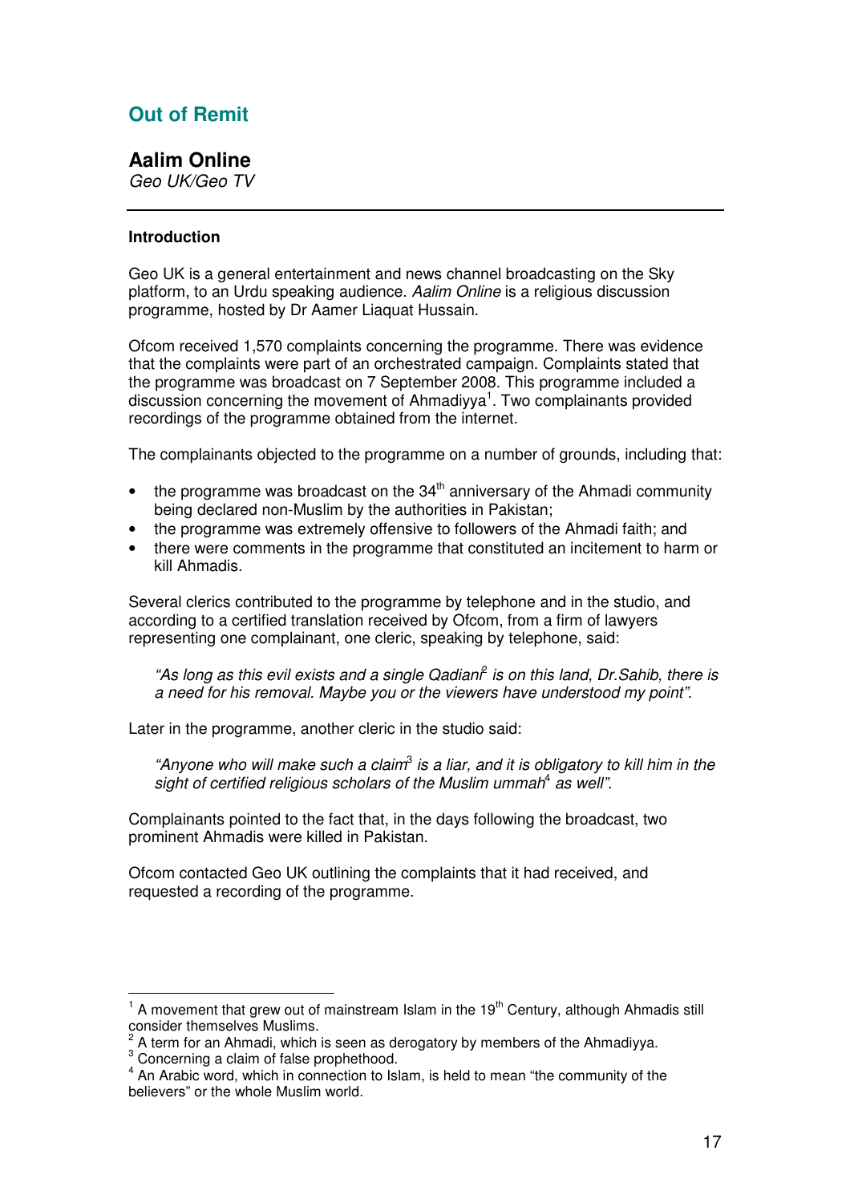## Out of Remit

### Aalim Online

*Geo UK/Geo TV*

---

**Introduction**

Geo UK is a general entertainment and news channel broadcasting on the Sky platform, to an Urdu speaking audience. *Aalim Online* is a religious discussion programme, hosted by Dr Aamer Liaquat Hussain.

Ofcom received 1,570 complaints concerning the programme. There was evidence that the complaints were part of an orchestrated campaign. Complaints stated that the programme was broadcast on 7 September 2008. This programme included a discussion concerning the movement of Ahmadiyya[1]. Two complainants provided recordings of the programme obtained from the internet.

The complainants objected to the programme on a number of grounds, including that:

- the programme was broadcast on the 34th anniversary of the Ahmadi community being declared non-Muslim by the authorities in Pakistan;
- the programme was extremely offensive to followers of the Ahmadi faith; and
- there were comments in the programme that constituted an incitement to harm or kill Ahmadis.

Several clerics contributed to the programme by telephone and in the studio, and according to a certified translation received by Ofcom, from a firm of lawyers representing one complainant, one cleric, speaking by telephone, said:

> *"As long as this evil exists and a single Qadiani[2] is on this land, Dr.Sahib, there is a need for his removal. Maybe you or the viewers have understood my point".*

Later in the programme, another cleric in the studio said:

> *"Anyone who will make such a claim[3] is a liar, and it is obligatory to kill him in the sight of certified religious scholars of the Muslim ummah[4] as well".*

Complainants pointed to the fact that, in the days following the broadcast, two prominent Ahmadis were killed in Pakistan.

Ofcom contacted Geo UK outlining the complaints that it had received, and requested a recording of the programme.

---

[1] A movement that grew out of mainstream Islam in the 19th Century, although Ahmadis still consider themselves Muslims.

[2] A term for an Ahmadi, which is seen as derogatory by members of the Ahmadiyya.

[3] Concerning a claim of false prophethood.

[4] An Arabic word, which in connection to Islam, is held to mean "the community of the believers" or the whole Muslim world.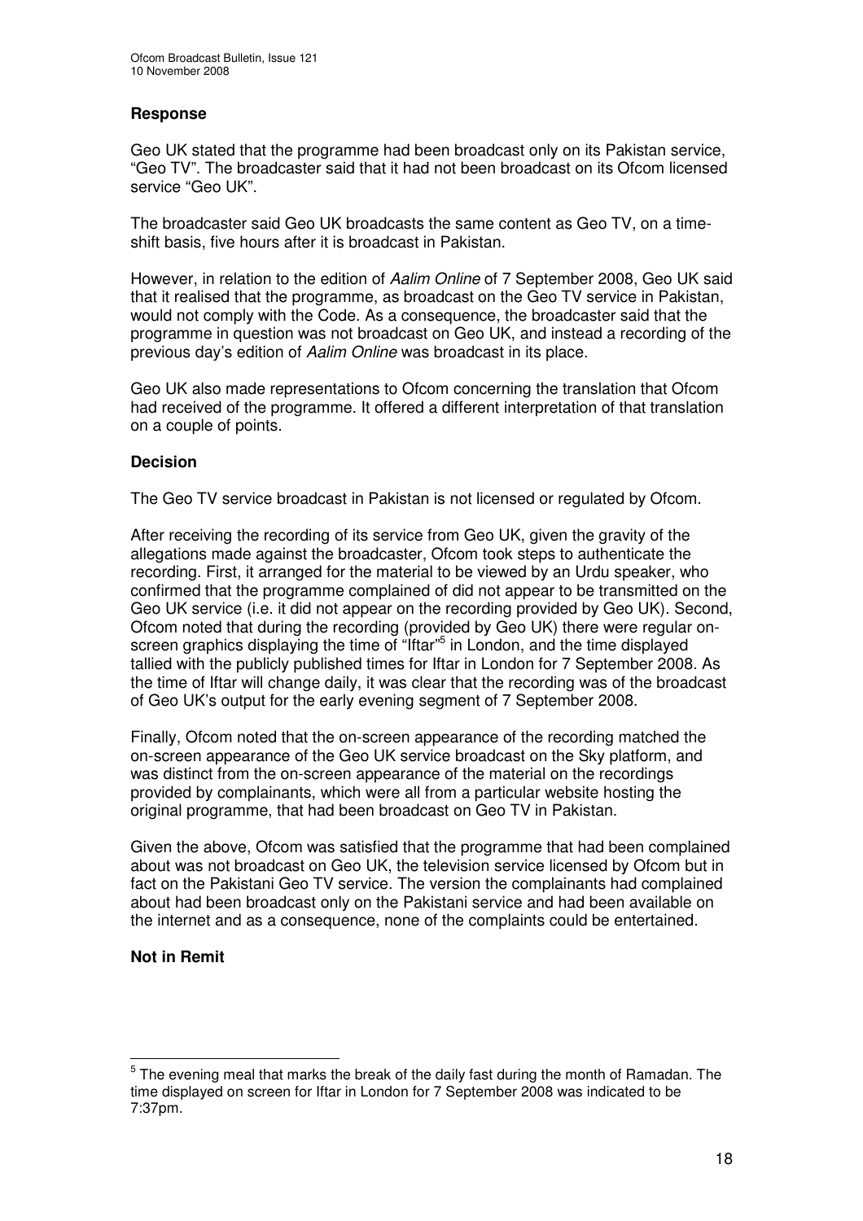### Response

Geo UK stated that the programme had been broadcast only on its Pakistan service, "Geo TV". The broadcaster said that it had not been broadcast on its Ofcom licensed service "Geo UK".

The broadcaster said Geo UK broadcasts the same content as Geo TV, on a time-shift basis, five hours after it is broadcast in Pakistan.

However, in relation to the edition of *Aalim Online* of 7 September 2008, Geo UK said that it realised that the programme, as broadcast on the Geo TV service in Pakistan, would not comply with the Code. As a consequence, the broadcaster said that the programme in question was not broadcast on Geo UK, and instead a recording of the previous day's edition of *Aalim Online* was broadcast in its place.

Geo UK also made representations to Ofcom concerning the translation that Ofcom had received of the programme. It offered a different interpretation of that translation on a couple of points.

### Decision

The Geo TV service broadcast in Pakistan is not licensed or regulated by Ofcom.

After receiving the recording of its service from Geo UK, given the gravity of the allegations made against the broadcaster, Ofcom took steps to authenticate the recording. First, it arranged for the material to be viewed by an Urdu speaker, who confirmed that the programme complained of did not appear to be transmitted on the Geo UK service (i.e. it did not appear on the recording provided by Geo UK). Second, Ofcom noted that during the recording (provided by Geo UK) there were regular on-screen graphics displaying the time of "Iftar"[5] in London, and the time displayed tallied with the publicly published times for Iftar in London for 7 September 2008. As the time of Iftar will change daily, it was clear that the recording was of the broadcast of Geo UK's output for the early evening segment of 7 September 2008.

Finally, Ofcom noted that the on-screen appearance of the recording matched the on-screen appearance of the Geo UK service broadcast on the Sky platform, and was distinct from the on-screen appearance of the material on the recordings provided by complainants, which were all from a particular website hosting the original programme, that had been broadcast on Geo TV in Pakistan.

Given the above, Ofcom was satisfied that the programme that had been complained about was not broadcast on Geo UK, the television service licensed by Ofcom but in fact on the Pakistani Geo TV service. The version the complainants had complained about had been broadcast only on the Pakistani service and had been available on the internet and as a consequence, none of the complaints could be entertained.

### Not in Remit

[5] The evening meal that marks the break of the daily fast during the month of Ramadan. The time displayed on screen for Iftar in London for 7 September 2008 was indicated to be 7:37pm.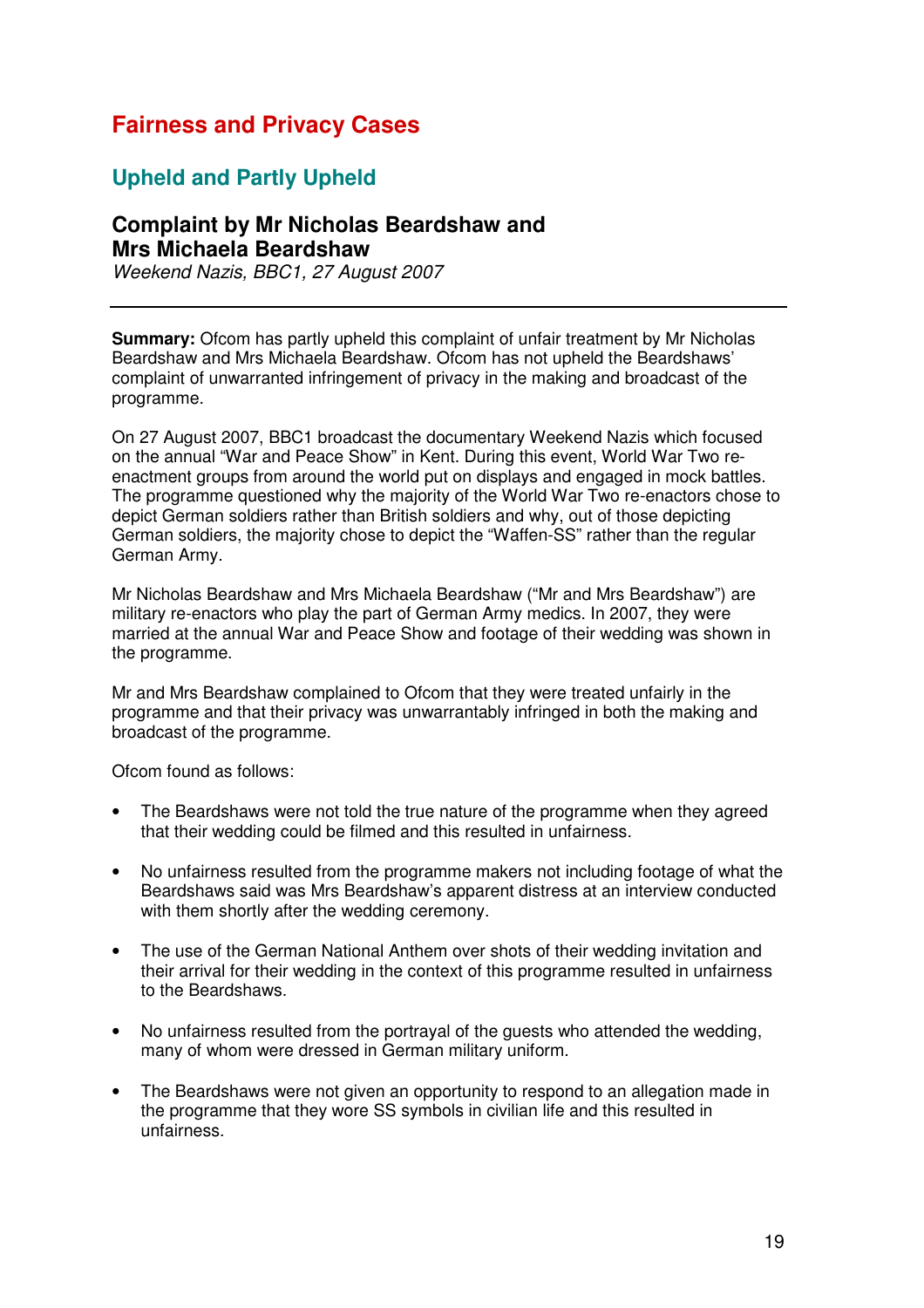# Fairness and Privacy Cases

## Upheld and Partly Upheld

### Complaint by Mr Nicholas Beardshaw and Mrs Michaela Beardshaw

*Weekend Nazis, BBC1, 27 August 2007*

---

**Summary:** Ofcom has partly upheld this complaint of unfair treatment by Mr Nicholas Beardshaw and Mrs Michaela Beardshaw. Ofcom has not upheld the Beardshaws' complaint of unwarranted infringement of privacy in the making and broadcast of the programme.

On 27 August 2007, BBC1 broadcast the documentary Weekend Nazis which focused on the annual "War and Peace Show" in Kent. During this event, World War Two re-enactment groups from around the world put on displays and engaged in mock battles. The programme questioned why the majority of the World War Two re-enactors chose to depict German soldiers rather than British soldiers and why, out of those depicting German soldiers, the majority chose to depict the "Waffen-SS" rather than the regular German Army.

Mr Nicholas Beardshaw and Mrs Michaela Beardshaw ("Mr and Mrs Beardshaw") are military re-enactors who play the part of German Army medics. In 2007, they were married at the annual War and Peace Show and footage of their wedding was shown in the programme.

Mr and Mrs Beardshaw complained to Ofcom that they were treated unfairly in the programme and that their privacy was unwarrantably infringed in both the making and broadcast of the programme.

Ofcom found as follows:

- The Beardshaws were not told the true nature of the programme when they agreed that their wedding could be filmed and this resulted in unfairness.
- No unfairness resulted from the programme makers not including footage of what the Beardshaws said was Mrs Beardshaw's apparent distress at an interview conducted with them shortly after the wedding ceremony.
- The use of the German National Anthem over shots of their wedding invitation and their arrival for their wedding in the context of this programme resulted in unfairness to the Beardshaws.
- No unfairness resulted from the portrayal of the guests who attended the wedding, many of whom were dressed in German military uniform.
- The Beardshaws were not given an opportunity to respond to an allegation made in the programme that they wore SS symbols in civilian life and this resulted in unfairness.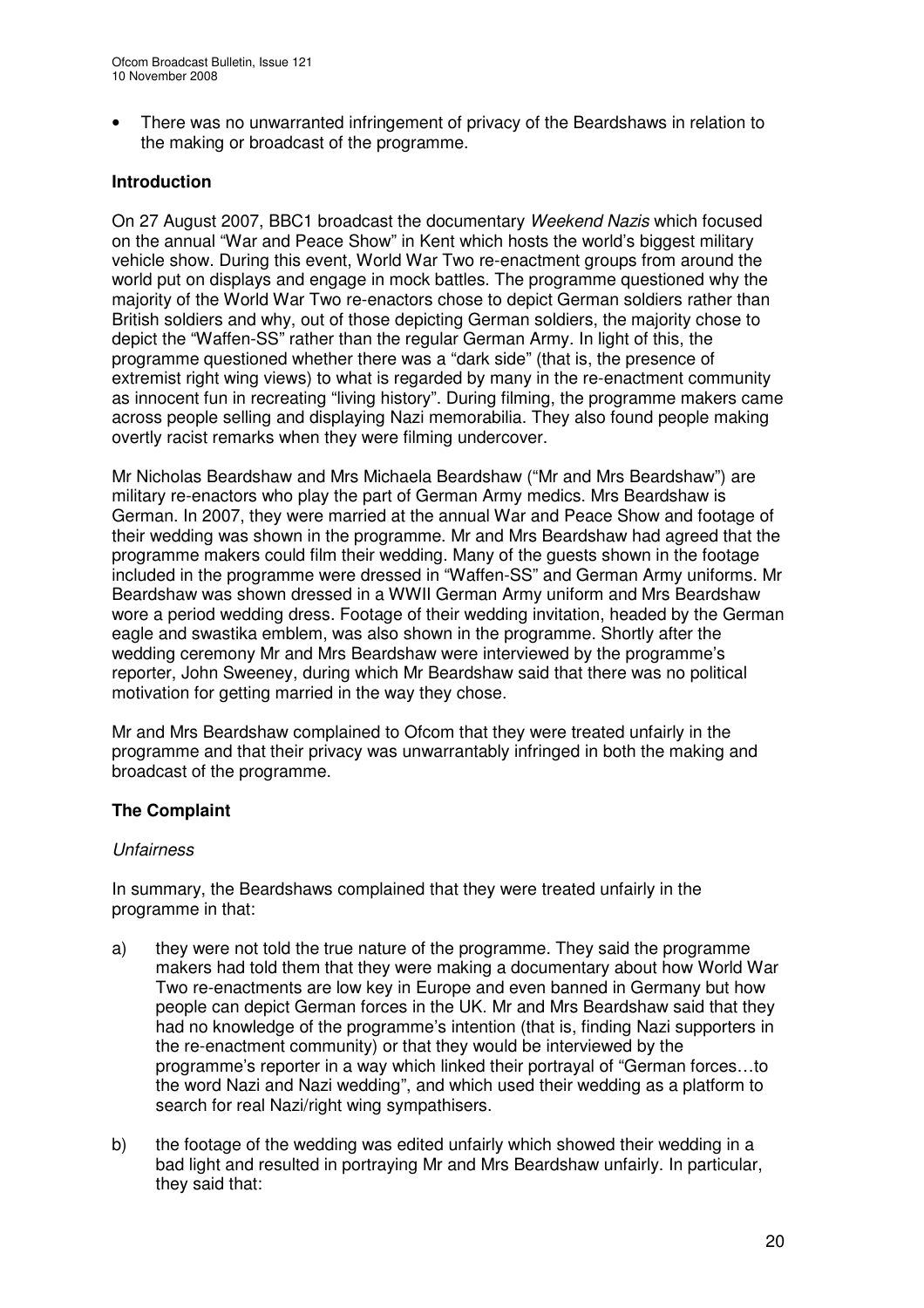- There was no unwarranted infringement of privacy of the Beardshaws in relation to the making or broadcast of the programme.

**Introduction**

On 27 August 2007, BBC1 broadcast the documentary *Weekend Nazis* which focused on the annual "War and Peace Show" in Kent which hosts the world's biggest military vehicle show. During this event, World War Two re-enactment groups from around the world put on displays and engage in mock battles. The programme questioned why the majority of the World War Two re-enactors chose to depict German soldiers rather than British soldiers and why, out of those depicting German soldiers, the majority chose to depict the "Waffen-SS" rather than the regular German Army. In light of this, the programme questioned whether there was a "dark side" (that is, the presence of extremist right wing views) to what is regarded by many in the re-enactment community as innocent fun in recreating "living history". During filming, the programme makers came across people selling and displaying Nazi memorabilia. They also found people making overtly racist remarks when they were filming undercover.

Mr Nicholas Beardshaw and Mrs Michaela Beardshaw ("Mr and Mrs Beardshaw") are military re-enactors who play the part of German Army medics. Mrs Beardshaw is German. In 2007, they were married at the annual War and Peace Show and footage of their wedding was shown in the programme. Mr and Mrs Beardshaw had agreed that the programme makers could film their wedding. Many of the guests shown in the footage included in the programme were dressed in "Waffen-SS" and German Army uniforms. Mr Beardshaw was shown dressed in a WWII German Army uniform and Mrs Beardshaw wore a period wedding dress. Footage of their wedding invitation, headed by the German eagle and swastika emblem, was also shown in the programme. Shortly after the wedding ceremony Mr and Mrs Beardshaw were interviewed by the programme's reporter, John Sweeney, during which Mr Beardshaw said that there was no political motivation for getting married in the way they chose.

Mr and Mrs Beardshaw complained to Ofcom that they were treated unfairly in the programme and that their privacy was unwarrantably infringed in both the making and broadcast of the programme.

**The Complaint**

*Unfairness*

In summary, the Beardshaws complained that they were treated unfairly in the programme in that:

a) they were not told the true nature of the programme. They said the programme makers had told them that they were making a documentary about how World War Two re-enactments are low key in Europe and even banned in Germany but how people can depict German forces in the UK. Mr and Mrs Beardshaw said that they had no knowledge of the programme's intention (that is, finding Nazi supporters in the re-enactment community) or that they would be interviewed by the programme's reporter in a way which linked their portrayal of "German forces…to the word Nazi and Nazi wedding", and which used their wedding as a platform to search for real Nazi/right wing sympathisers.

b) the footage of the wedding was edited unfairly which showed their wedding in a bad light and resulted in portraying Mr and Mrs Beardshaw unfairly. In particular, they said that: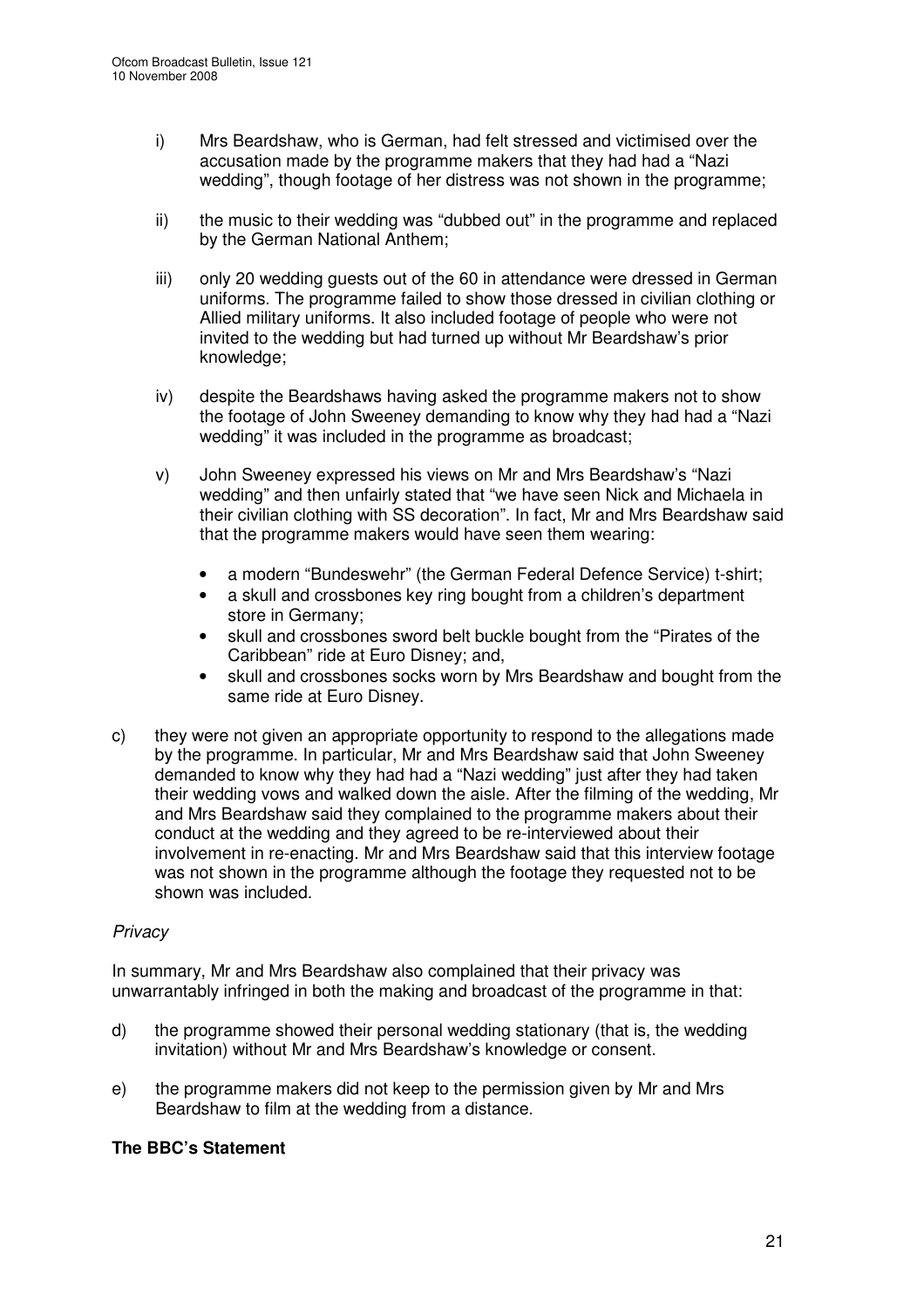i) Mrs Beardshaw, who is German, had felt stressed and victimised over the accusation made by the programme makers that they had had a "Nazi wedding", though footage of her distress was not shown in the programme;

ii) the music to their wedding was "dubbed out" in the programme and replaced by the German National Anthem;

iii) only 20 wedding guests out of the 60 in attendance were dressed in German uniforms. The programme failed to show those dressed in civilian clothing or Allied military uniforms. It also included footage of people who were not invited to the wedding but had turned up without Mr Beardshaw's prior knowledge;

iv) despite the Beardshaws having asked the programme makers not to show the footage of John Sweeney demanding to know why they had had a "Nazi wedding" it was included in the programme as broadcast;

v) John Sweeney expressed his views on Mr and Mrs Beardshaw's "Nazi wedding" and then unfairly stated that "we have seen Nick and Michaela in their civilian clothing with SS decoration". In fact, Mr and Mrs Beardshaw said that the programme makers would have seen them wearing:

- a modern "Bundeswehr" (the German Federal Defence Service) t-shirt;
- a skull and crossbones key ring bought from a children's department store in Germany;
- skull and crossbones sword belt buckle bought from the "Pirates of the Caribbean" ride at Euro Disney; and,
- skull and crossbones socks worn by Mrs Beardshaw and bought from the same ride at Euro Disney.

c) they were not given an appropriate opportunity to respond to the allegations made by the programme. In particular, Mr and Mrs Beardshaw said that John Sweeney demanded to know why they had had a "Nazi wedding" just after they had taken their wedding vows and walked down the aisle. After the filming of the wedding, Mr and Mrs Beardshaw said they complained to the programme makers about their conduct at the wedding and they agreed to be re-interviewed about their involvement in re-enacting. Mr and Mrs Beardshaw said that this interview footage was not shown in the programme although the footage they requested not to be shown was included.

*Privacy*

In summary, Mr and Mrs Beardshaw also complained that their privacy was unwarrantably infringed in both the making and broadcast of the programme in that:

d) the programme showed their personal wedding stationary (that is, the wedding invitation) without Mr and Mrs Beardshaw's knowledge or consent.

e) the programme makers did not keep to the permission given by Mr and Mrs Beardshaw to film at the wedding from a distance.

**The BBC's Statement**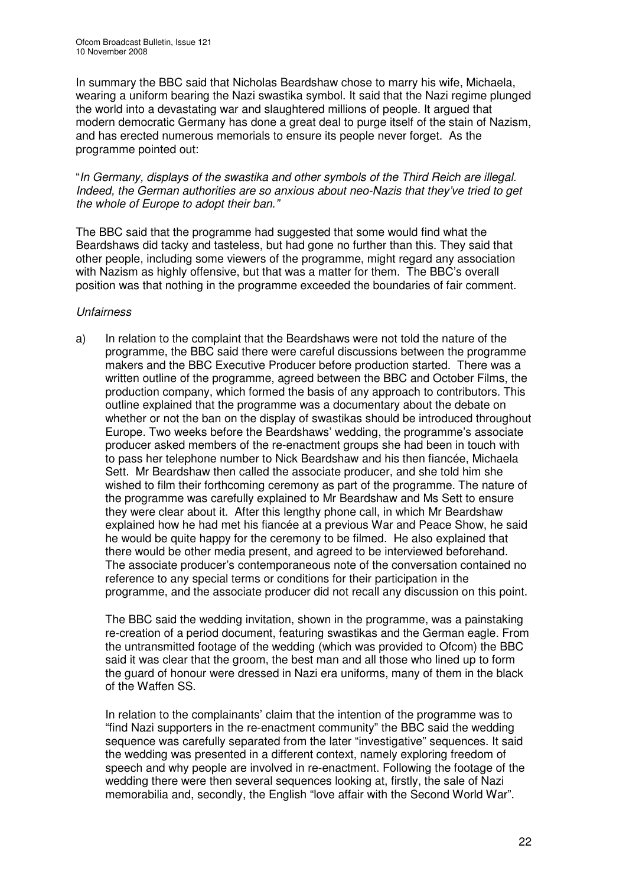In summary the BBC said that Nicholas Beardshaw chose to marry his wife, Michaela, wearing a uniform bearing the Nazi swastika symbol. It said that the Nazi regime plunged the world into a devastating war and slaughtered millions of people. It argued that modern democratic Germany has done a great deal to purge itself of the stain of Nazism, and has erected numerous memorials to ensure its people never forget. As the programme pointed out:

"*In Germany, displays of the swastika and other symbols of the Third Reich are illegal. Indeed, the German authorities are so anxious about neo-Nazis that they've tried to get the whole of Europe to adopt their ban.*"

The BBC said that the programme had suggested that some would find what the Beardshaws did tacky and tasteless, but had gone no further than this. They said that other people, including some viewers of the programme, might regard any association with Nazism as highly offensive, but that was a matter for them. The BBC's overall position was that nothing in the programme exceeded the boundaries of fair comment.

*Unfairness*

a) In relation to the complaint that the Beardshaws were not told the nature of the programme, the BBC said there were careful discussions between the programme makers and the BBC Executive Producer before production started. There was a written outline of the programme, agreed between the BBC and October Films, the production company, which formed the basis of any approach to contributors. This outline explained that the programme was a documentary about the debate on whether or not the ban on the display of swastikas should be introduced throughout Europe. Two weeks before the Beardshaws' wedding, the programme's associate producer asked members of the re-enactment groups she had been in touch with to pass her telephone number to Nick Beardshaw and his then fiancée, Michaela Sett. Mr Beardshaw then called the associate producer, and she told him she wished to film their forthcoming ceremony as part of the programme. The nature of the programme was carefully explained to Mr Beardshaw and Ms Sett to ensure they were clear about it. After this lengthy phone call, in which Mr Beardshaw explained how he had met his fiancée at a previous War and Peace Show, he said he would be quite happy for the ceremony to be filmed. He also explained that there would be other media present, and agreed to be interviewed beforehand. The associate producer's contemporaneous note of the conversation contained no reference to any special terms or conditions for their participation in the programme, and the associate producer did not recall any discussion on this point.

   The BBC said the wedding invitation, shown in the programme, was a painstaking re-creation of a period document, featuring swastikas and the German eagle. From the untransmitted footage of the wedding (which was provided to Ofcom) the BBC said it was clear that the groom, the best man and all those who lined up to form the guard of honour were dressed in Nazi era uniforms, many of them in the black of the Waffen SS.

   In relation to the complainants' claim that the intention of the programme was to "find Nazi supporters in the re-enactment community" the BBC said the wedding sequence was carefully separated from the later "investigative" sequences. It said the wedding was presented in a different context, namely exploring freedom of speech and why people are involved in re-enactment. Following the footage of the wedding there were then several sequences looking at, firstly, the sale of Nazi memorabilia and, secondly, the English "love affair with the Second World War".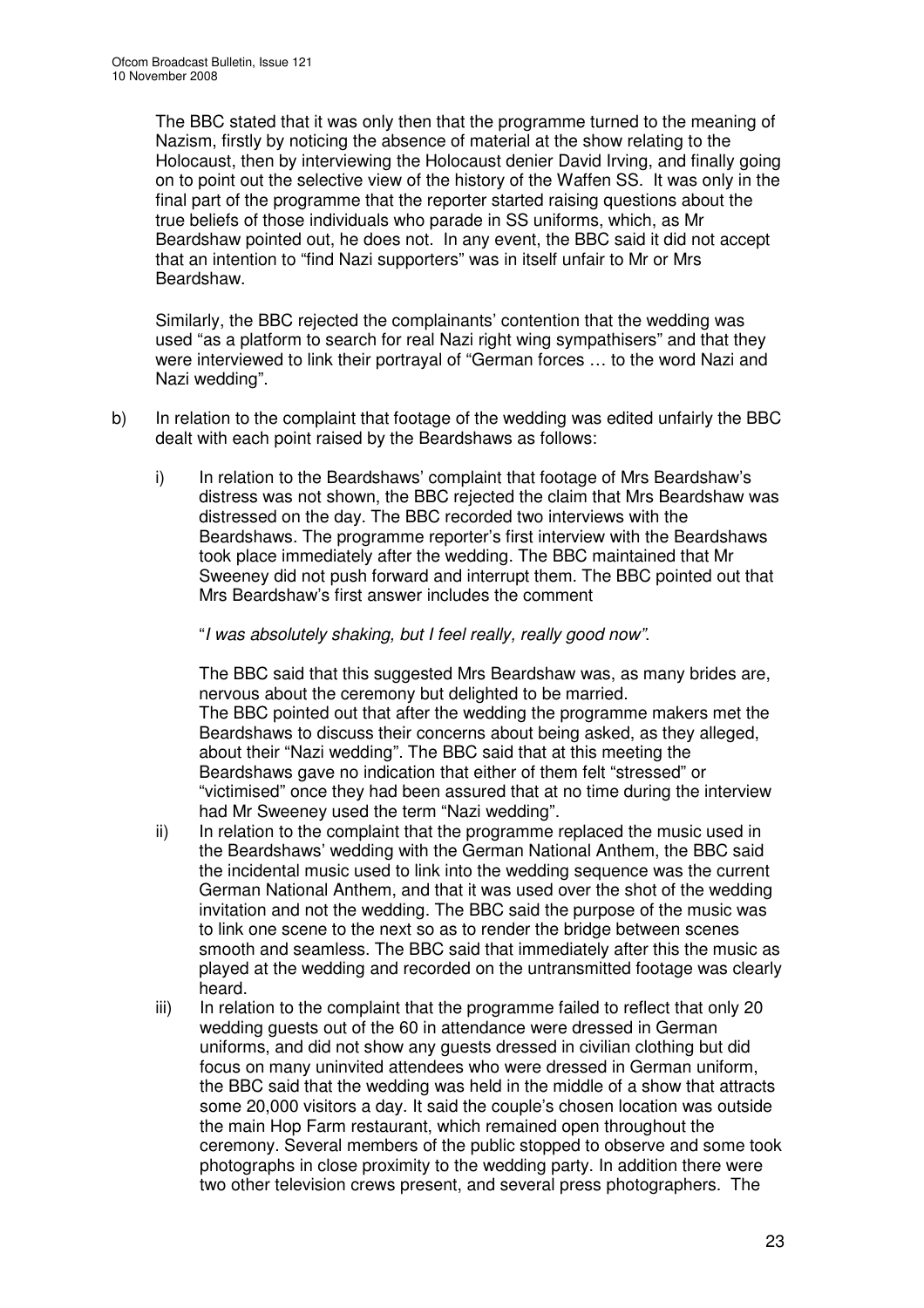The BBC stated that it was only then that the programme turned to the meaning of Nazism, firstly by noticing the absence of material at the show relating to the Holocaust, then by interviewing the Holocaust denier David Irving, and finally going on to point out the selective view of the history of the Waffen SS. It was only in the final part of the programme that the reporter started raising questions about the true beliefs of those individuals who parade in SS uniforms, which, as Mr Beardshaw pointed out, he does not. In any event, the BBC said it did not accept that an intention to "find Nazi supporters" was in itself unfair to Mr or Mrs Beardshaw.

Similarly, the BBC rejected the complainants' contention that the wedding was used "as a platform to search for real Nazi right wing sympathisers" and that they were interviewed to link their portrayal of "German forces … to the word Nazi and Nazi wedding".

b) In relation to the complaint that footage of the wedding was edited unfairly the BBC dealt with each point raised by the Beardshaws as follows:

   i) In relation to the Beardshaws' complaint that footage of Mrs Beardshaw's distress was not shown, the BBC rejected the claim that Mrs Beardshaw was distressed on the day. The BBC recorded two interviews with the Beardshaws. The programme reporter's first interview with the Beardshaws took place immediately after the wedding. The BBC maintained that Mr Sweeney did not push forward and interrupt them. The BBC pointed out that Mrs Beardshaw's first answer includes the comment

      "*I was absolutely shaking, but I feel really, really good now*".

      The BBC said that this suggested Mrs Beardshaw was, as many brides are, nervous about the ceremony but delighted to be married. The BBC pointed out that after the wedding the programme makers met the Beardshaws to discuss their concerns about being asked, as they alleged, about their "Nazi wedding". The BBC said that at this meeting the Beardshaws gave no indication that either of them felt "stressed" or "victimised" once they had been assured that at no time during the interview had Mr Sweeney used the term "Nazi wedding".

   ii) In relation to the complaint that the programme replaced the music used in the Beardshaws' wedding with the German National Anthem, the BBC said the incidental music used to link into the wedding sequence was the current German National Anthem, and that it was used over the shot of the wedding invitation and not the wedding. The BBC said the purpose of the music was to link one scene to the next so as to render the bridge between scenes smooth and seamless. The BBC said that immediately after this the music as played at the wedding and recorded on the untransmitted footage was clearly heard.

   iii) In relation to the complaint that the programme failed to reflect that only 20 wedding guests out of the 60 in attendance were dressed in German uniforms, and did not show any guests dressed in civilian clothing but did focus on many uninvited attendees who were dressed in German uniform, the BBC said that the wedding was held in the middle of a show that attracts some 20,000 visitors a day. It said the couple's chosen location was outside the main Hop Farm restaurant, which remained open throughout the ceremony. Several members of the public stopped to observe and some took photographs in close proximity to the wedding party. In addition there were two other television crews present, and several press photographers. The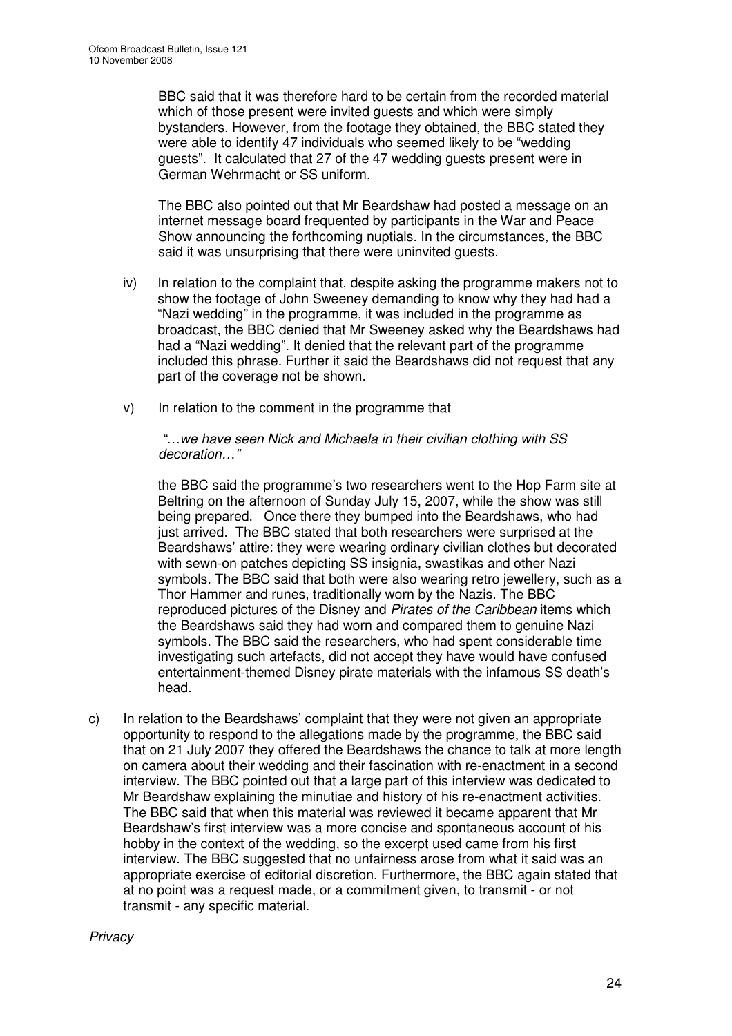BBC said that it was therefore hard to be certain from the recorded material which of those present were invited guests and which were simply bystanders. However, from the footage they obtained, the BBC stated they were able to identify 47 individuals who seemed likely to be "wedding guests". It calculated that 27 of the 47 wedding guests present were in German Wehrmacht or SS uniform.

The BBC also pointed out that Mr Beardshaw had posted a message on an internet message board frequented by participants in the War and Peace Show announcing the forthcoming nuptials. In the circumstances, the BBC said it was unsurprising that there were uninvited guests.

iv) In relation to the complaint that, despite asking the programme makers not to show the footage of John Sweeney demanding to know why they had had a "Nazi wedding" in the programme, it was included in the programme as broadcast, the BBC denied that Mr Sweeney asked why the Beardshaws had had a "Nazi wedding". It denied that the relevant part of the programme included this phrase. Further it said the Beardshaws did not request that any part of the coverage not be shown.

v) In relation to the comment in the programme that

*"…we have seen Nick and Michaela in their civilian clothing with SS decoration…"*

the BBC said the programme's two researchers went to the Hop Farm site at Beltring on the afternoon of Sunday July 15, 2007, while the show was still being prepared. Once there they bumped into the Beardshaws, who had just arrived. The BBC stated that both researchers were surprised at the Beardshaws' attire: they were wearing ordinary civilian clothes but decorated with sewn-on patches depicting SS insignia, swastikas and other Nazi symbols. The BBC said that both were also wearing retro jewellery, such as a Thor Hammer and runes, traditionally worn by the Nazis. The BBC reproduced pictures of the Disney and *Pirates of the Caribbean* items which the Beardshaws said they had worn and compared them to genuine Nazi symbols. The BBC said the researchers, who had spent considerable time investigating such artefacts, did not accept they have would have confused entertainment-themed Disney pirate materials with the infamous SS death's head.

c) In relation to the Beardshaws' complaint that they were not given an appropriate opportunity to respond to the allegations made by the programme, the BBC said that on 21 July 2007 they offered the Beardshaws the chance to talk at more length on camera about their wedding and their fascination with re-enactment in a second interview. The BBC pointed out that a large part of this interview was dedicated to Mr Beardshaw explaining the minutiae and history of his re-enactment activities. The BBC said that when this material was reviewed it became apparent that Mr Beardshaw's first interview was a more concise and spontaneous account of his hobby in the context of the wedding, so the excerpt used came from his first interview. The BBC suggested that no unfairness arose from what it said was an appropriate exercise of editorial discretion. Furthermore, the BBC again stated that at no point was a request made, or a commitment given, to transmit - or not transmit - any specific material.

*Privacy*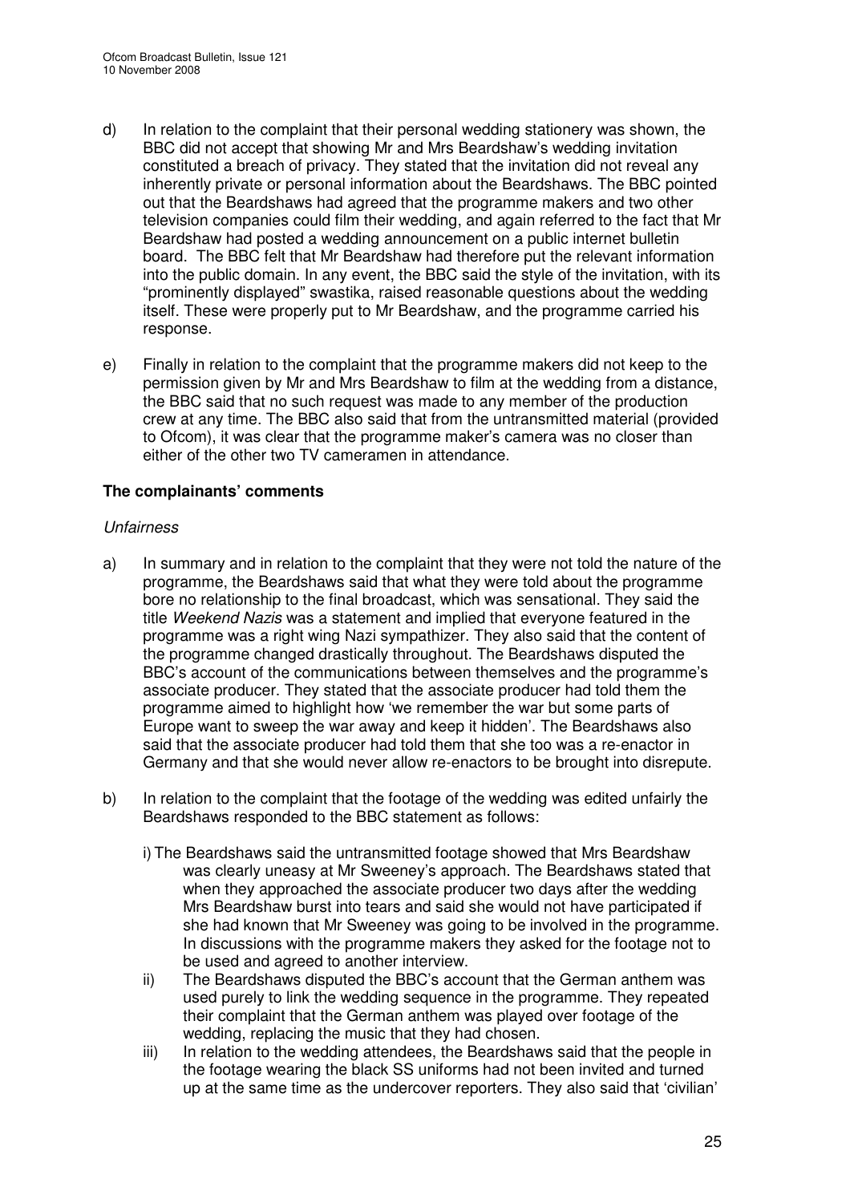d) In relation to the complaint that their personal wedding stationery was shown, the BBC did not accept that showing Mr and Mrs Beardshaw's wedding invitation constituted a breach of privacy. They stated that the invitation did not reveal any inherently private or personal information about the Beardshaws. The BBC pointed out that the Beardshaws had agreed that the programme makers and two other television companies could film their wedding, and again referred to the fact that Mr Beardshaw had posted a wedding announcement on a public internet bulletin board. The BBC felt that Mr Beardshaw had therefore put the relevant information into the public domain. In any event, the BBC said the style of the invitation, with its "prominently displayed" swastika, raised reasonable questions about the wedding itself. These were properly put to Mr Beardshaw, and the programme carried his response.

e) Finally in relation to the complaint that the programme makers did not keep to the permission given by Mr and Mrs Beardshaw to film at the wedding from a distance, the BBC said that no such request was made to any member of the production crew at any time. The BBC also said that from the untransmitted material (provided to Ofcom), it was clear that the programme maker's camera was no closer than either of the other two TV cameramen in attendance.

**The complainants' comments**

*Unfairness*

a) In summary and in relation to the complaint that they were not told the nature of the programme, the Beardshaws said that what they were told about the programme bore no relationship to the final broadcast, which was sensational. They said the title *Weekend Nazis* was a statement and implied that everyone featured in the programme was a right wing Nazi sympathizer. They also said that the content of the programme changed drastically throughout. The Beardshaws disputed the BBC's account of the communications between themselves and the programme's associate producer. They stated that the associate producer had told them the programme aimed to highlight how 'we remember the war but some parts of Europe want to sweep the war away and keep it hidden'. The Beardshaws also said that the associate producer had told them that she too was a re-enactor in Germany and that she would never allow re-enactors to be brought into disrepute.

b) In relation to the complaint that the footage of the wedding was edited unfairly the Beardshaws responded to the BBC statement as follows:

    i) The Beardshaws said the untransmitted footage showed that Mrs Beardshaw was clearly uneasy at Mr Sweeney's approach. The Beardshaws stated that when they approached the associate producer two days after the wedding Mrs Beardshaw burst into tears and said she would not have participated if she had known that Mr Sweeney was going to be involved in the programme. In discussions with the programme makers they asked for the footage not to be used and agreed to another interview.

    ii) The Beardshaws disputed the BBC's account that the German anthem was used purely to link the wedding sequence in the programme. They repeated their complaint that the German anthem was played over footage of the wedding, replacing the music that they had chosen.

    iii) In relation to the wedding attendees, the Beardshaws said that the people in the footage wearing the black SS uniforms had not been invited and turned up at the same time as the undercover reporters. They also said that 'civilian'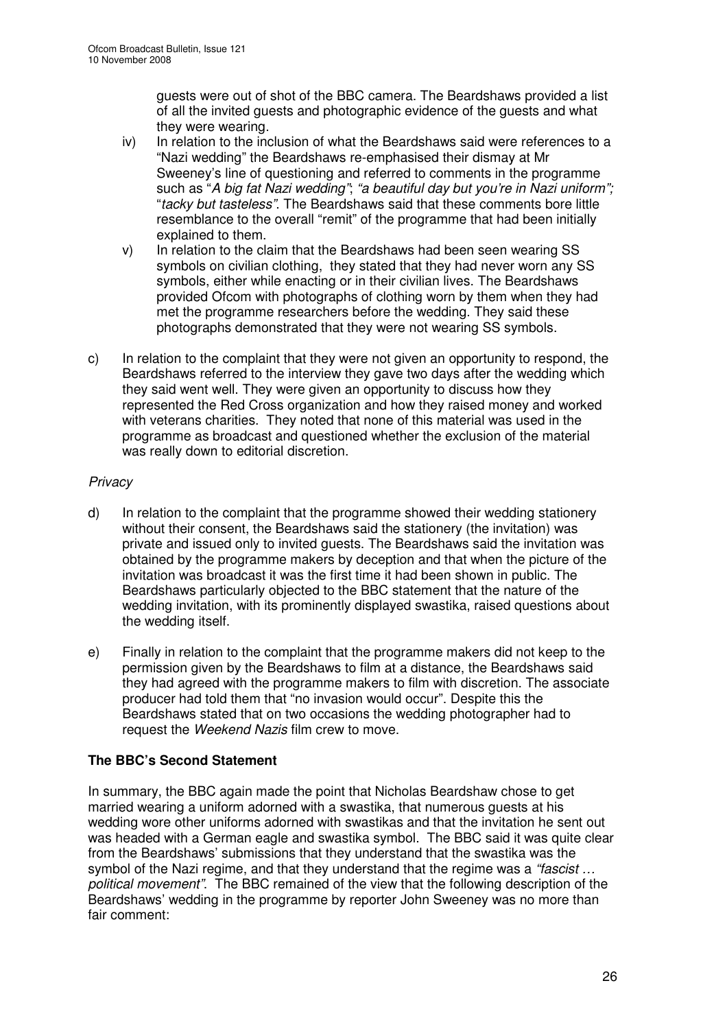guests were out of shot of the BBC camera. The Beardshaws provided a list of all the invited guests and photographic evidence of the guests and what they were wearing.

iv) In relation to the inclusion of what the Beardshaws said were references to a "Nazi wedding" the Beardshaws re-emphasised their dismay at Mr Sweeney's line of questioning and referred to comments in the programme such as "*A big fat Nazi wedding*"; *"a beautiful day but you're in Nazi uniform";* "*tacky but tasteless"*. The Beardshaws said that these comments bore little resemblance to the overall "remit" of the programme that had been initially explained to them.

v) In relation to the claim that the Beardshaws had been seen wearing SS symbols on civilian clothing, they stated that they had never worn any SS symbols, either while enacting or in their civilian lives. The Beardshaws provided Ofcom with photographs of clothing worn by them when they had met the programme researchers before the wedding. They said these photographs demonstrated that they were not wearing SS symbols.

c) In relation to the complaint that they were not given an opportunity to respond, the Beardshaws referred to the interview they gave two days after the wedding which they said went well. They were given an opportunity to discuss how they represented the Red Cross organization and how they raised money and worked with veterans charities. They noted that none of this material was used in the programme as broadcast and questioned whether the exclusion of the material was really down to editorial discretion.

*Privacy*

d) In relation to the complaint that the programme showed their wedding stationery without their consent, the Beardshaws said the stationery (the invitation) was private and issued only to invited guests. The Beardshaws said the invitation was obtained by the programme makers by deception and that when the picture of the invitation was broadcast it was the first time it had been shown in public. The Beardshaws particularly objected to the BBC statement that the nature of the wedding invitation, with its prominently displayed swastika, raised questions about the wedding itself.

e) Finally in relation to the complaint that the programme makers did not keep to the permission given by the Beardshaws to film at a distance, the Beardshaws said they had agreed with the programme makers to film with discretion. The associate producer had told them that "no invasion would occur". Despite this the Beardshaws stated that on two occasions the wedding photographer had to request the *Weekend Nazis* film crew to move.

**The BBC's Second Statement**

In summary, the BBC again made the point that Nicholas Beardshaw chose to get married wearing a uniform adorned with a swastika, that numerous guests at his wedding wore other uniforms adorned with swastikas and that the invitation he sent out was headed with a German eagle and swastika symbol. The BBC said it was quite clear from the Beardshaws' submissions that they understand that the swastika was the symbol of the Nazi regime, and that they understand that the regime was a *"fascist … political movement"*. The BBC remained of the view that the following description of the Beardshaws' wedding in the programme by reporter John Sweeney was no more than fair comment: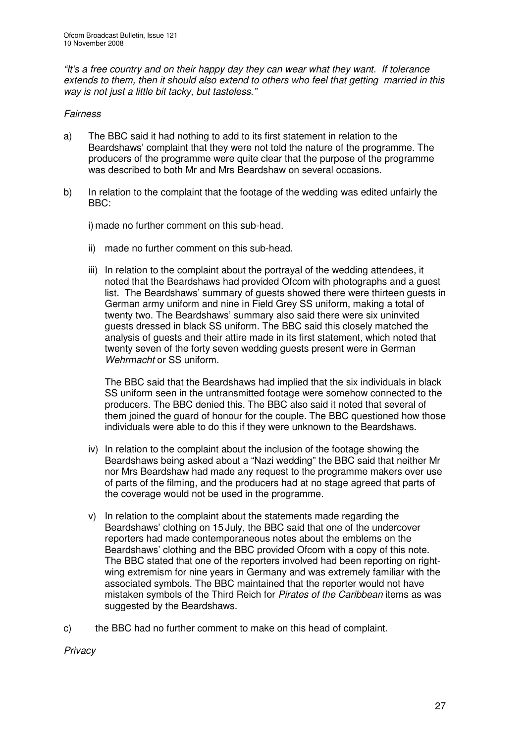*"It's a free country and on their happy day they can wear what they want. If tolerance extends to them, then it should also extend to others who feel that getting married in this way is not just a little bit tacky, but tasteless."*

*Fairness*

a) The BBC said it had nothing to add to its first statement in relation to the Beardshaws' complaint that they were not told the nature of the programme. The producers of the programme were quite clear that the purpose of the programme was described to both Mr and Mrs Beardshaw on several occasions.

b) In relation to the complaint that the footage of the wedding was edited unfairly the BBC:

   i) made no further comment on this sub-head.

   ii) made no further comment on this sub-head.

   iii) In relation to the complaint about the portrayal of the wedding attendees, it noted that the Beardshaws had provided Ofcom with photographs and a guest list. The Beardshaws' summary of guests showed there were thirteen guests in German army uniform and nine in Field Grey SS uniform, making a total of twenty two. The Beardshaws' summary also said there were six uninvited guests dressed in black SS uniform. The BBC said this closely matched the analysis of guests and their attire made in its first statement, which noted that twenty seven of the forty seven wedding guests present were in German *Wehrmacht* or SS uniform.

   The BBC said that the Beardshaws had implied that the six individuals in black SS uniform seen in the untransmitted footage were somehow connected to the producers. The BBC denied this. The BBC also said it noted that several of them joined the guard of honour for the couple. The BBC questioned how those individuals were able to do this if they were unknown to the Beardshaws.

   iv) In relation to the complaint about the inclusion of the footage showing the Beardshaws being asked about a "Nazi wedding" the BBC said that neither Mr nor Mrs Beardshaw had made any request to the programme makers over use of parts of the filming, and the producers had at no stage agreed that parts of the coverage would not be used in the programme.

   v) In relation to the complaint about the statements made regarding the Beardshaws' clothing on 15 July, the BBC said that one of the undercover reporters had made contemporaneous notes about the emblems on the Beardshaws' clothing and the BBC provided Ofcom with a copy of this note. The BBC stated that one of the reporters involved had been reporting on right-wing extremism for nine years in Germany and was extremely familiar with the associated symbols. The BBC maintained that the reporter would not have mistaken symbols of the Third Reich for *Pirates of the Caribbean* items as was suggested by the Beardshaws.

c) the BBC had no further comment to make on this head of complaint.

*Privacy*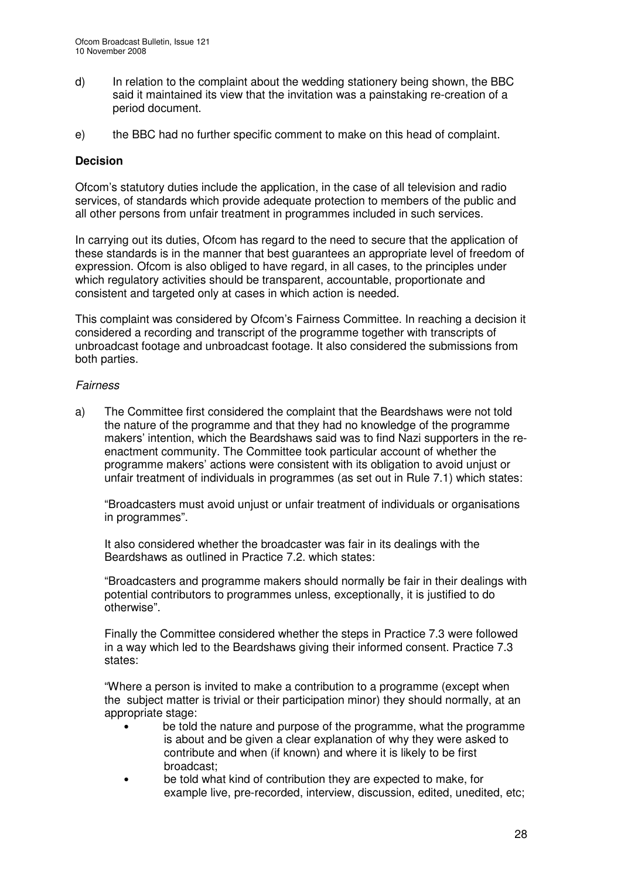d) In relation to the complaint about the wedding stationery being shown, the BBC said it maintained its view that the invitation was a painstaking re-creation of a period document.

e) the BBC had no further specific comment to make on this head of complaint.

**Decision**

Ofcom's statutory duties include the application, in the case of all television and radio services, of standards which provide adequate protection to members of the public and all other persons from unfair treatment in programmes included in such services.

In carrying out its duties, Ofcom has regard to the need to secure that the application of these standards is in the manner that best guarantees an appropriate level of freedom of expression. Ofcom is also obliged to have regard, in all cases, to the principles under which regulatory activities should be transparent, accountable, proportionate and consistent and targeted only at cases in which action is needed.

This complaint was considered by Ofcom's Fairness Committee. In reaching a decision it considered a recording and transcript of the programme together with transcripts of unbroadcast footage and unbroadcast footage. It also considered the submissions from both parties.

*Fairness*

a) The Committee first considered the complaint that the Beardshaws were not told the nature of the programme and that they had no knowledge of the programme makers' intention, which the Beardshaws said was to find Nazi supporters in the re-enactment community. The Committee took particular account of whether the programme makers' actions were consistent with its obligation to avoid unjust or unfair treatment of individuals in programmes (as set out in Rule 7.1) which states:

   "Broadcasters must avoid unjust or unfair treatment of individuals or organisations in programmes".

   It also considered whether the broadcaster was fair in its dealings with the Beardshaws as outlined in Practice 7.2. which states:

   "Broadcasters and programme makers should normally be fair in their dealings with potential contributors to programmes unless, exceptionally, it is justified to do otherwise".

   Finally the Committee considered whether the steps in Practice 7.3 were followed in a way which led to the Beardshaws giving their informed consent. Practice 7.3 states:

   "Where a person is invited to make a contribution to a programme (except when the subject matter is trivial or their participation minor) they should normally, at an appropriate stage:

   - be told the nature and purpose of the programme, what the programme is about and be given a clear explanation of why they were asked to contribute and when (if known) and where it is likely to be first broadcast;
   - be told what kind of contribution they are expected to make, for example live, pre-recorded, interview, discussion, edited, unedited, etc;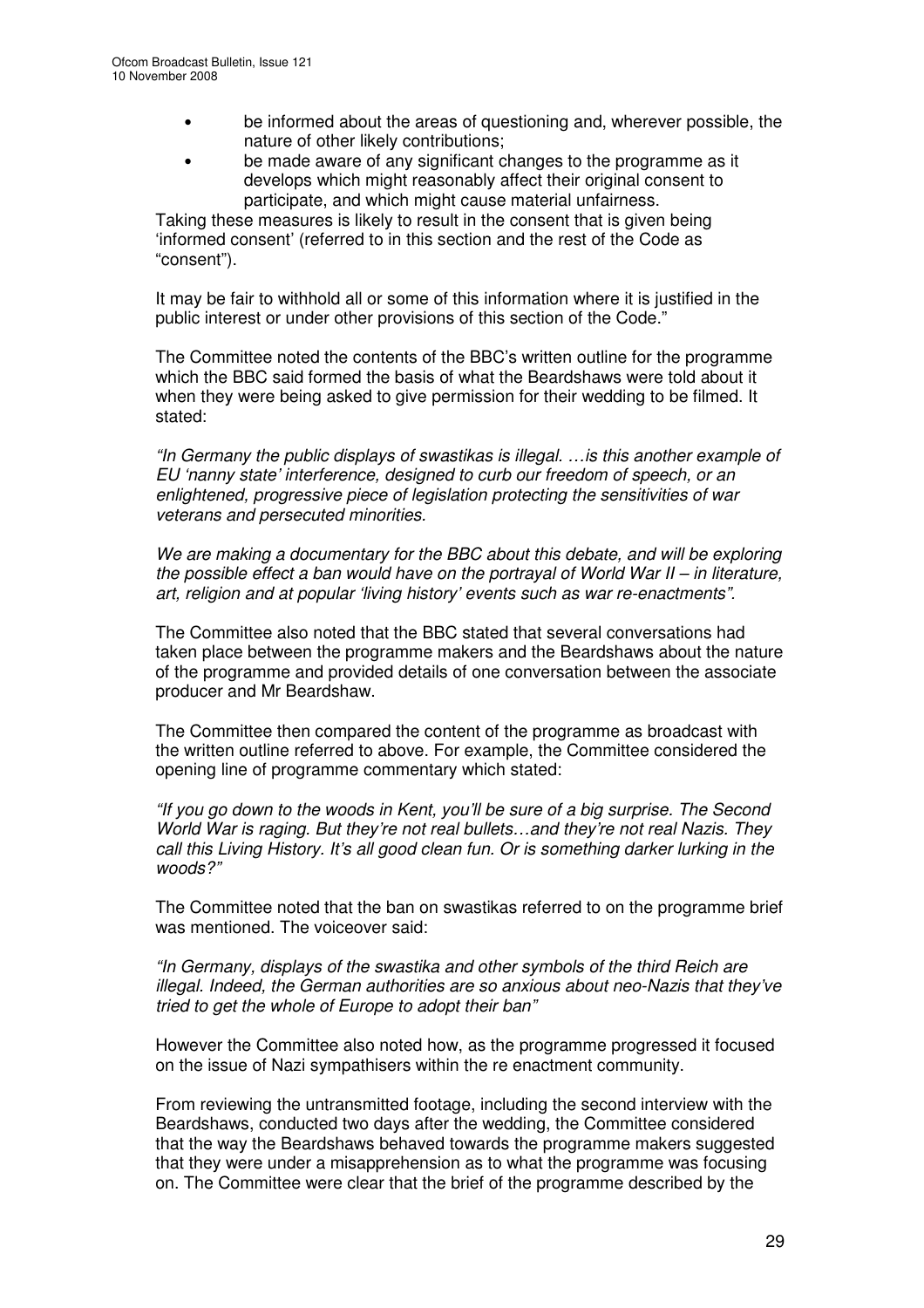- be informed about the areas of questioning and, wherever possible, the nature of other likely contributions;
- be made aware of any significant changes to the programme as it develops which might reasonably affect their original consent to participate, and which might cause material unfairness.

Taking these measures is likely to result in the consent that is given being 'informed consent' (referred to in this section and the rest of the Code as "consent").

It may be fair to withhold all or some of this information where it is justified in the public interest or under other provisions of this section of the Code."

The Committee noted the contents of the BBC's written outline for the programme which the BBC said formed the basis of what the Beardshaws were told about it when they were being asked to give permission for their wedding to be filmed. It stated:

*"In Germany the public displays of swastikas is illegal. …is this another example of EU 'nanny state' interference, designed to curb our freedom of speech, or an enlightened, progressive piece of legislation protecting the sensitivities of war veterans and persecuted minorities.*

*We are making a documentary for the BBC about this debate, and will be exploring the possible effect a ban would have on the portrayal of World War II – in literature, art, religion and at popular 'living history' events such as war re-enactments".*

The Committee also noted that the BBC stated that several conversations had taken place between the programme makers and the Beardshaws about the nature of the programme and provided details of one conversation between the associate producer and Mr Beardshaw.

The Committee then compared the content of the programme as broadcast with the written outline referred to above. For example, the Committee considered the opening line of programme commentary which stated:

*"If you go down to the woods in Kent, you'll be sure of a big surprise. The Second World War is raging. But they're not real bullets…and they're not real Nazis. They call this Living History. It's all good clean fun. Or is something darker lurking in the woods?"*

The Committee noted that the ban on swastikas referred to on the programme brief was mentioned. The voiceover said:

*"In Germany, displays of the swastika and other symbols of the third Reich are illegal. Indeed, the German authorities are so anxious about neo-Nazis that they've tried to get the whole of Europe to adopt their ban"*

However the Committee also noted how, as the programme progressed it focused on the issue of Nazi sympathisers within the re enactment community.

From reviewing the untransmitted footage, including the second interview with the Beardshaws, conducted two days after the wedding, the Committee considered that the way the Beardshaws behaved towards the programme makers suggested that they were under a misapprehension as to what the programme was focusing on. The Committee were clear that the brief of the programme described by the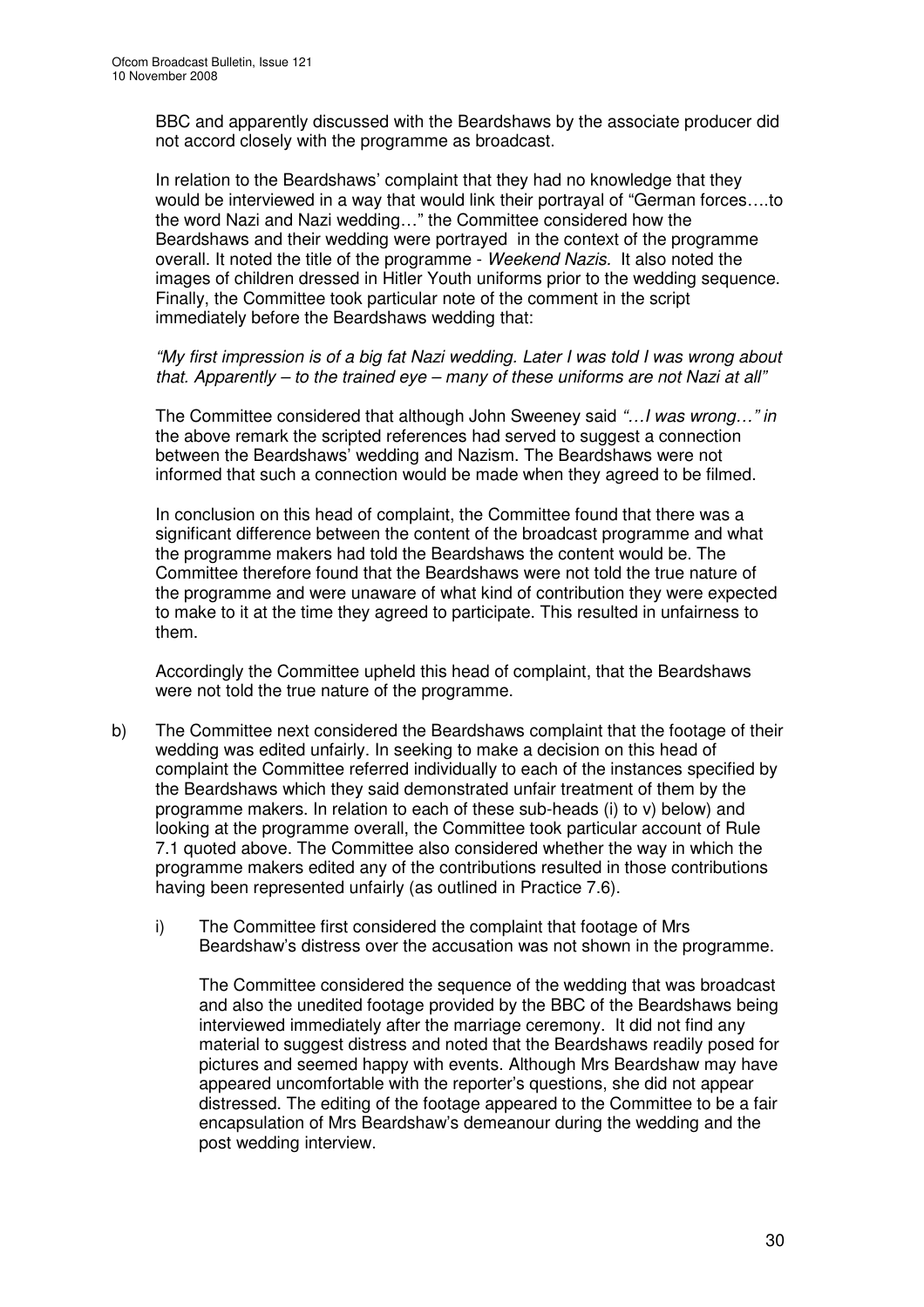BBC and apparently discussed with the Beardshaws by the associate producer did not accord closely with the programme as broadcast.

In relation to the Beardshaws' complaint that they had no knowledge that they would be interviewed in a way that would link their portrayal of "German forces….to the word Nazi and Nazi wedding…" the Committee considered how the Beardshaws and their wedding were portrayed in the context of the programme overall. It noted the title of the programme - *Weekend Nazis.* It also noted the images of children dressed in Hitler Youth uniforms prior to the wedding sequence. Finally, the Committee took particular note of the comment in the script immediately before the Beardshaws wedding that:

*"My first impression is of a big fat Nazi wedding. Later I was told I was wrong about that. Apparently – to the trained eye – many of these uniforms are not Nazi at all"*

The Committee considered that although John Sweeney said *"…I was wrong…" in* the above remark the scripted references had served to suggest a connection between the Beardshaws' wedding and Nazism. The Beardshaws were not informed that such a connection would be made when they agreed to be filmed.

In conclusion on this head of complaint, the Committee found that there was a significant difference between the content of the broadcast programme and what the programme makers had told the Beardshaws the content would be. The Committee therefore found that the Beardshaws were not told the true nature of the programme and were unaware of what kind of contribution they were expected to make to it at the time they agreed to participate. This resulted in unfairness to them.

Accordingly the Committee upheld this head of complaint, that the Beardshaws were not told the true nature of the programme.

b) The Committee next considered the Beardshaws complaint that the footage of their wedding was edited unfairly. In seeking to make a decision on this head of complaint the Committee referred individually to each of the instances specified by the Beardshaws which they said demonstrated unfair treatment of them by the programme makers. In relation to each of these sub-heads (i) to v) below) and looking at the programme overall, the Committee took particular account of Rule 7.1 quoted above. The Committee also considered whether the way in which the programme makers edited any of the contributions resulted in those contributions having been represented unfairly (as outlined in Practice 7.6).

   i) The Committee first considered the complaint that footage of Mrs Beardshaw's distress over the accusation was not shown in the programme.

      The Committee considered the sequence of the wedding that was broadcast and also the unedited footage provided by the BBC of the Beardshaws being interviewed immediately after the marriage ceremony. It did not find any material to suggest distress and noted that the Beardshaws readily posed for pictures and seemed happy with events. Although Mrs Beardshaw may have appeared uncomfortable with the reporter's questions, she did not appear distressed. The editing of the footage appeared to the Committee to be a fair encapsulation of Mrs Beardshaw's demeanour during the wedding and the post wedding interview.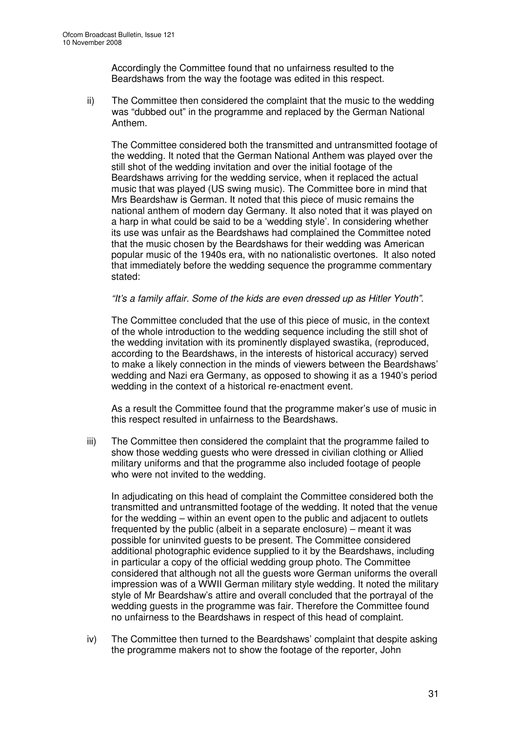Accordingly the Committee found that no unfairness resulted to the Beardshaws from the way the footage was edited in this respect.

ii) The Committee then considered the complaint that the music to the wedding was "dubbed out" in the programme and replaced by the German National Anthem.

The Committee considered both the transmitted and untransmitted footage of the wedding. It noted that the German National Anthem was played over the still shot of the wedding invitation and over the initial footage of the Beardshaws arriving for the wedding service, when it replaced the actual music that was played (US swing music). The Committee bore in mind that Mrs Beardshaw is German. It noted that this piece of music remains the national anthem of modern day Germany. It also noted that it was played on a harp in what could be said to be a 'wedding style'. In considering whether its use was unfair as the Beardshaws had complained the Committee noted that the music chosen by the Beardshaws for their wedding was American popular music of the 1940s era, with no nationalistic overtones. It also noted that immediately before the wedding sequence the programme commentary stated:

*"It's a family affair. Some of the kids are even dressed up as Hitler Youth".*

The Committee concluded that the use of this piece of music, in the context of the whole introduction to the wedding sequence including the still shot of the wedding invitation with its prominently displayed swastika, (reproduced, according to the Beardshaws, in the interests of historical accuracy) served to make a likely connection in the minds of viewers between the Beardshaws' wedding and Nazi era Germany, as opposed to showing it as a 1940's period wedding in the context of a historical re-enactment event.

As a result the Committee found that the programme maker's use of music in this respect resulted in unfairness to the Beardshaws.

iii) The Committee then considered the complaint that the programme failed to show those wedding guests who were dressed in civilian clothing or Allied military uniforms and that the programme also included footage of people who were not invited to the wedding.

In adjudicating on this head of complaint the Committee considered both the transmitted and untransmitted footage of the wedding. It noted that the venue for the wedding – within an event open to the public and adjacent to outlets frequented by the public (albeit in a separate enclosure) – meant it was possible for uninvited guests to be present. The Committee considered additional photographic evidence supplied to it by the Beardshaws, including in particular a copy of the official wedding group photo. The Committee considered that although not all the guests wore German uniforms the overall impression was of a WWII German military style wedding. It noted the military style of Mr Beardshaw's attire and overall concluded that the portrayal of the wedding guests in the programme was fair. Therefore the Committee found no unfairness to the Beardshaws in respect of this head of complaint.

iv) The Committee then turned to the Beardshaws' complaint that despite asking the programme makers not to show the footage of the reporter, John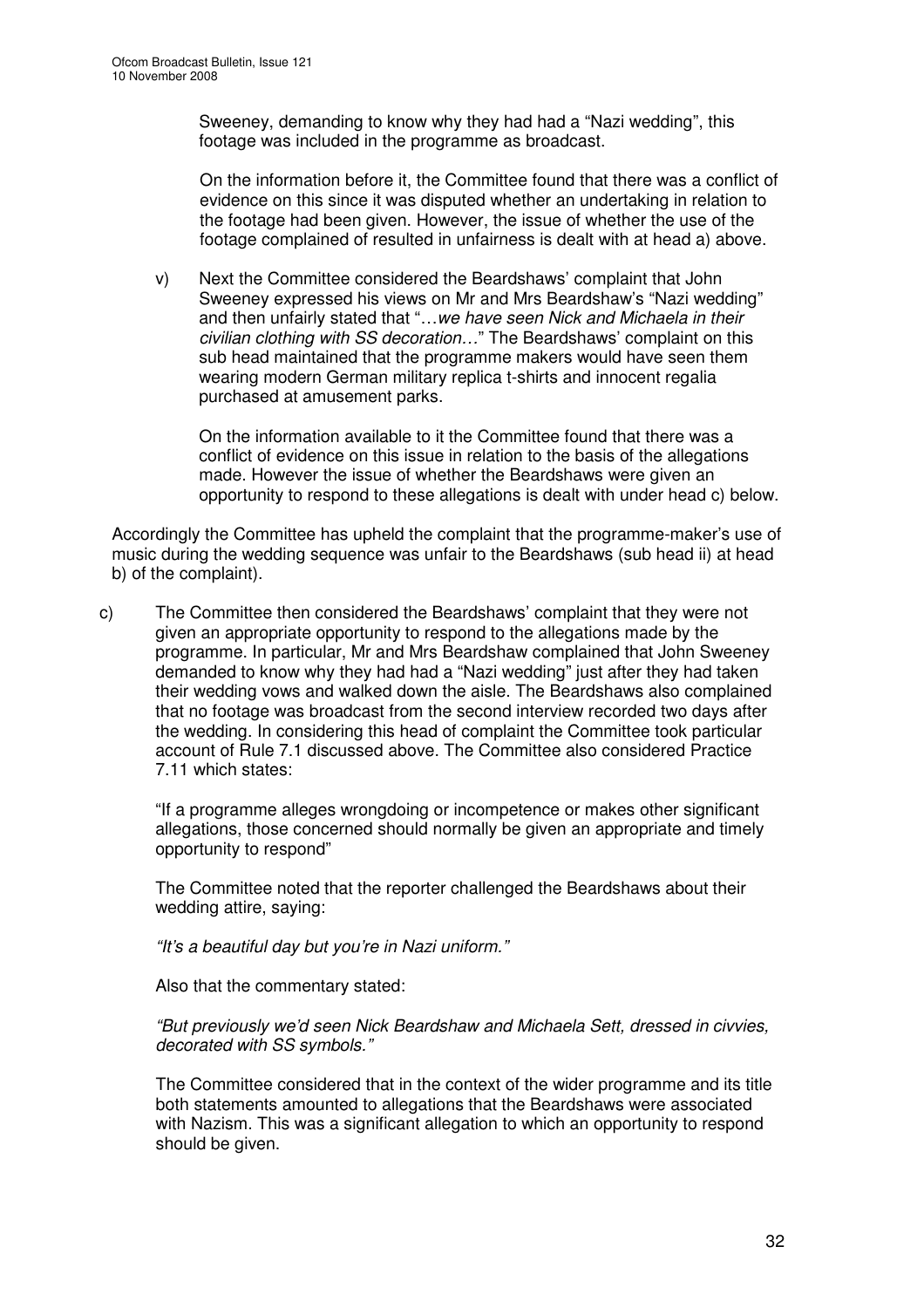Sweeney, demanding to know why they had had a "Nazi wedding", this footage was included in the programme as broadcast.

On the information before it, the Committee found that there was a conflict of evidence on this since it was disputed whether an undertaking in relation to the footage had been given. However, the issue of whether the use of the footage complained of resulted in unfairness is dealt with at head a) above.

v) Next the Committee considered the Beardshaws' complaint that John Sweeney expressed his views on Mr and Mrs Beardshaw's "Nazi wedding" and then unfairly stated that "…*we have seen Nick and Michaela in their civilian clothing with SS decoration…*" The Beardshaws' complaint on this sub head maintained that the programme makers would have seen them wearing modern German military replica t-shirts and innocent regalia purchased at amusement parks.

On the information available to it the Committee found that there was a conflict of evidence on this issue in relation to the basis of the allegations made. However the issue of whether the Beardshaws were given an opportunity to respond to these allegations is dealt with under head c) below.

Accordingly the Committee has upheld the complaint that the programme-maker's use of music during the wedding sequence was unfair to the Beardshaws (sub head ii) at head b) of the complaint).

c) The Committee then considered the Beardshaws' complaint that they were not given an appropriate opportunity to respond to the allegations made by the programme. In particular, Mr and Mrs Beardshaw complained that John Sweeney demanded to know why they had had a "Nazi wedding" just after they had taken their wedding vows and walked down the aisle. The Beardshaws also complained that no footage was broadcast from the second interview recorded two days after the wedding. In considering this head of complaint the Committee took particular account of Rule 7.1 discussed above. The Committee also considered Practice 7.11 which states:

"If a programme alleges wrongdoing or incompetence or makes other significant allegations, those concerned should normally be given an appropriate and timely opportunity to respond"

The Committee noted that the reporter challenged the Beardshaws about their wedding attire, saying:

*"It's a beautiful day but you're in Nazi uniform."*

Also that the commentary stated:

*"But previously we'd seen Nick Beardshaw and Michaela Sett, dressed in civvies, decorated with SS symbols."*

The Committee considered that in the context of the wider programme and its title both statements amounted to allegations that the Beardshaws were associated with Nazism. This was a significant allegation to which an opportunity to respond should be given.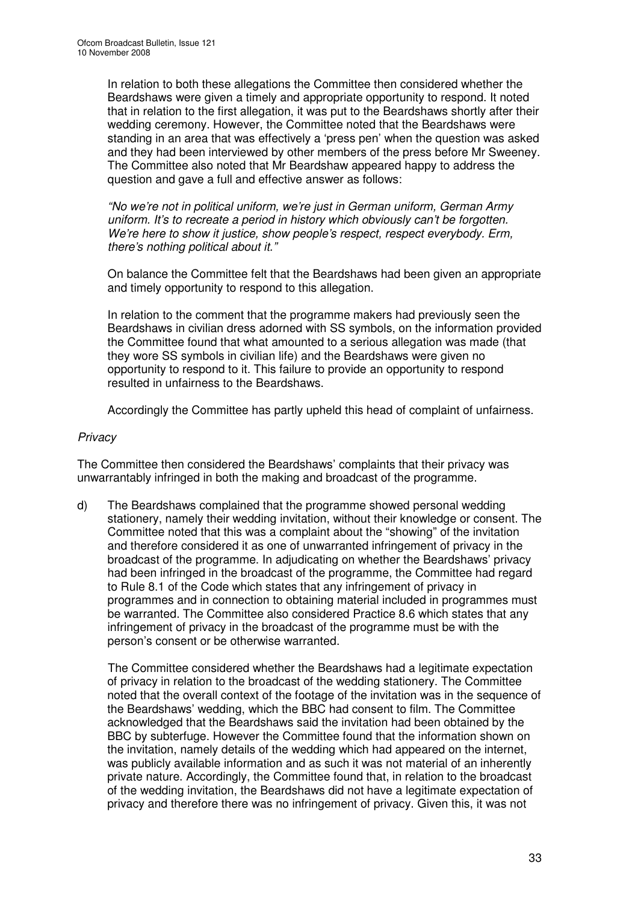In relation to both these allegations the Committee then considered whether the Beardshaws were given a timely and appropriate opportunity to respond. It noted that in relation to the first allegation, it was put to the Beardshaws shortly after their wedding ceremony. However, the Committee noted that the Beardshaws were standing in an area that was effectively a 'press pen' when the question was asked and they had been interviewed by other members of the press before Mr Sweeney. The Committee also noted that Mr Beardshaw appeared happy to address the question and gave a full and effective answer as follows:

*"No we're not in political uniform, we're just in German uniform, German Army uniform. It's to recreate a period in history which obviously can't be forgotten. We're here to show it justice, show people's respect, respect everybody. Erm, there's nothing political about it."*

On balance the Committee felt that the Beardshaws had been given an appropriate and timely opportunity to respond to this allegation.

In relation to the comment that the programme makers had previously seen the Beardshaws in civilian dress adorned with SS symbols, on the information provided the Committee found that what amounted to a serious allegation was made (that they wore SS symbols in civilian life) and the Beardshaws were given no opportunity to respond to it. This failure to provide an opportunity to respond resulted in unfairness to the Beardshaws.

Accordingly the Committee has partly upheld this head of complaint of unfairness.

*Privacy*

The Committee then considered the Beardshaws' complaints that their privacy was unwarrantably infringed in both the making and broadcast of the programme.

d) The Beardshaws complained that the programme showed personal wedding stationery, namely their wedding invitation, without their knowledge or consent. The Committee noted that this was a complaint about the "showing" of the invitation and therefore considered it as one of unwarranted infringement of privacy in the broadcast of the programme. In adjudicating on whether the Beardshaws' privacy had been infringed in the broadcast of the programme, the Committee had regard to Rule 8.1 of the Code which states that any infringement of privacy in programmes and in connection to obtaining material included in programmes must be warranted. The Committee also considered Practice 8.6 which states that any infringement of privacy in the broadcast of the programme must be with the person's consent or be otherwise warranted.

   The Committee considered whether the Beardshaws had a legitimate expectation of privacy in relation to the broadcast of the wedding stationery. The Committee noted that the overall context of the footage of the invitation was in the sequence of the Beardshaws' wedding, which the BBC had consent to film. The Committee acknowledged that the Beardshaws said the invitation had been obtained by the BBC by subterfuge. However the Committee found that the information shown on the invitation, namely details of the wedding which had appeared on the internet, was publicly available information and as such it was not material of an inherently private nature. Accordingly, the Committee found that, in relation to the broadcast of the wedding invitation, the Beardshaws did not have a legitimate expectation of privacy and therefore there was no infringement of privacy. Given this, it was not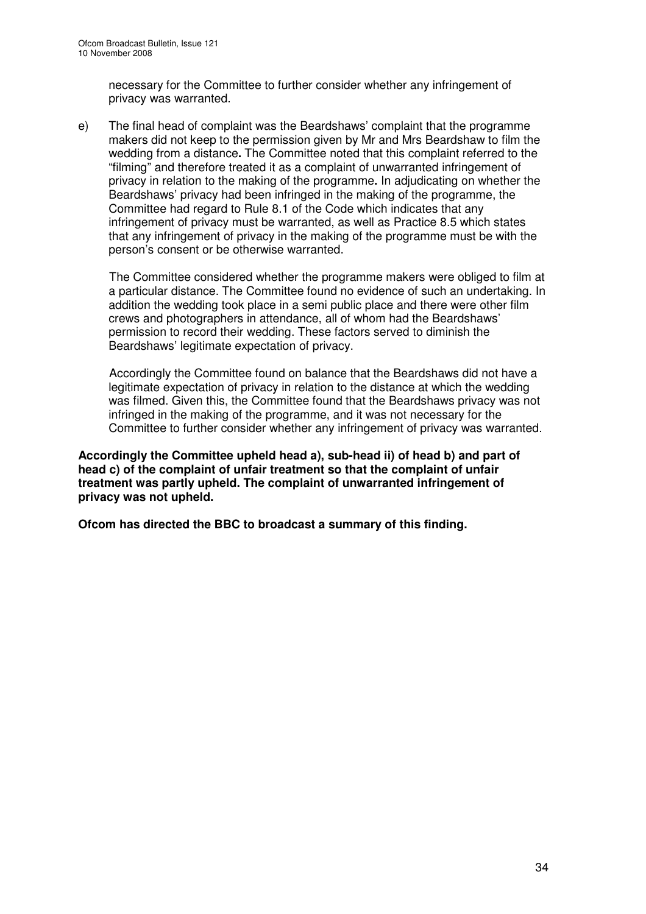necessary for the Committee to further consider whether any infringement of privacy was warranted.

e) The final head of complaint was the Beardshaws' complaint that the programme makers did not keep to the permission given by Mr and Mrs Beardshaw to film the wedding from a distance**.** The Committee noted that this complaint referred to the "filming" and therefore treated it as a complaint of unwarranted infringement of privacy in relation to the making of the programme**.** In adjudicating on whether the Beardshaws' privacy had been infringed in the making of the programme, the Committee had regard to Rule 8.1 of the Code which indicates that any infringement of privacy must be warranted, as well as Practice 8.5 which states that any infringement of privacy in the making of the programme must be with the person's consent or be otherwise warranted.

   The Committee considered whether the programme makers were obliged to film at a particular distance. The Committee found no evidence of such an undertaking. In addition the wedding took place in a semi public place and there were other film crews and photographers in attendance, all of whom had the Beardshaws' permission to record their wedding. These factors served to diminish the Beardshaws' legitimate expectation of privacy.

   Accordingly the Committee found on balance that the Beardshaws did not have a legitimate expectation of privacy in relation to the distance at which the wedding was filmed. Given this, the Committee found that the Beardshaws privacy was not infringed in the making of the programme, and it was not necessary for the Committee to further consider whether any infringement of privacy was warranted.

**Accordingly the Committee upheld head a), sub-head ii) of head b) and part of head c) of the complaint of unfair treatment so that the complaint of unfair treatment was partly upheld. The complaint of unwarranted infringement of privacy was not upheld.**

**Ofcom has directed the BBC to broadcast a summary of this finding.**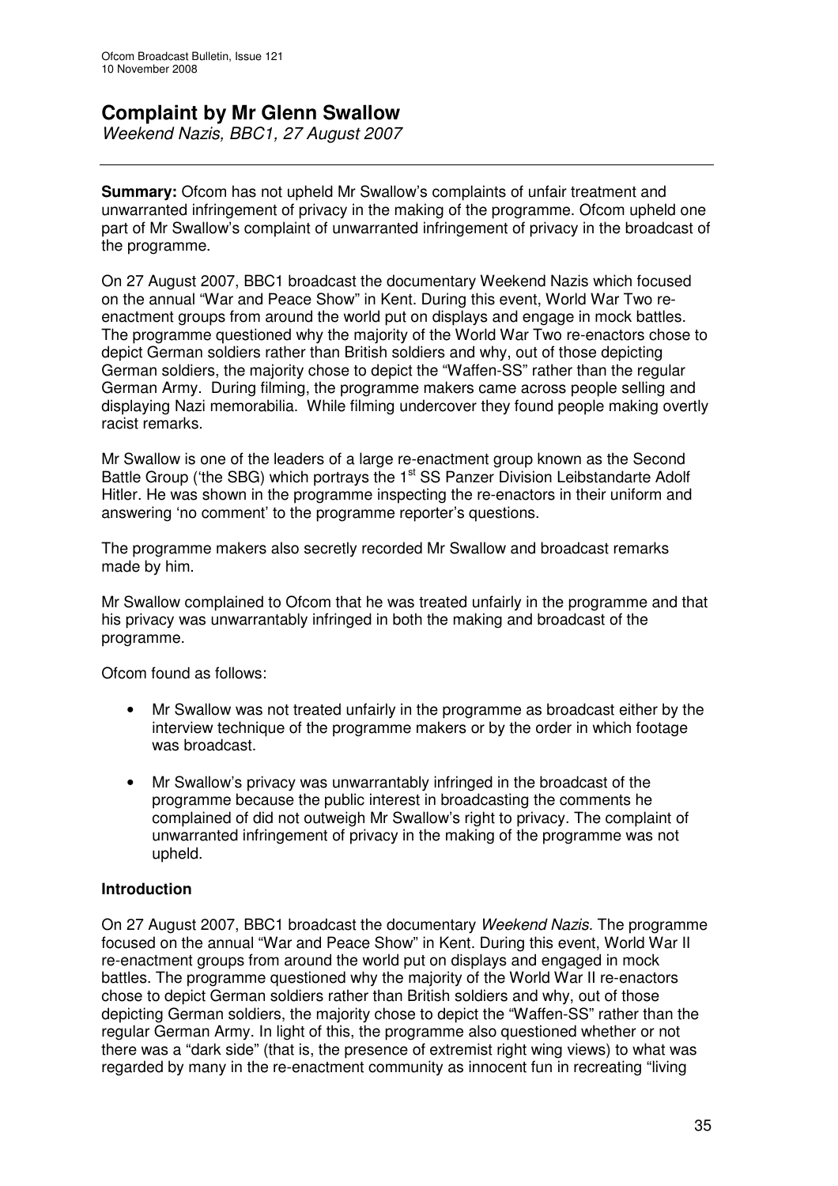## Complaint by Mr Glenn Swallow

*Weekend Nazis, BBC1, 27 August 2007*

---

**Summary:** Ofcom has not upheld Mr Swallow's complaints of unfair treatment and unwarranted infringement of privacy in the making of the programme. Ofcom upheld one part of Mr Swallow's complaint of unwarranted infringement of privacy in the broadcast of the programme.

On 27 August 2007, BBC1 broadcast the documentary Weekend Nazis which focused on the annual "War and Peace Show" in Kent. During this event, World War Two re-enactment groups from around the world put on displays and engage in mock battles. The programme questioned why the majority of the World War Two re-enactors chose to depict German soldiers rather than British soldiers and why, out of those depicting German soldiers, the majority chose to depict the "Waffen-SS" rather than the regular German Army. During filming, the programme makers came across people selling and displaying Nazi memorabilia. While filming undercover they found people making overtly racist remarks.

Mr Swallow is one of the leaders of a large re-enactment group known as the Second Battle Group ('the SBG) which portrays the 1st SS Panzer Division Leibstandarte Adolf Hitler. He was shown in the programme inspecting the re-enactors in their uniform and answering 'no comment' to the programme reporter's questions.

The programme makers also secretly recorded Mr Swallow and broadcast remarks made by him.

Mr Swallow complained to Ofcom that he was treated unfairly in the programme and that his privacy was unwarrantably infringed in both the making and broadcast of the programme.

Ofcom found as follows:

- Mr Swallow was not treated unfairly in the programme as broadcast either by the interview technique of the programme makers or by the order in which footage was broadcast.
- Mr Swallow's privacy was unwarrantably infringed in the broadcast of the programme because the public interest in broadcasting the comments he complained of did not outweigh Mr Swallow's right to privacy. The complaint of unwarranted infringement of privacy in the making of the programme was not upheld.

### Introduction

On 27 August 2007, BBC1 broadcast the documentary *Weekend Nazis.* The programme focused on the annual "War and Peace Show" in Kent. During this event, World War II re-enactment groups from around the world put on displays and engaged in mock battles. The programme questioned why the majority of the World War II re-enactors chose to depict German soldiers rather than British soldiers and why, out of those depicting German soldiers, the majority chose to depict the "Waffen-SS" rather than the regular German Army. In light of this, the programme also questioned whether or not there was a "dark side" (that is, the presence of extremist right wing views) to what was regarded by many in the re-enactment community as innocent fun in recreating "living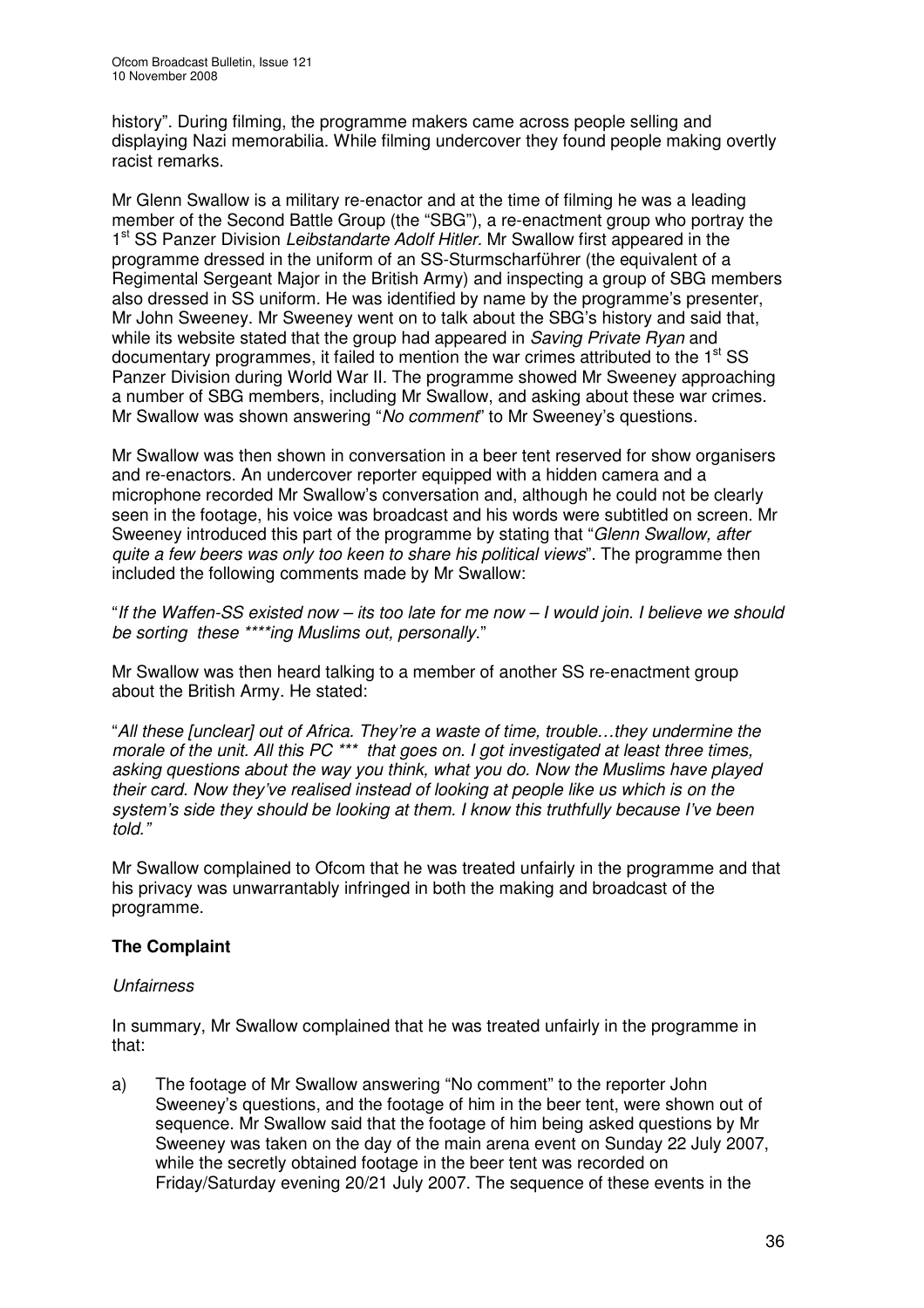history". During filming, the programme makers came across people selling and displaying Nazi memorabilia. While filming undercover they found people making overtly racist remarks.

Mr Glenn Swallow is a military re-enactor and at the time of filming he was a leading member of the Second Battle Group (the "SBG"), a re-enactment group who portray the 1st SS Panzer Division *Leibstandarte Adolf Hitler.* Mr Swallow first appeared in the programme dressed in the uniform of an SS-Sturmscharführer (the equivalent of a Regimental Sergeant Major in the British Army) and inspecting a group of SBG members also dressed in SS uniform. He was identified by name by the programme's presenter, Mr John Sweeney. Mr Sweeney went on to talk about the SBG's history and said that, while its website stated that the group had appeared in *Saving Private Ryan* and documentary programmes, it failed to mention the war crimes attributed to the 1st SS Panzer Division during World War II. The programme showed Mr Sweeney approaching a number of SBG members, including Mr Swallow, and asking about these war crimes. Mr Swallow was shown answering "*No comment*" to Mr Sweeney's questions.

Mr Swallow was then shown in conversation in a beer tent reserved for show organisers and re-enactors. An undercover reporter equipped with a hidden camera and a microphone recorded Mr Swallow's conversation and, although he could not be clearly seen in the footage, his voice was broadcast and his words were subtitled on screen. Mr Sweeney introduced this part of the programme by stating that "*Glenn Swallow, after quite a few beers was only too keen to share his political views*". The programme then included the following comments made by Mr Swallow:

"*If the Waffen-SS existed now – its too late for me now – I would join. I believe we should be sorting these ****ing Muslims out, personally*."

Mr Swallow was then heard talking to a member of another SS re-enactment group about the British Army. He stated:

"*All these [unclear] out of Africa. They're a waste of time, trouble…they undermine the morale of the unit. All this PC *** that goes on. I got investigated at least three times, asking questions about the way you think, what you do. Now the Muslims have played their card. Now they've realised instead of looking at people like us which is on the system's side they should be looking at them. I know this truthfully because I've been told.*"

Mr Swallow complained to Ofcom that he was treated unfairly in the programme and that his privacy was unwarrantably infringed in both the making and broadcast of the programme.

**The Complaint**

*Unfairness*

In summary, Mr Swallow complained that he was treated unfairly in the programme in that:

a) The footage of Mr Swallow answering "No comment" to the reporter John Sweeney's questions, and the footage of him in the beer tent, were shown out of sequence. Mr Swallow said that the footage of him being asked questions by Mr Sweeney was taken on the day of the main arena event on Sunday 22 July 2007, while the secretly obtained footage in the beer tent was recorded on Friday/Saturday evening 20/21 July 2007. The sequence of these events in the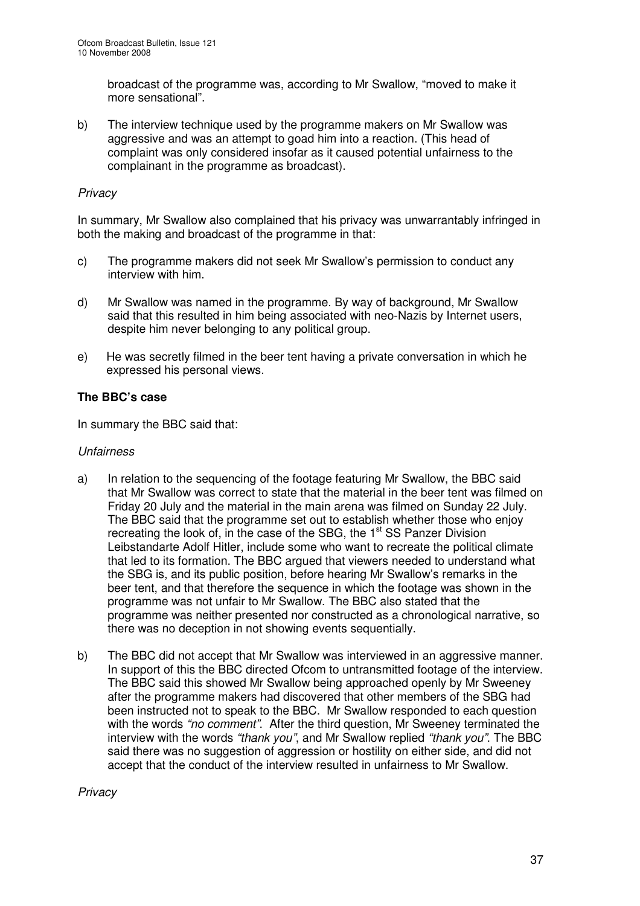broadcast of the programme was, according to Mr Swallow, "moved to make it more sensational".

b) The interview technique used by the programme makers on Mr Swallow was aggressive and was an attempt to goad him into a reaction. (This head of complaint was only considered insofar as it caused potential unfairness to the complainant in the programme as broadcast).

*Privacy*

In summary, Mr Swallow also complained that his privacy was unwarrantably infringed in both the making and broadcast of the programme in that:

c) The programme makers did not seek Mr Swallow's permission to conduct any interview with him.

d) Mr Swallow was named in the programme. By way of background, Mr Swallow said that this resulted in him being associated with neo-Nazis by Internet users, despite him never belonging to any political group.

e) He was secretly filmed in the beer tent having a private conversation in which he expressed his personal views.

**The BBC's case**

In summary the BBC said that:

*Unfairness*

a) In relation to the sequencing of the footage featuring Mr Swallow, the BBC said that Mr Swallow was correct to state that the material in the beer tent was filmed on Friday 20 July and the material in the main arena was filmed on Sunday 22 July. The BBC said that the programme set out to establish whether those who enjoy recreating the look of, in the case of the SBG, the 1st SS Panzer Division Leibstandarte Adolf Hitler, include some who want to recreate the political climate that led to its formation. The BBC argued that viewers needed to understand what the SBG is, and its public position, before hearing Mr Swallow's remarks in the beer tent, and that therefore the sequence in which the footage was shown in the programme was not unfair to Mr Swallow. The BBC also stated that the programme was neither presented nor constructed as a chronological narrative, so there was no deception in not showing events sequentially.

b) The BBC did not accept that Mr Swallow was interviewed in an aggressive manner. In support of this the BBC directed Ofcom to untransmitted footage of the interview. The BBC said this showed Mr Swallow being approached openly by Mr Sweeney after the programme makers had discovered that other members of the SBG had been instructed not to speak to the BBC. Mr Swallow responded to each question with the words *"no comment"*. After the third question, Mr Sweeney terminated the interview with the words *"thank you"*, and Mr Swallow replied *"thank you"*. The BBC said there was no suggestion of aggression or hostility on either side, and did not accept that the conduct of the interview resulted in unfairness to Mr Swallow.

*Privacy*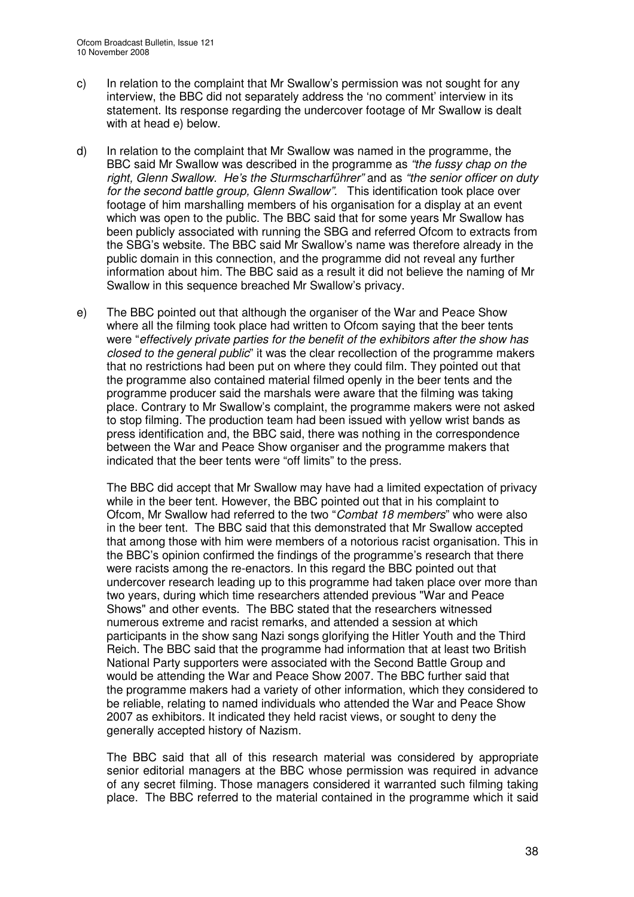c) In relation to the complaint that Mr Swallow's permission was not sought for any interview, the BBC did not separately address the 'no comment' interview in its statement. Its response regarding the undercover footage of Mr Swallow is dealt with at head e) below.

d) In relation to the complaint that Mr Swallow was named in the programme, the BBC said Mr Swallow was described in the programme as *"the fussy chap on the right, Glenn Swallow. He's the Sturmscharführer"* and as *"the senior officer on duty for the second battle group, Glenn Swallow".* This identification took place over footage of him marshalling members of his organisation for a display at an event which was open to the public. The BBC said that for some years Mr Swallow has been publicly associated with running the SBG and referred Ofcom to extracts from the SBG's website. The BBC said Mr Swallow's name was therefore already in the public domain in this connection, and the programme did not reveal any further information about him. The BBC said as a result it did not believe the naming of Mr Swallow in this sequence breached Mr Swallow's privacy.

e) The BBC pointed out that although the organiser of the War and Peace Show where all the filming took place had written to Ofcom saying that the beer tents were "*effectively private parties for the benefit of the exhibitors after the show has closed to the general public*" it was the clear recollection of the programme makers that no restrictions had been put on where they could film. They pointed out that the programme also contained material filmed openly in the beer tents and the programme producer said the marshals were aware that the filming was taking place. Contrary to Mr Swallow's complaint, the programme makers were not asked to stop filming. The production team had been issued with yellow wrist bands as press identification and, the BBC said, there was nothing in the correspondence between the War and Peace Show organiser and the programme makers that indicated that the beer tents were "off limits" to the press.

   The BBC did accept that Mr Swallow may have had a limited expectation of privacy while in the beer tent. However, the BBC pointed out that in his complaint to Ofcom, Mr Swallow had referred to the two "*Combat 18 members*" who were also in the beer tent. The BBC said that this demonstrated that Mr Swallow accepted that among those with him were members of a notorious racist organisation. This in the BBC's opinion confirmed the findings of the programme's research that there were racists among the re-enactors. In this regard the BBC pointed out that undercover research leading up to this programme had taken place over more than two years, during which time researchers attended previous "War and Peace Shows" and other events. The BBC stated that the researchers witnessed numerous extreme and racist remarks, and attended a session at which participants in the show sang Nazi songs glorifying the Hitler Youth and the Third Reich. The BBC said that the programme had information that at least two British National Party supporters were associated with the Second Battle Group and would be attending the War and Peace Show 2007. The BBC further said that the programme makers had a variety of other information, which they considered to be reliable, relating to named individuals who attended the War and Peace Show 2007 as exhibitors. It indicated they held racist views, or sought to deny the generally accepted history of Nazism.

   The BBC said that all of this research material was considered by appropriate senior editorial managers at the BBC whose permission was required in advance of any secret filming. Those managers considered it warranted such filming taking place. The BBC referred to the material contained in the programme which it said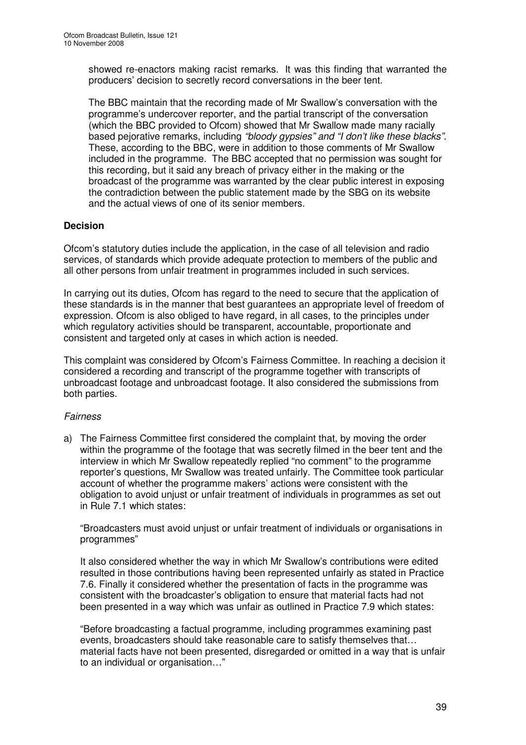showed re-enactors making racist remarks. It was this finding that warranted the producers' decision to secretly record conversations in the beer tent.

The BBC maintain that the recording made of Mr Swallow's conversation with the programme's undercover reporter, and the partial transcript of the conversation (which the BBC provided to Ofcom) showed that Mr Swallow made many racially based pejorative remarks, including *"bloody gypsies" and "I don't like these blacks"*. These, according to the BBC, were in addition to those comments of Mr Swallow included in the programme. The BBC accepted that no permission was sought for this recording, but it said any breach of privacy either in the making or the broadcast of the programme was warranted by the clear public interest in exposing the contradiction between the public statement made by the SBG on its website and the actual views of one of its senior members.

**Decision**

Ofcom's statutory duties include the application, in the case of all television and radio services, of standards which provide adequate protection to members of the public and all other persons from unfair treatment in programmes included in such services.

In carrying out its duties, Ofcom has regard to the need to secure that the application of these standards is in the manner that best guarantees an appropriate level of freedom of expression. Ofcom is also obliged to have regard, in all cases, to the principles under which regulatory activities should be transparent, accountable, proportionate and consistent and targeted only at cases in which action is needed.

This complaint was considered by Ofcom's Fairness Committee. In reaching a decision it considered a recording and transcript of the programme together with transcripts of unbroadcast footage and unbroadcast footage. It also considered the submissions from both parties.

*Fairness*

a) The Fairness Committee first considered the complaint that, by moving the order within the programme of the footage that was secretly filmed in the beer tent and the interview in which Mr Swallow repeatedly replied "no comment" to the programme reporter's questions, Mr Swallow was treated unfairly. The Committee took particular account of whether the programme makers' actions were consistent with the obligation to avoid unjust or unfair treatment of individuals in programmes as set out in Rule 7.1 which states:

   "Broadcasters must avoid unjust or unfair treatment of individuals or organisations in programmes"

   It also considered whether the way in which Mr Swallow's contributions were edited resulted in those contributions having been represented unfairly as stated in Practice 7.6. Finally it considered whether the presentation of facts in the programme was consistent with the broadcaster's obligation to ensure that material facts had not been presented in a way which was unfair as outlined in Practice 7.9 which states:

   "Before broadcasting a factual programme, including programmes examining past events, broadcasters should take reasonable care to satisfy themselves that… material facts have not been presented, disregarded or omitted in a way that is unfair to an individual or organisation…"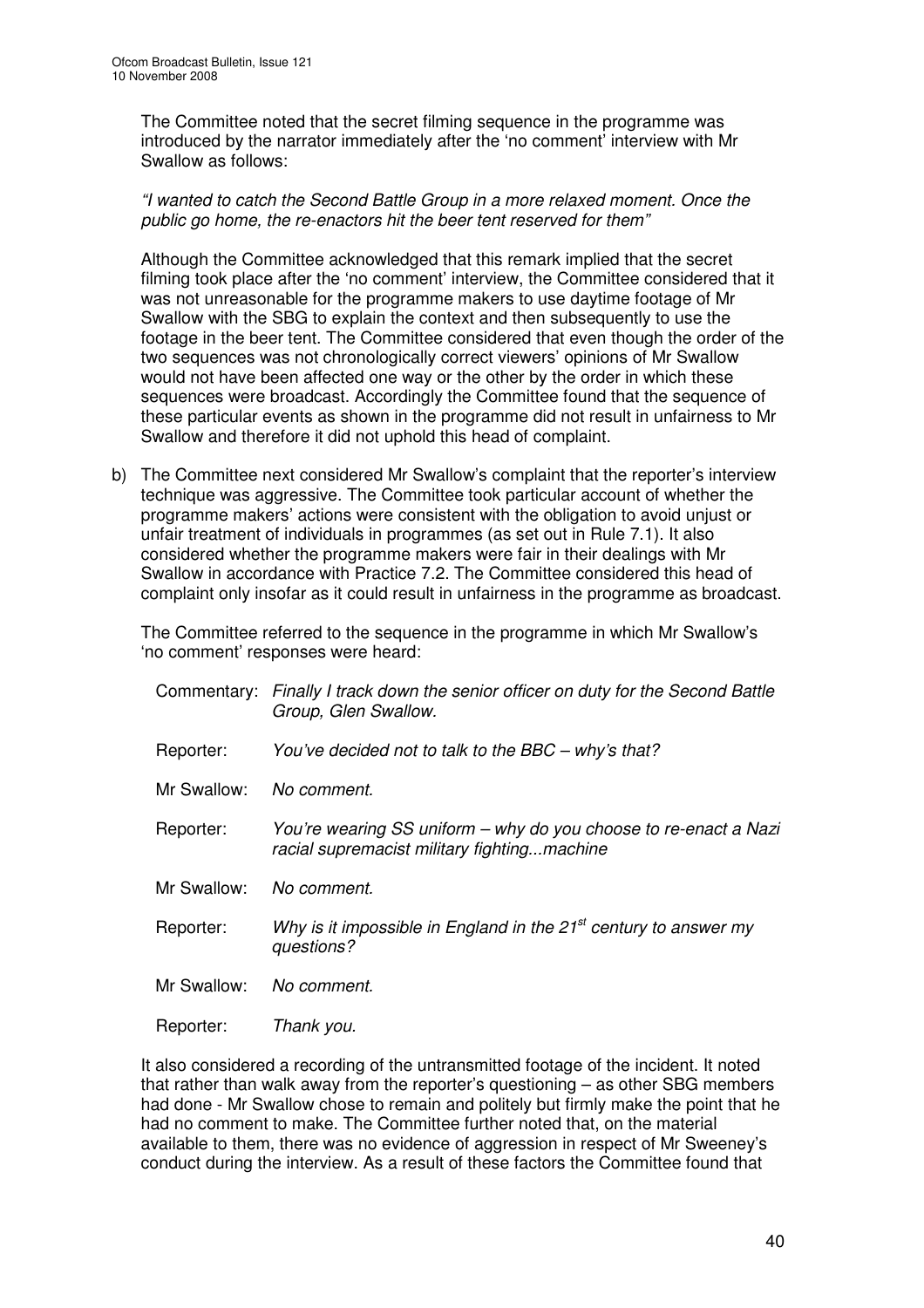The Committee noted that the secret filming sequence in the programme was introduced by the narrator immediately after the 'no comment' interview with Mr Swallow as follows:

*"I wanted to catch the Second Battle Group in a more relaxed moment. Once the public go home, the re-enactors hit the beer tent reserved for them"*

Although the Committee acknowledged that this remark implied that the secret filming took place after the 'no comment' interview, the Committee considered that it was not unreasonable for the programme makers to use daytime footage of Mr Swallow with the SBG to explain the context and then subsequently to use the footage in the beer tent. The Committee considered that even though the order of the two sequences was not chronologically correct viewers' opinions of Mr Swallow would not have been affected one way or the other by the order in which these sequences were broadcast. Accordingly the Committee found that the sequence of these particular events as shown in the programme did not result in unfairness to Mr Swallow and therefore it did not uphold this head of complaint.

b) The Committee next considered Mr Swallow's complaint that the reporter's interview technique was aggressive. The Committee took particular account of whether the programme makers' actions were consistent with the obligation to avoid unjust or unfair treatment of individuals in programmes (as set out in Rule 7.1). It also considered whether the programme makers were fair in their dealings with Mr Swallow in accordance with Practice 7.2. The Committee considered this head of complaint only insofar as it could result in unfairness in the programme as broadcast.

The Committee referred to the sequence in the programme in which Mr Swallow's 'no comment' responses were heard:

Commentary: *Finally I track down the senior officer on duty for the Second Battle Group, Glen Swallow.*

Reporter: *You've decided not to talk to the BBC – why's that?*

Mr Swallow: *No comment.*

Reporter: *You're wearing SS uniform – why do you choose to re-enact a Nazi racial supremacist military fighting...machine*

Mr Swallow: *No comment.*

Reporter: *Why is it impossible in England in the 21st century to answer my questions?*

Mr Swallow: *No comment.*

Reporter: *Thank you.*

It also considered a recording of the untransmitted footage of the incident. It noted that rather than walk away from the reporter's questioning – as other SBG members had done - Mr Swallow chose to remain and politely but firmly make the point that he had no comment to make. The Committee further noted that, on the material available to them, there was no evidence of aggression in respect of Mr Sweeney's conduct during the interview. As a result of these factors the Committee found that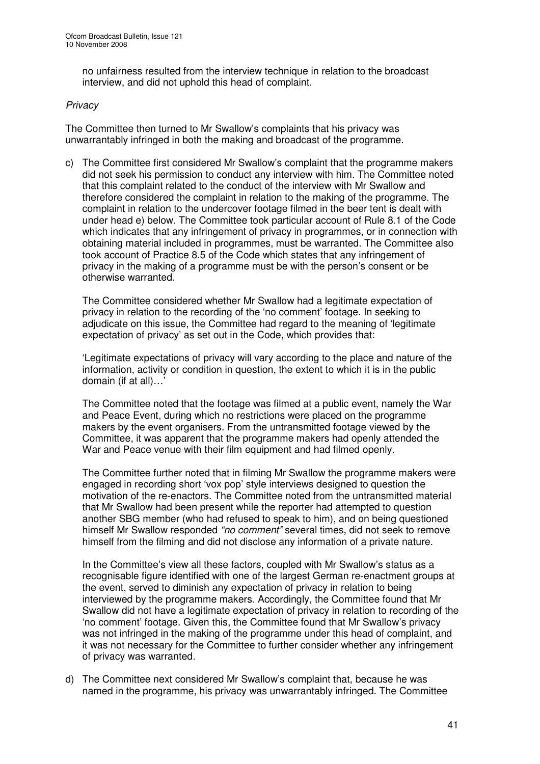no unfairness resulted from the interview technique in relation to the broadcast interview, and did not uphold this head of complaint.

*Privacy*

The Committee then turned to Mr Swallow's complaints that his privacy was unwarrantably infringed in both the making and broadcast of the programme.

c) The Committee first considered Mr Swallow's complaint that the programme makers did not seek his permission to conduct any interview with him. The Committee noted that this complaint related to the conduct of the interview with Mr Swallow and therefore considered the complaint in relation to the making of the programme. The complaint in relation to the undercover footage filmed in the beer tent is dealt with under head e) below. The Committee took particular account of Rule 8.1 of the Code which indicates that any infringement of privacy in programmes, or in connection with obtaining material included in programmes, must be warranted. The Committee also took account of Practice 8.5 of the Code which states that any infringement of privacy in the making of a programme must be with the person's consent or be otherwise warranted.

   The Committee considered whether Mr Swallow had a legitimate expectation of privacy in relation to the recording of the 'no comment' footage. In seeking to adjudicate on this issue, the Committee had regard to the meaning of 'legitimate expectation of privacy' as set out in the Code, which provides that:

   'Legitimate expectations of privacy will vary according to the place and nature of the information, activity or condition in question, the extent to which it is in the public domain (if at all)…'

   The Committee noted that the footage was filmed at a public event, namely the War and Peace Event, during which no restrictions were placed on the programme makers by the event organisers. From the untransmitted footage viewed by the Committee, it was apparent that the programme makers had openly attended the War and Peace venue with their film equipment and had filmed openly.

   The Committee further noted that in filming Mr Swallow the programme makers were engaged in recording short 'vox pop' style interviews designed to question the motivation of the re-enactors. The Committee noted from the untransmitted material that Mr Swallow had been present while the reporter had attempted to question another SBG member (who had refused to speak to him), and on being questioned himself Mr Swallow responded *"no comment"* several times, did not seek to remove himself from the filming and did not disclose any information of a private nature.

   In the Committee's view all these factors, coupled with Mr Swallow's status as a recognisable figure identified with one of the largest German re-enactment groups at the event, served to diminish any expectation of privacy in relation to being interviewed by the programme makers. Accordingly, the Committee found that Mr Swallow did not have a legitimate expectation of privacy in relation to recording of the 'no comment' footage. Given this, the Committee found that Mr Swallow's privacy was not infringed in the making of the programme under this head of complaint, and it was not necessary for the Committee to further consider whether any infringement of privacy was warranted.

d) The Committee next considered Mr Swallow's complaint that, because he was named in the programme, his privacy was unwarrantably infringed. The Committee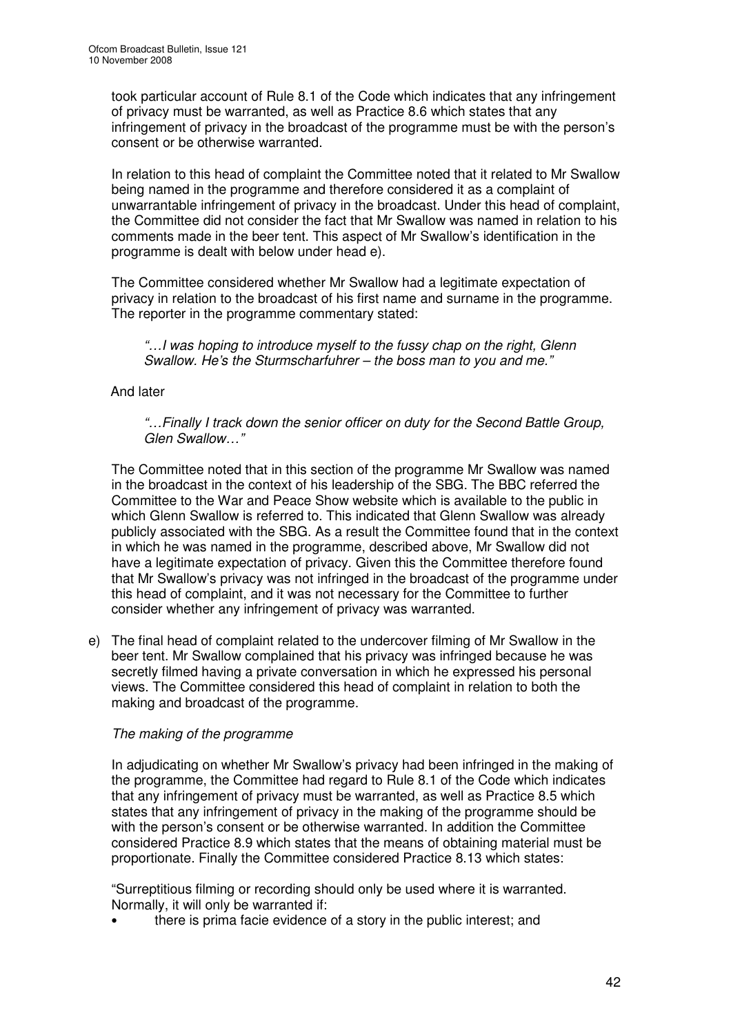took particular account of Rule 8.1 of the Code which indicates that any infringement of privacy must be warranted, as well as Practice 8.6 which states that any infringement of privacy in the broadcast of the programme must be with the person's consent or be otherwise warranted.

In relation to this head of complaint the Committee noted that it related to Mr Swallow being named in the programme and therefore considered it as a complaint of unwarrantable infringement of privacy in the broadcast. Under this head of complaint, the Committee did not consider the fact that Mr Swallow was named in relation to his comments made in the beer tent. This aspect of Mr Swallow's identification in the programme is dealt with below under head e).

The Committee considered whether Mr Swallow had a legitimate expectation of privacy in relation to the broadcast of his first name and surname in the programme. The reporter in the programme commentary stated:

> *"…I was hoping to introduce myself to the fussy chap on the right, Glenn Swallow. He's the Sturmscharfuhrer – the boss man to you and me."*

And later

> *"…Finally I track down the senior officer on duty for the Second Battle Group, Glen Swallow…"*

The Committee noted that in this section of the programme Mr Swallow was named in the broadcast in the context of his leadership of the SBG. The BBC referred the Committee to the War and Peace Show website which is available to the public in which Glenn Swallow is referred to. This indicated that Glenn Swallow was already publicly associated with the SBG. As a result the Committee found that in the context in which he was named in the programme, described above, Mr Swallow did not have a legitimate expectation of privacy. Given this the Committee therefore found that Mr Swallow's privacy was not infringed in the broadcast of the programme under this head of complaint, and it was not necessary for the Committee to further consider whether any infringement of privacy was warranted.

e) The final head of complaint related to the undercover filming of Mr Swallow in the beer tent. Mr Swallow complained that his privacy was infringed because he was secretly filmed having a private conversation in which he expressed his personal views. The Committee considered this head of complaint in relation to both the making and broadcast of the programme.

*The making of the programme*

In adjudicating on whether Mr Swallow's privacy had been infringed in the making of the programme, the Committee had regard to Rule 8.1 of the Code which indicates that any infringement of privacy must be warranted, as well as Practice 8.5 which states that any infringement of privacy in the making of the programme should be with the person's consent or be otherwise warranted. In addition the Committee considered Practice 8.9 which states that the means of obtaining material must be proportionate. Finally the Committee considered Practice 8.13 which states:

"Surreptitious filming or recording should only be used where it is warranted. Normally, it will only be warranted if:

- there is prima facie evidence of a story in the public interest; and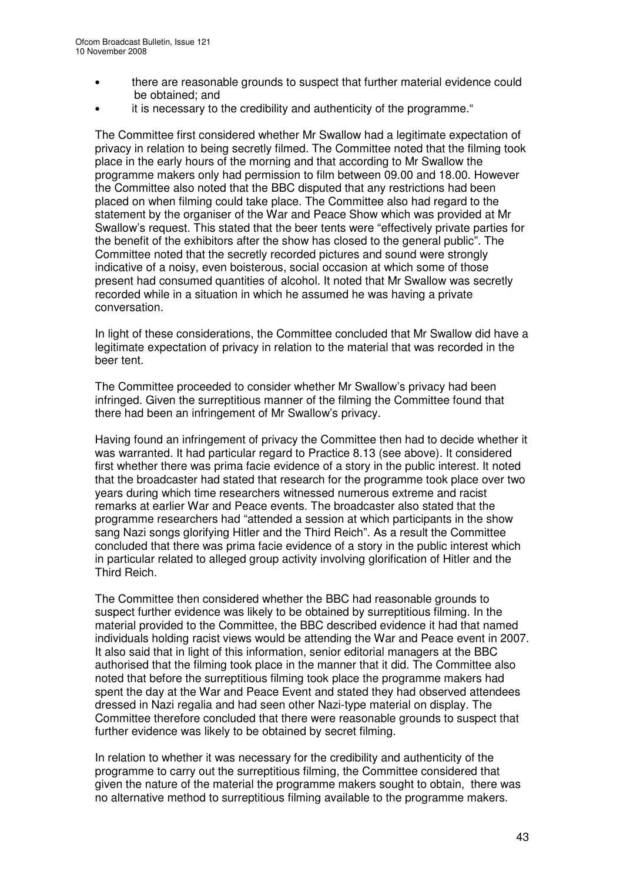- there are reasonable grounds to suspect that further material evidence could be obtained; and
- it is necessary to the credibility and authenticity of the programme."

The Committee first considered whether Mr Swallow had a legitimate expectation of privacy in relation to being secretly filmed. The Committee noted that the filming took place in the early hours of the morning and that according to Mr Swallow the programme makers only had permission to film between 09.00 and 18.00. However the Committee also noted that the BBC disputed that any restrictions had been placed on when filming could take place. The Committee also had regard to the statement by the organiser of the War and Peace Show which was provided at Mr Swallow's request. This stated that the beer tents were "effectively private parties for the benefit of the exhibitors after the show has closed to the general public". The Committee noted that the secretly recorded pictures and sound were strongly indicative of a noisy, even boisterous, social occasion at which some of those present had consumed quantities of alcohol. It noted that Mr Swallow was secretly recorded while in a situation in which he assumed he was having a private conversation.

In light of these considerations, the Committee concluded that Mr Swallow did have a legitimate expectation of privacy in relation to the material that was recorded in the beer tent.

The Committee proceeded to consider whether Mr Swallow's privacy had been infringed. Given the surreptitious manner of the filming the Committee found that there had been an infringement of Mr Swallow's privacy.

Having found an infringement of privacy the Committee then had to decide whether it was warranted. It had particular regard to Practice 8.13 (see above). It considered first whether there was prima facie evidence of a story in the public interest. It noted that the broadcaster had stated that research for the programme took place over two years during which time researchers witnessed numerous extreme and racist remarks at earlier War and Peace events. The broadcaster also stated that the programme researchers had "attended a session at which participants in the show sang Nazi songs glorifying Hitler and the Third Reich". As a result the Committee concluded that there was prima facie evidence of a story in the public interest which in particular related to alleged group activity involving glorification of Hitler and the Third Reich.

The Committee then considered whether the BBC had reasonable grounds to suspect further evidence was likely to be obtained by surreptitious filming. In the material provided to the Committee, the BBC described evidence it had that named individuals holding racist views would be attending the War and Peace event in 2007. It also said that in light of this information, senior editorial managers at the BBC authorised that the filming took place in the manner that it did. The Committee also noted that before the surreptitious filming took place the programme makers had spent the day at the War and Peace Event and stated they had observed attendees dressed in Nazi regalia and had seen other Nazi-type material on display. The Committee therefore concluded that there were reasonable grounds to suspect that further evidence was likely to be obtained by secret filming.

In relation to whether it was necessary for the credibility and authenticity of the programme to carry out the surreptitious filming, the Committee considered that given the nature of the material the programme makers sought to obtain, there was no alternative method to surreptitious filming available to the programme makers.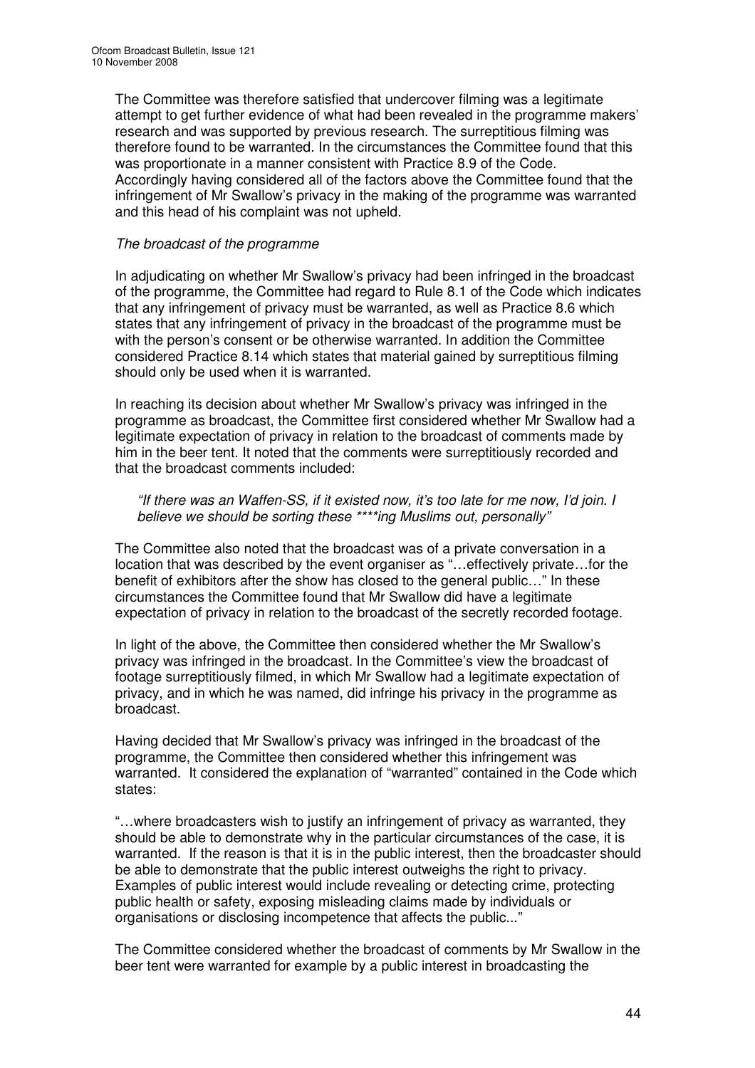The Committee was therefore satisfied that undercover filming was a legitimate attempt to get further evidence of what had been revealed in the programme makers' research and was supported by previous research. The surreptitious filming was therefore found to be warranted. In the circumstances the Committee found that this was proportionate in a manner consistent with Practice 8.9 of the Code. Accordingly having considered all of the factors above the Committee found that the infringement of Mr Swallow's privacy in the making of the programme was warranted and this head of his complaint was not upheld.

*The broadcast of the programme*

In adjudicating on whether Mr Swallow's privacy had been infringed in the broadcast of the programme, the Committee had regard to Rule 8.1 of the Code which indicates that any infringement of privacy must be warranted, as well as Practice 8.6 which states that any infringement of privacy in the broadcast of the programme must be with the person's consent or be otherwise warranted. In addition the Committee considered Practice 8.14 which states that material gained by surreptitious filming should only be used when it is warranted.

In reaching its decision about whether Mr Swallow's privacy was infringed in the programme as broadcast, the Committee first considered whether Mr Swallow had a legitimate expectation of privacy in relation to the broadcast of comments made by him in the beer tent. It noted that the comments were surreptitiously recorded and that the broadcast comments included:

> *"If there was an Waffen-SS, if it existed now, it's too late for me now, I'd join. I believe we should be sorting these ****ing Muslims out, personally"*

The Committee also noted that the broadcast was of a private conversation in a location that was described by the event organiser as "…effectively private…for the benefit of exhibitors after the show has closed to the general public…" In these circumstances the Committee found that Mr Swallow did have a legitimate expectation of privacy in relation to the broadcast of the secretly recorded footage.

In light of the above, the Committee then considered whether the Mr Swallow's privacy was infringed in the broadcast. In the Committee's view the broadcast of footage surreptitiously filmed, in which Mr Swallow had a legitimate expectation of privacy, and in which he was named, did infringe his privacy in the programme as broadcast.

Having decided that Mr Swallow's privacy was infringed in the broadcast of the programme, the Committee then considered whether this infringement was warranted. It considered the explanation of "warranted" contained in the Code which states:

"…where broadcasters wish to justify an infringement of privacy as warranted, they should be able to demonstrate why in the particular circumstances of the case, it is warranted. If the reason is that it is in the public interest, then the broadcaster should be able to demonstrate that the public interest outweighs the right to privacy. Examples of public interest would include revealing or detecting crime, protecting public health or safety, exposing misleading claims made by individuals or organisations or disclosing incompetence that affects the public..."

The Committee considered whether the broadcast of comments by Mr Swallow in the beer tent were warranted for example by a public interest in broadcasting the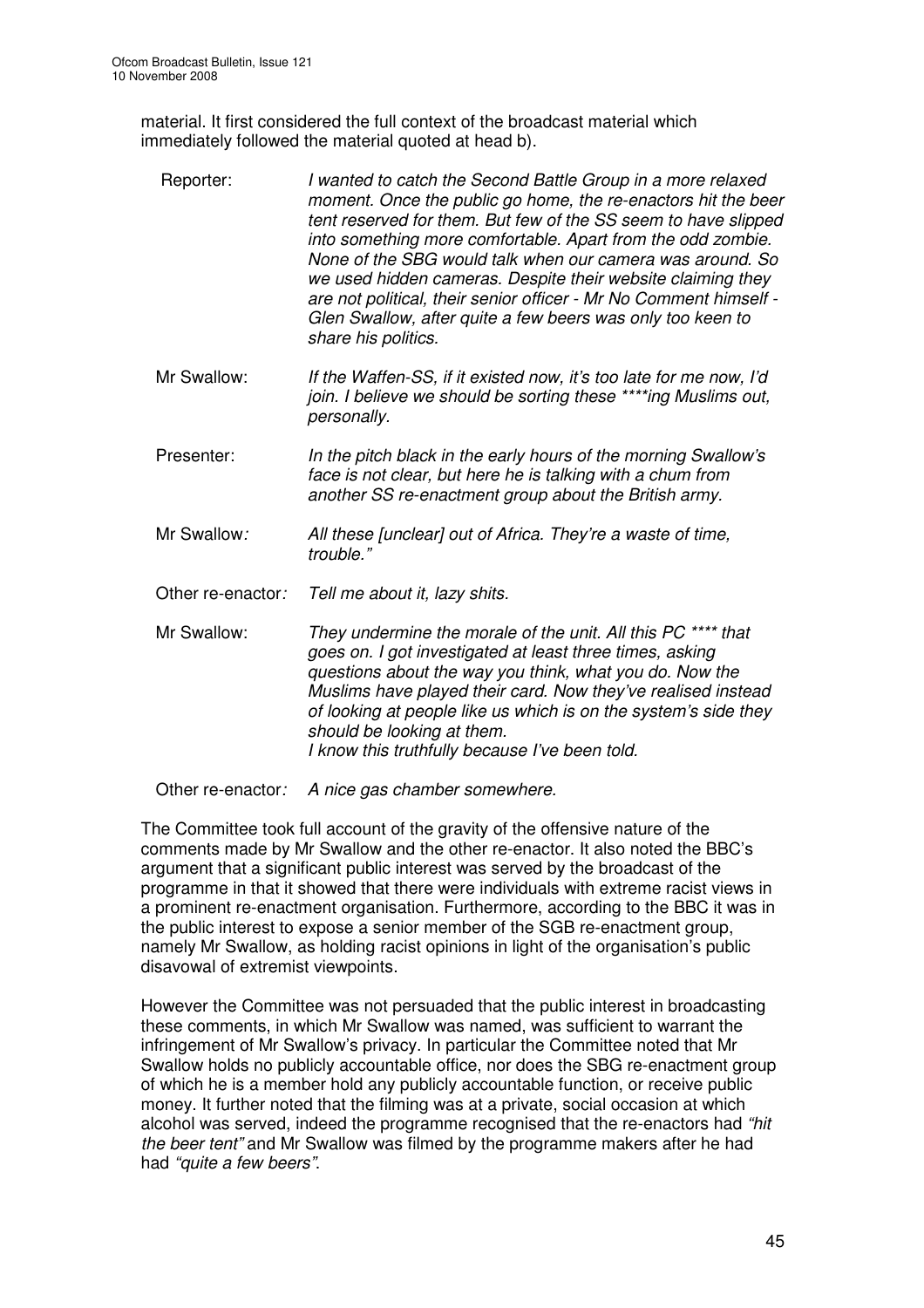material. It first considered the full context of the broadcast material which immediately followed the material quoted at head b).

| | |
|---|---|
| Reporter: | *I wanted to catch the Second Battle Group in a more relaxed moment. Once the public go home, the re-enactors hit the beer tent reserved for them. But few of the SS seem to have slipped into something more comfortable. Apart from the odd zombie. None of the SBG would talk when our camera was around. So we used hidden cameras. Despite their website claiming they are not political, their senior officer - Mr No Comment himself - Glen Swallow, after quite a few beers was only too keen to share his politics.* |
| Mr Swallow: | *If the Waffen-SS, if it existed now, it's too late for me now, I'd join. I believe we should be sorting these ****ing Muslims out, personally.* |
| Presenter: | *In the pitch black in the early hours of the morning Swallow's face is not clear, but here he is talking with a chum from another SS re-enactment group about the British army.* |
| Mr Swallow*:* | *All these [unclear] out of Africa. They're a waste of time, trouble."* |
| Other re-enactor*:* | *Tell me about it, lazy shits.* |
| Mr Swallow: | *They undermine the morale of the unit. All this PC **** that goes on. I got investigated at least three times, asking questions about the way you think, what you do. Now the Muslims have played their card. Now they've realised instead of looking at people like us which is on the system's side they should be looking at them.* *I know this truthfully because I've been told.* |
| Other re-enactor*:* | *A nice gas chamber somewhere.* |

The Committee took full account of the gravity of the offensive nature of the comments made by Mr Swallow and the other re-enactor. It also noted the BBC's argument that a significant public interest was served by the broadcast of the programme in that it showed that there were individuals with extreme racist views in a prominent re-enactment organisation. Furthermore, according to the BBC it was in the public interest to expose a senior member of the SGB re-enactment group, namely Mr Swallow, as holding racist opinions in light of the organisation's public disavowal of extremist viewpoints.

However the Committee was not persuaded that the public interest in broadcasting these comments, in which Mr Swallow was named, was sufficient to warrant the infringement of Mr Swallow's privacy. In particular the Committee noted that Mr Swallow holds no publicly accountable office, nor does the SBG re-enactment group of which he is a member hold any publicly accountable function, or receive public money. It further noted that the filming was at a private, social occasion at which alcohol was served, indeed the programme recognised that the re-enactors had *"hit the beer tent"* and Mr Swallow was filmed by the programme makers after he had had *"quite a few beers"*.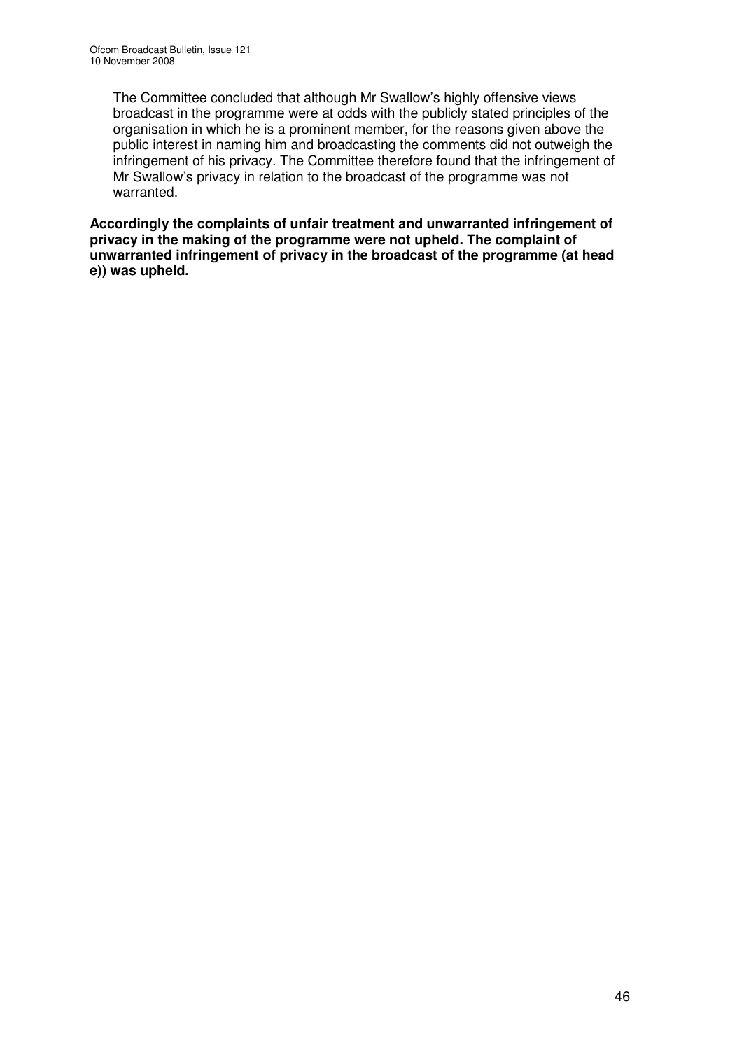The Committee concluded that although Mr Swallow's highly offensive views broadcast in the programme were at odds with the publicly stated principles of the organisation in which he is a prominent member, for the reasons given above the public interest in naming him and broadcasting the comments did not outweigh the infringement of his privacy. The Committee therefore found that the infringement of Mr Swallow's privacy in relation to the broadcast of the programme was not warranted.

**Accordingly the complaints of unfair treatment and unwarranted infringement of privacy in the making of the programme were not upheld. The complaint of unwarranted infringement of privacy in the broadcast of the programme (at head e)) was upheld.**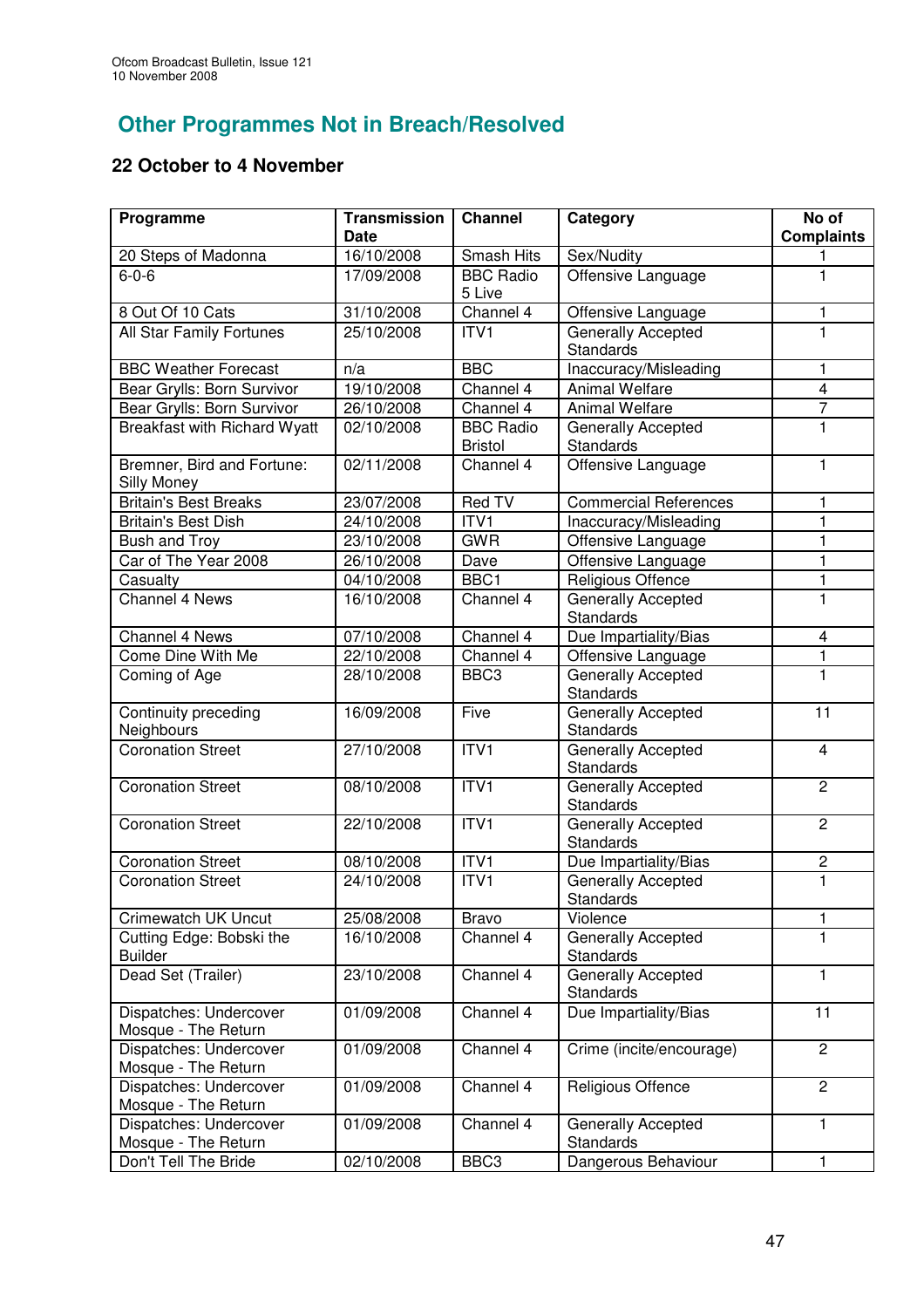## Other Programmes Not in Breach/Resolved

### 22 October to 4 November

| Programme | Transmission Date | Channel | Category | No of Complaints |
|---|---|---|---|---|
| 20 Steps of Madonna | 16/10/2008 | Smash Hits | Sex/Nudity | 1 |
| 6-0-6 | 17/09/2008 | BBC Radio 5 Live | Offensive Language | 1 |
| 8 Out Of 10 Cats | 31/10/2008 | Channel 4 | Offensive Language | 1 |
| All Star Family Fortunes | 25/10/2008 | ITV1 | Generally Accepted Standards | 1 |
| BBC Weather Forecast | n/a | BBC | Inaccuracy/Misleading | 1 |
| Bear Grylls: Born Survivor | 19/10/2008 | Channel 4 | Animal Welfare | 4 |
| Bear Grylls: Born Survivor | 26/10/2008 | Channel 4 | Animal Welfare | 7 |
| Breakfast with Richard Wyatt | 02/10/2008 | BBC Radio Bristol | Generally Accepted Standards | 1 |
| Bremner, Bird and Fortune: Silly Money | 02/11/2008 | Channel 4 | Offensive Language | 1 |
| Britain's Best Breaks | 23/07/2008 | Red TV | Commercial References | 1 |
| Britain's Best Dish | 24/10/2008 | ITV1 | Inaccuracy/Misleading | 1 |
| Bush and Troy | 23/10/2008 | GWR | Offensive Language | 1 |
| Car of The Year 2008 | 26/10/2008 | Dave | Offensive Language | 1 |
| Casualty | 04/10/2008 | BBC1 | Religious Offence | 1 |
| Channel 4 News | 16/10/2008 | Channel 4 | Generally Accepted Standards | 1 |
| Channel 4 News | 07/10/2008 | Channel 4 | Due Impartiality/Bias | 4 |
| Come Dine With Me | 22/10/2008 | Channel 4 | Offensive Language | 1 |
| Coming of Age | 28/10/2008 | BBC3 | Generally Accepted Standards | 1 |
| Continuity preceding Neighbours | 16/09/2008 | Five | Generally Accepted Standards | 11 |
| Coronation Street | 27/10/2008 | ITV1 | Generally Accepted Standards | 4 |
| Coronation Street | 08/10/2008 | ITV1 | Generally Accepted Standards | 2 |
| Coronation Street | 22/10/2008 | ITV1 | Generally Accepted Standards | 2 |
| Coronation Street | 08/10/2008 | ITV1 | Due Impartiality/Bias | 2 |
| Coronation Street | 24/10/2008 | ITV1 | Generally Accepted Standards | 1 |
| Crimewatch UK Uncut | 25/08/2008 | Bravo | Violence | 1 |
| Cutting Edge: Bobski the Builder | 16/10/2008 | Channel 4 | Generally Accepted Standards | 1 |
| Dead Set (Trailer) | 23/10/2008 | Channel 4 | Generally Accepted Standards | 1 |
| Dispatches: Undercover Mosque - The Return | 01/09/2008 | Channel 4 | Due Impartiality/Bias | 11 |
| Dispatches: Undercover Mosque - The Return | 01/09/2008 | Channel 4 | Crime (incite/encourage) | 2 |
| Dispatches: Undercover Mosque - The Return | 01/09/2008 | Channel 4 | Religious Offence | 2 |
| Dispatches: Undercover Mosque - The Return | 01/09/2008 | Channel 4 | Generally Accepted Standards | 1 |
| Don't Tell The Bride | 02/10/2008 | BBC3 | Dangerous Behaviour | 1 |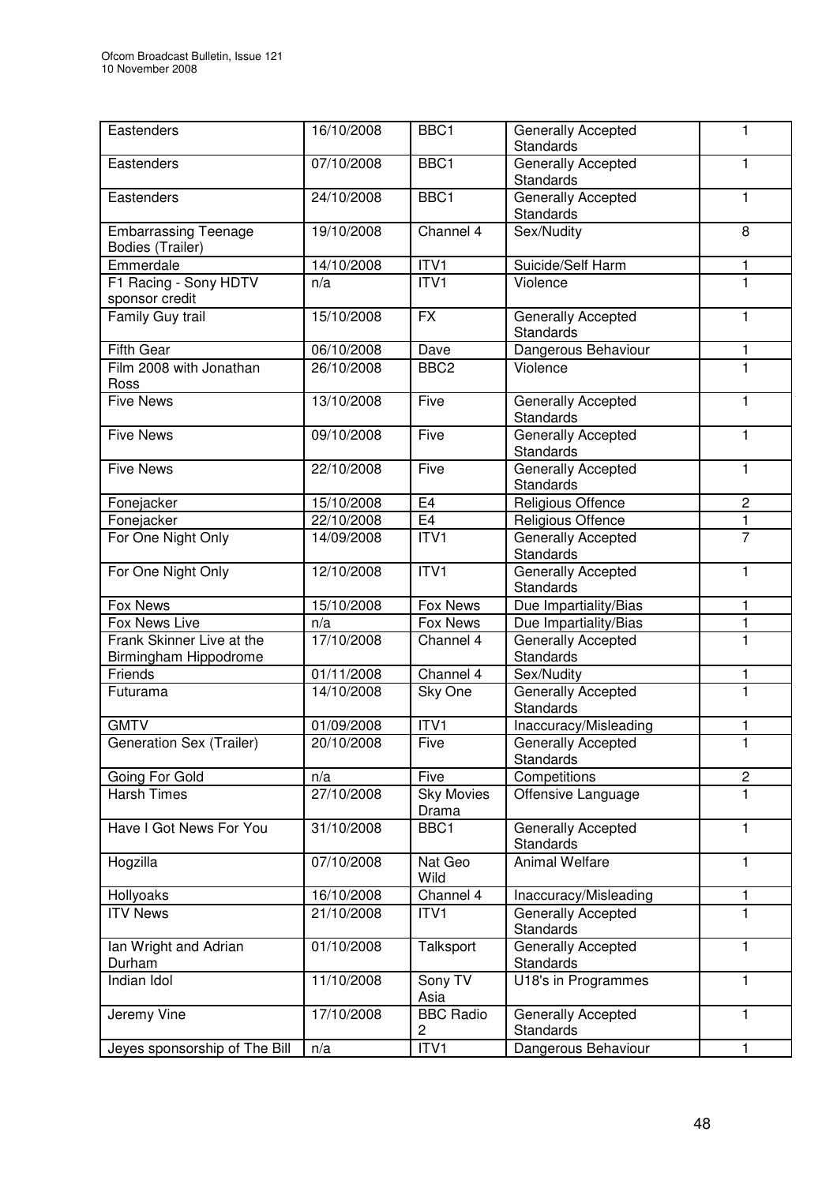| Eastenders | 16/10/2008 | BBC1 | Generally Accepted Standards | 1 |
|---|---|---|---|---|
| Eastenders | 07/10/2008 | BBC1 | Generally Accepted Standards | 1 |
| Eastenders | 24/10/2008 | BBC1 | Generally Accepted Standards | 1 |
| Embarrassing Teenage Bodies (Trailer) | 19/10/2008 | Channel 4 | Sex/Nudity | 8 |
| Emmerdale | 14/10/2008 | ITV1 | Suicide/Self Harm | 1 |
| F1 Racing - Sony HDTV sponsor credit | n/a | ITV1 | Violence | 1 |
| Family Guy trail | 15/10/2008 | FX | Generally Accepted Standards | 1 |
| Fifth Gear | 06/10/2008 | Dave | Dangerous Behaviour | 1 |
| Film 2008 with Jonathan Ross | 26/10/2008 | BBC2 | Violence | 1 |
| Five News | 13/10/2008 | Five | Generally Accepted Standards | 1 |
| Five News | 09/10/2008 | Five | Generally Accepted Standards | 1 |
| Five News | 22/10/2008 | Five | Generally Accepted Standards | 1 |
| Fonejacker | 15/10/2008 | E4 | Religious Offence | 2 |
| Fonejacker | 22/10/2008 | E4 | Religious Offence | 1 |
| For One Night Only | 14/09/2008 | ITV1 | Generally Accepted Standards | 7 |
| For One Night Only | 12/10/2008 | ITV1 | Generally Accepted Standards | 1 |
| Fox News | 15/10/2008 | Fox News | Due Impartiality/Bias | 1 |
| Fox News Live | n/a | Fox News | Due Impartiality/Bias | 1 |
| Frank Skinner Live at the Birmingham Hippodrome | 17/10/2008 | Channel 4 | Generally Accepted Standards | 1 |
| Friends | 01/11/2008 | Channel 4 | Sex/Nudity | 1 |
| Futurama | 14/10/2008 | Sky One | Generally Accepted Standards | 1 |
| GMTV | 01/09/2008 | ITV1 | Inaccuracy/Misleading | 1 |
| Generation Sex (Trailer) | 20/10/2008 | Five | Generally Accepted Standards | 1 |
| Going For Gold | n/a | Five | Competitions | 2 |
| Harsh Times | 27/10/2008 | Sky Movies Drama | Offensive Language | 1 |
| Have I Got News For You | 31/10/2008 | BBC1 | Generally Accepted Standards | 1 |
| Hogzilla | 07/10/2008 | Nat Geo Wild | Animal Welfare | 1 |
| Hollyoaks | 16/10/2008 | Channel 4 | Inaccuracy/Misleading | 1 |
| ITV News | 21/10/2008 | ITV1 | Generally Accepted Standards | 1 |
| Ian Wright and Adrian Durham | 01/10/2008 | Talksport | Generally Accepted Standards | 1 |
| Indian Idol | 11/10/2008 | Sony TV Asia | U18's in Programmes | 1 |
| Jeremy Vine | 17/10/2008 | BBC Radio 2 | Generally Accepted Standards | 1 |
| Jeyes sponsorship of The Bill | n/a | ITV1 | Dangerous Behaviour | 1 |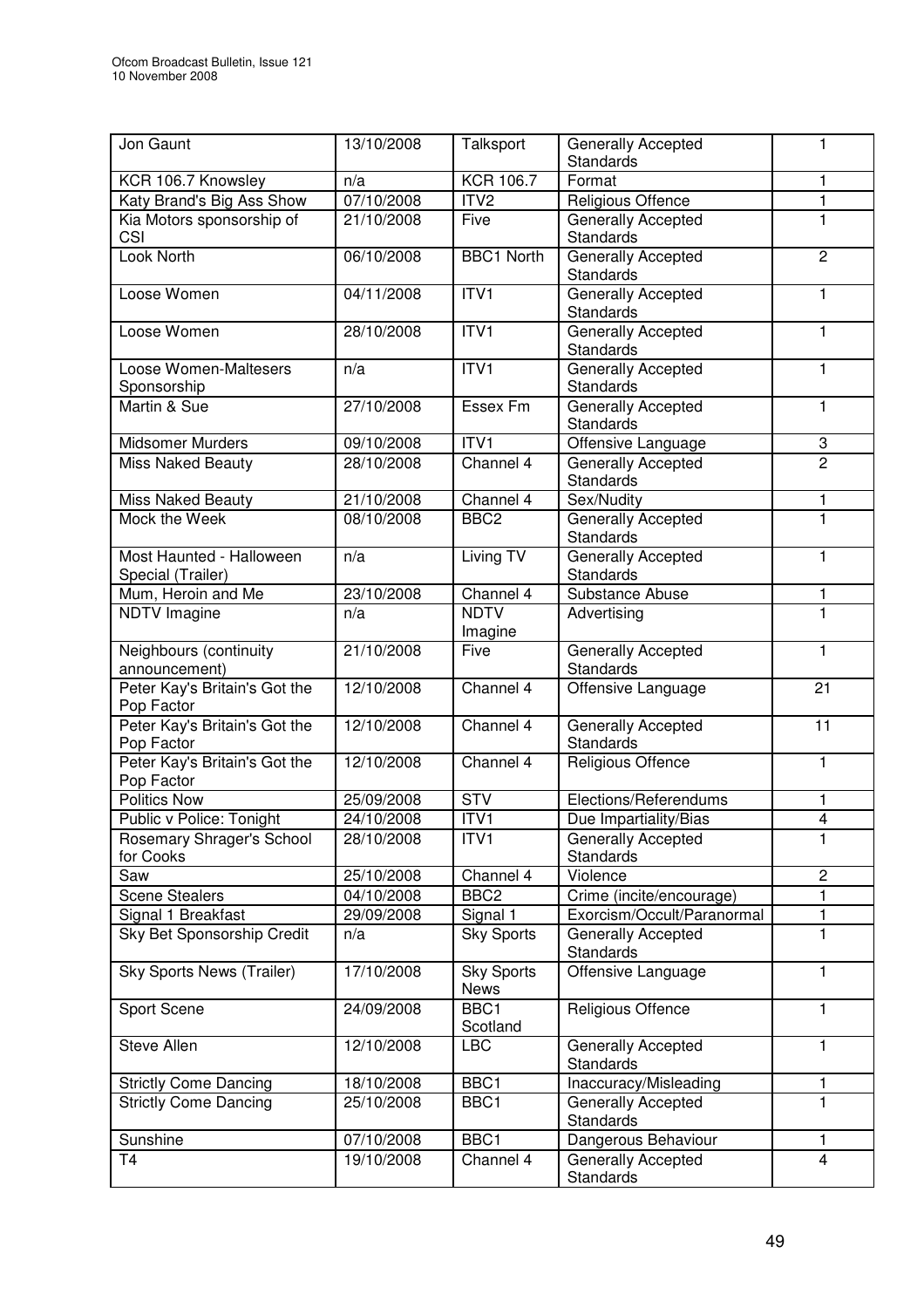| Jon Gaunt | 13/10/2008 | Talksport | Generally Accepted Standards | 1 |
|---|---|---|---|---|
| KCR 106.7 Knowsley | n/a | KCR 106.7 | Format | 1 |
| Katy Brand's Big Ass Show | 07/10/2008 | ITV2 | Religious Offence | 1 |
| Kia Motors sponsorship of CSI | 21/10/2008 | Five | Generally Accepted Standards | 1 |
| Look North | 06/10/2008 | BBC1 North | Generally Accepted Standards | 2 |
| Loose Women | 04/11/2008 | ITV1 | Generally Accepted Standards | 1 |
| Loose Women | 28/10/2008 | ITV1 | Generally Accepted Standards | 1 |
| Loose Women-Maltesers Sponsorship | n/a | ITV1 | Generally Accepted Standards | 1 |
| Martin & Sue | 27/10/2008 | Essex Fm | Generally Accepted Standards | 1 |
| Midsomer Murders | 09/10/2008 | ITV1 | Offensive Language | 3 |
| Miss Naked Beauty | 28/10/2008 | Channel 4 | Generally Accepted Standards | 2 |
| Miss Naked Beauty | 21/10/2008 | Channel 4 | Sex/Nudity | 1 |
| Mock the Week | 08/10/2008 | BBC2 | Generally Accepted Standards | 1 |
| Most Haunted - Halloween Special (Trailer) | n/a | Living TV | Generally Accepted Standards | 1 |
| Mum, Heroin and Me | 23/10/2008 | Channel 4 | Substance Abuse | 1 |
| NDTV Imagine | n/a | NDTV Imagine | Advertising | 1 |
| Neighbours (continuity announcement) | 21/10/2008 | Five | Generally Accepted Standards | 1 |
| Peter Kay's Britain's Got the Pop Factor | 12/10/2008 | Channel 4 | Offensive Language | 21 |
| Peter Kay's Britain's Got the Pop Factor | 12/10/2008 | Channel 4 | Generally Accepted Standards | 11 |
| Peter Kay's Britain's Got the Pop Factor | 12/10/2008 | Channel 4 | Religious Offence | 1 |
| Politics Now | 25/09/2008 | STV | Elections/Referendums | 1 |
| Public v Police: Tonight | 24/10/2008 | ITV1 | Due Impartiality/Bias | 4 |
| Rosemary Shrager's School for Cooks | 28/10/2008 | ITV1 | Generally Accepted Standards | 1 |
| Saw | 25/10/2008 | Channel 4 | Violence | 2 |
| Scene Stealers | 04/10/2008 | BBC2 | Crime (incite/encourage) | 1 |
| Signal 1 Breakfast | 29/09/2008 | Signal 1 | Exorcism/Occult/Paranormal | 1 |
| Sky Bet Sponsorship Credit | n/a | Sky Sports | Generally Accepted Standards | 1 |
| Sky Sports News (Trailer) | 17/10/2008 | Sky Sports News | Offensive Language | 1 |
| Sport Scene | 24/09/2008 | BBC1 Scotland | Religious Offence | 1 |
| Steve Allen | 12/10/2008 | LBC | Generally Accepted Standards | 1 |
| Strictly Come Dancing | 18/10/2008 | BBC1 | Inaccuracy/Misleading | 1 |
| Strictly Come Dancing | 25/10/2008 | BBC1 | Generally Accepted Standards | 1 |
| Sunshine | 07/10/2008 | BBC1 | Dangerous Behaviour | 1 |
| T4 | 19/10/2008 | Channel 4 | Generally Accepted Standards | 4 |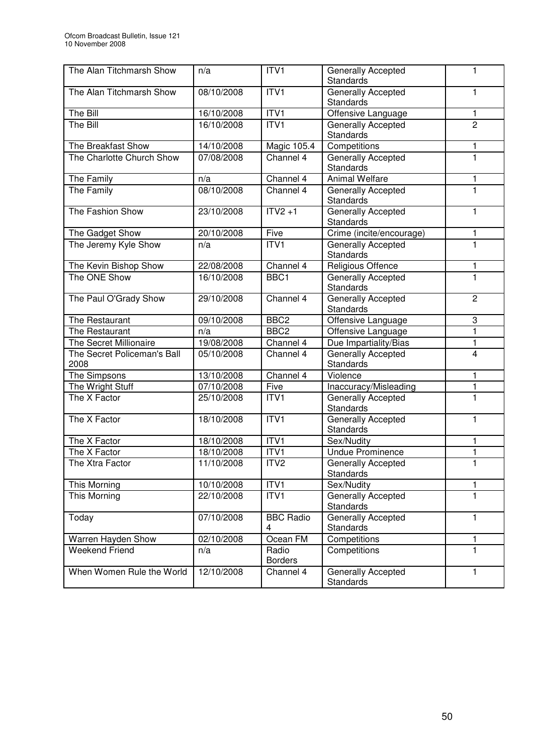| | | | | |
|---|---|---|---|---|
| The Alan Titchmarsh Show | n/a | ITV1 | Generally Accepted Standards | 1 |
| The Alan Titchmarsh Show | 08/10/2008 | ITV1 | Generally Accepted Standards | 1 |
| The Bill | 16/10/2008 | ITV1 | Offensive Language | 1 |
| The Bill | 16/10/2008 | ITV1 | Generally Accepted Standards | 2 |
| The Breakfast Show | 14/10/2008 | Magic 105.4 | Competitions | 1 |
| The Charlotte Church Show | 07/08/2008 | Channel 4 | Generally Accepted Standards | 1 |
| The Family | n/a | Channel 4 | Animal Welfare | 1 |
| The Family | 08/10/2008 | Channel 4 | Generally Accepted Standards | 1 |
| The Fashion Show | 23/10/2008 | ITV2 +1 | Generally Accepted Standards | 1 |
| The Gadget Show | 20/10/2008 | Five | Crime (incite/encourage) | 1 |
| The Jeremy Kyle Show | n/a | ITV1 | Generally Accepted Standards | 1 |
| The Kevin Bishop Show | 22/08/2008 | Channel 4 | Religious Offence | 1 |
| The ONE Show | 16/10/2008 | BBC1 | Generally Accepted Standards | 1 |
| The Paul O'Grady Show | 29/10/2008 | Channel 4 | Generally Accepted Standards | 2 |
| The Restaurant | 09/10/2008 | BBC2 | Offensive Language | 3 |
| The Restaurant | n/a | BBC2 | Offensive Language | 1 |
| The Secret Millionaire | 19/08/2008 | Channel 4 | Due Impartiality/Bias | 1 |
| The Secret Policeman's Ball 2008 | 05/10/2008 | Channel 4 | Generally Accepted Standards | 4 |
| The Simpsons | 13/10/2008 | Channel 4 | Violence | 1 |
| The Wright Stuff | 07/10/2008 | Five | Inaccuracy/Misleading | 1 |
| The X Factor | 25/10/2008 | ITV1 | Generally Accepted Standards | 1 |
| The X Factor | 18/10/2008 | ITV1 | Generally Accepted Standards | 1 |
| The X Factor | 18/10/2008 | ITV1 | Sex/Nudity | 1 |
| The X Factor | 18/10/2008 | ITV1 | Undue Prominence | 1 |
| The Xtra Factor | 11/10/2008 | ITV2 | Generally Accepted Standards | 1 |
| This Morning | 10/10/2008 | ITV1 | Sex/Nudity | 1 |
| This Morning | 22/10/2008 | ITV1 | Generally Accepted Standards | 1 |
| Today | 07/10/2008 | BBC Radio 4 | Generally Accepted Standards | 1 |
| Warren Hayden Show | 02/10/2008 | Ocean FM | Competitions | 1 |
| Weekend Friend | n/a | Radio Borders | Competitions | 1 |
| When Women Rule the World | 12/10/2008 | Channel 4 | Generally Accepted Standards | 1 |